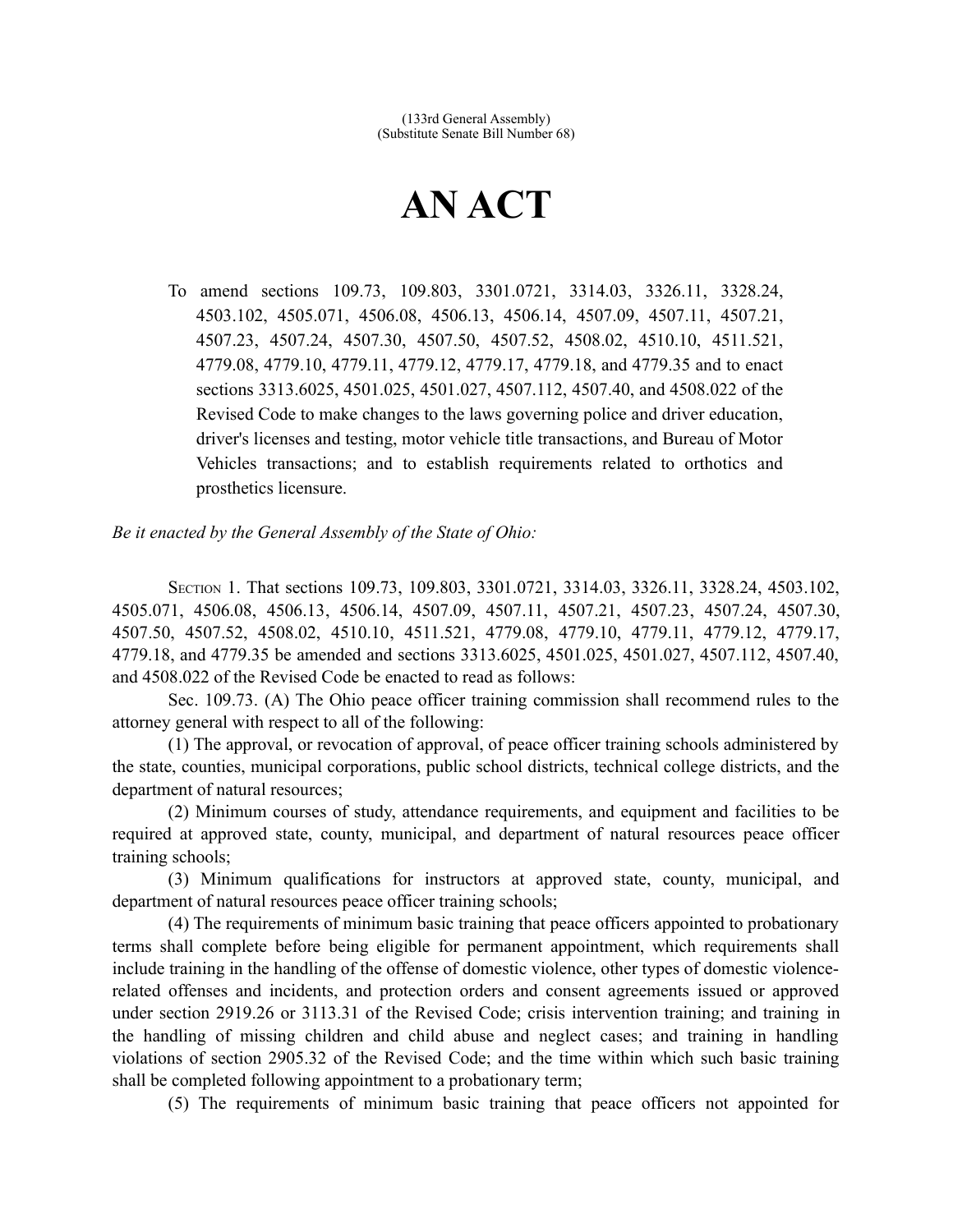(133rd General Assembly)
(Substitute Senate Bill Number 68)

# AN ACT

To amend sections 109.73, 109.803, 3301.0721, 3314.03, 3326.11, 3328.24, 4503.102, 4505.071, 4506.08, 4506.13, 4506.14, 4507.09, 4507.11, 4507.21, 4507.23, 4507.24, 4507.30, 4507.50, 4507.52, 4508.02, 4510.10, 4511.521, 4779.08, 4779.10, 4779.11, 4779.12, 4779.17, 4779.18, and 4779.35 and to enact sections 3313.6025, 4501.025, 4501.027, 4507.112, 4507.40, and 4508.022 of the Revised Code to make changes to the laws governing police and driver education, driver's licenses and testing, motor vehicle title transactions, and Bureau of Motor Vehicles transactions; and to establish requirements related to orthotics and prosthetics licensure.

*Be it enacted by the General Assembly of the State of Ohio:*

Section 1. That sections 109.73, 109.803, 3301.0721, 3314.03, 3326.11, 3328.24, 4503.102, 4505.071, 4506.08, 4506.13, 4506.14, 4507.09, 4507.11, 4507.21, 4507.23, 4507.24, 4507.30, 4507.50, 4507.52, 4508.02, 4510.10, 4511.521, 4779.08, 4779.10, 4779.11, 4779.12, 4779.17, 4779.18, and 4779.35 be amended and sections 3313.6025, 4501.025, 4501.027, 4507.112, 4507.40, and 4508.022 of the Revised Code be enacted to read as follows:

Sec. 109.73. (A) The Ohio peace officer training commission shall recommend rules to the attorney general with respect to all of the following:

(1) The approval, or revocation of approval, of peace officer training schools administered by the state, counties, municipal corporations, public school districts, technical college districts, and the department of natural resources;

(2) Minimum courses of study, attendance requirements, and equipment and facilities to be required at approved state, county, municipal, and department of natural resources peace officer training schools;

(3) Minimum qualifications for instructors at approved state, county, municipal, and department of natural resources peace officer training schools;

(4) The requirements of minimum basic training that peace officers appointed to probationary terms shall complete before being eligible for permanent appointment, which requirements shall include training in the handling of the offense of domestic violence, other types of domestic violence-related offenses and incidents, and protection orders and consent agreements issued or approved under section 2919.26 or 3113.31 of the Revised Code; crisis intervention training; and training in the handling of missing children and child abuse and neglect cases; and training in handling violations of section 2905.32 of the Revised Code; and the time within which such basic training shall be completed following appointment to a probationary term;

(5) The requirements of minimum basic training that peace officers not appointed for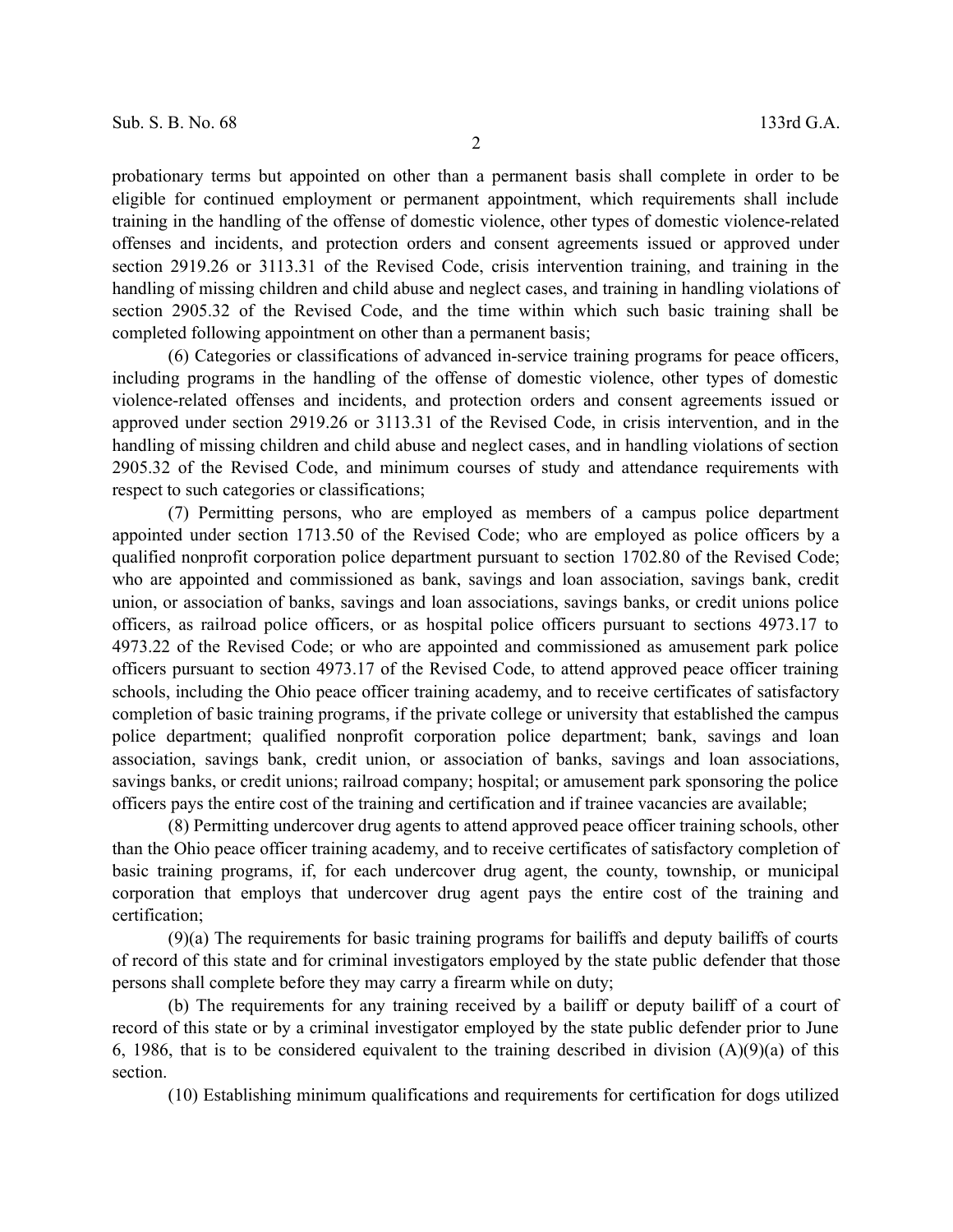probationary terms but appointed on other than a permanent basis shall complete in order to be eligible for continued employment or permanent appointment, which requirements shall include training in the handling of the offense of domestic violence, other types of domestic violence-related offenses and incidents, and protection orders and consent agreements issued or approved under section 2919.26 or 3113.31 of the Revised Code, crisis intervention training, and training in the handling of missing children and child abuse and neglect cases, and training in handling violations of section 2905.32 of the Revised Code, and the time within which such basic training shall be completed following appointment on other than a permanent basis;

(6) Categories or classifications of advanced in-service training programs for peace officers, including programs in the handling of the offense of domestic violence, other types of domestic violence-related offenses and incidents, and protection orders and consent agreements issued or approved under section 2919.26 or 3113.31 of the Revised Code, in crisis intervention, and in the handling of missing children and child abuse and neglect cases, and in handling violations of section 2905.32 of the Revised Code, and minimum courses of study and attendance requirements with respect to such categories or classifications;

(7) Permitting persons, who are employed as members of a campus police department appointed under section 1713.50 of the Revised Code; who are employed as police officers by a qualified nonprofit corporation police department pursuant to section 1702.80 of the Revised Code; who are appointed and commissioned as bank, savings and loan association, savings bank, credit union, or association of banks, savings and loan associations, savings banks, or credit unions police officers, as railroad police officers, or as hospital police officers pursuant to sections 4973.17 to 4973.22 of the Revised Code; or who are appointed and commissioned as amusement park police officers pursuant to section 4973.17 of the Revised Code, to attend approved peace officer training schools, including the Ohio peace officer training academy, and to receive certificates of satisfactory completion of basic training programs, if the private college or university that established the campus police department; qualified nonprofit corporation police department; bank, savings and loan association, savings bank, credit union, or association of banks, savings and loan associations, savings banks, or credit unions; railroad company; hospital; or amusement park sponsoring the police officers pays the entire cost of the training and certification and if trainee vacancies are available;

(8) Permitting undercover drug agents to attend approved peace officer training schools, other than the Ohio peace officer training academy, and to receive certificates of satisfactory completion of basic training programs, if, for each undercover drug agent, the county, township, or municipal corporation that employs that undercover drug agent pays the entire cost of the training and certification;

(9)(a) The requirements for basic training programs for bailiffs and deputy bailiffs of courts of record of this state and for criminal investigators employed by the state public defender that those persons shall complete before they may carry a firearm while on duty;

(b) The requirements for any training received by a bailiff or deputy bailiff of a court of record of this state or by a criminal investigator employed by the state public defender prior to June 6, 1986, that is to be considered equivalent to the training described in division (A)(9)(a) of this section.

(10) Establishing minimum qualifications and requirements for certification for dogs utilized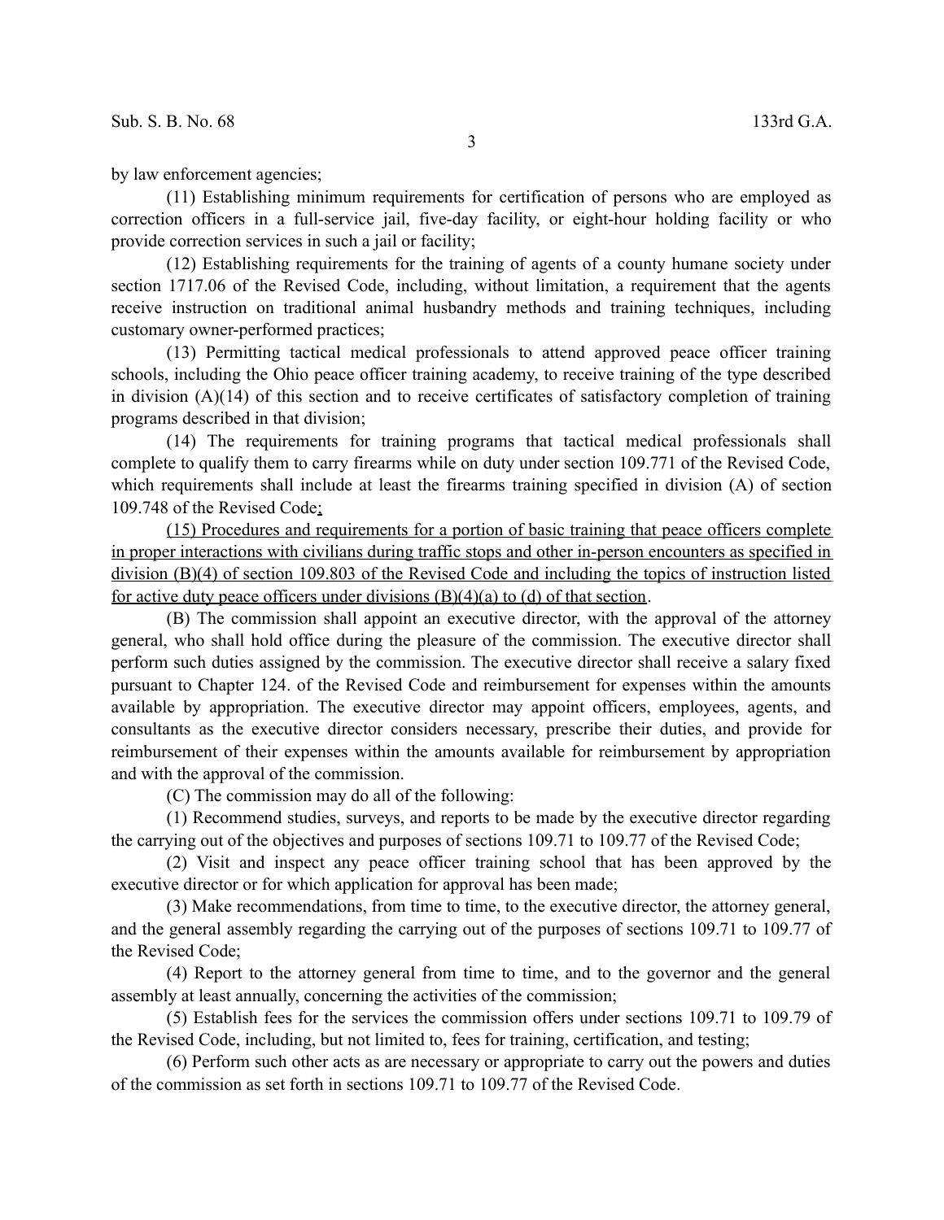by law enforcement agencies;

(11) Establishing minimum requirements for certification of persons who are employed as correction officers in a full-service jail, five-day facility, or eight-hour holding facility or who provide correction services in such a jail or facility;

(12) Establishing requirements for the training of agents of a county humane society under section 1717.06 of the Revised Code, including, without limitation, a requirement that the agents receive instruction on traditional animal husbandry methods and training techniques, including customary owner-performed practices;

(13) Permitting tactical medical professionals to attend approved peace officer training schools, including the Ohio peace officer training academy, to receive training of the type described in division (A)(14) of this section and to receive certificates of satisfactory completion of training programs described in that division;

(14) The requirements for training programs that tactical medical professionals shall complete to qualify them to carry firearms while on duty under section 109.771 of the Revised Code, which requirements shall include at least the firearms training specified in division (A) of section 109.748 of the Revised Code<u>;</u>

<u>(15) Procedures and requirements for a portion of basic training that peace officers complete in proper interactions with civilians during traffic stops and other in-person encounters as specified in division (B)(4) of section 109.803 of the Revised Code and including the topics of instruction listed for active duty peace officers under divisions (B)(4)(a) to (d) of that section</u>.

(B) The commission shall appoint an executive director, with the approval of the attorney general, who shall hold office during the pleasure of the commission. The executive director shall perform such duties assigned by the commission. The executive director shall receive a salary fixed pursuant to Chapter 124. of the Revised Code and reimbursement for expenses within the amounts available by appropriation. The executive director may appoint officers, employees, agents, and consultants as the executive director considers necessary, prescribe their duties, and provide for reimbursement of their expenses within the amounts available for reimbursement by appropriation and with the approval of the commission.

(C) The commission may do all of the following:

(1) Recommend studies, surveys, and reports to be made by the executive director regarding the carrying out of the objectives and purposes of sections 109.71 to 109.77 of the Revised Code;

(2) Visit and inspect any peace officer training school that has been approved by the executive director or for which application for approval has been made;

(3) Make recommendations, from time to time, to the executive director, the attorney general, and the general assembly regarding the carrying out of the purposes of sections 109.71 to 109.77 of the Revised Code;

(4) Report to the attorney general from time to time, and to the governor and the general assembly at least annually, concerning the activities of the commission;

(5) Establish fees for the services the commission offers under sections 109.71 to 109.79 of the Revised Code, including, but not limited to, fees for training, certification, and testing;

(6) Perform such other acts as are necessary or appropriate to carry out the powers and duties of the commission as set forth in sections 109.71 to 109.77 of the Revised Code.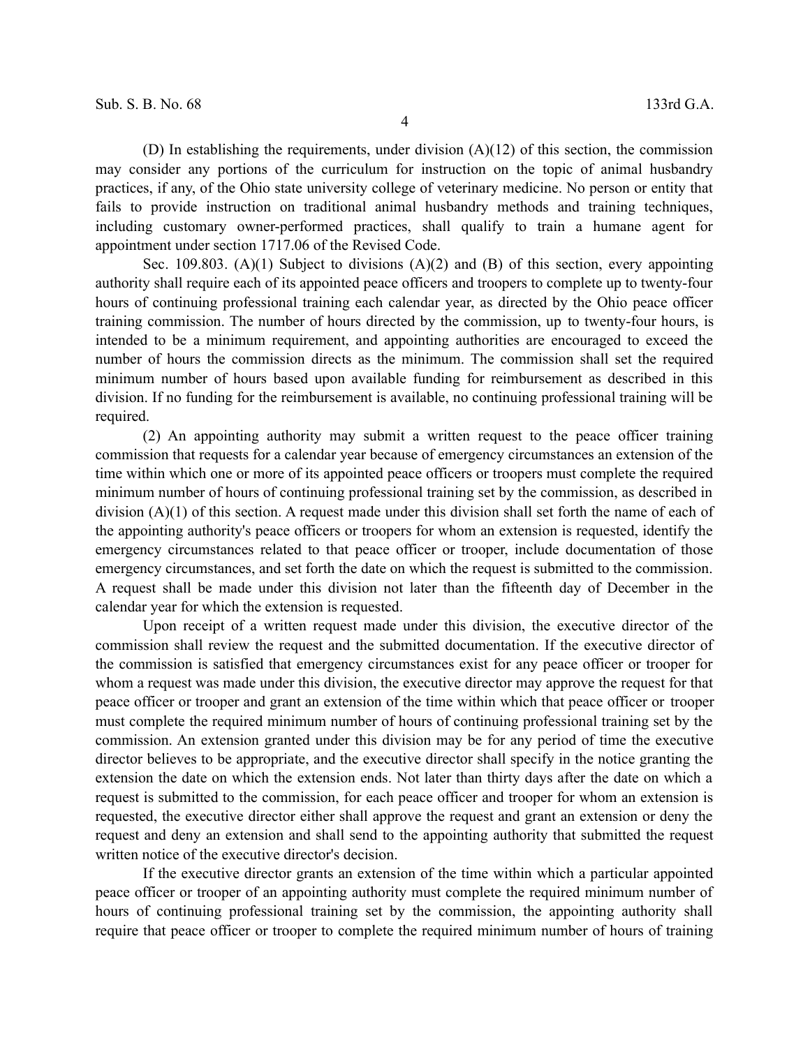(D) In establishing the requirements, under division (A)(12) of this section, the commission may consider any portions of the curriculum for instruction on the topic of animal husbandry practices, if any, of the Ohio state university college of veterinary medicine. No person or entity that fails to provide instruction on traditional animal husbandry methods and training techniques, including customary owner-performed practices, shall qualify to train a humane agent for appointment under section 1717.06 of the Revised Code.

Sec. 109.803. (A)(1) Subject to divisions (A)(2) and (B) of this section, every appointing authority shall require each of its appointed peace officers and troopers to complete up to twenty-four hours of continuing professional training each calendar year, as directed by the Ohio peace officer training commission. The number of hours directed by the commission, up to twenty-four hours, is intended to be a minimum requirement, and appointing authorities are encouraged to exceed the number of hours the commission directs as the minimum. The commission shall set the required minimum number of hours based upon available funding for reimbursement as described in this division. If no funding for the reimbursement is available, no continuing professional training will be required.

(2) An appointing authority may submit a written request to the peace officer training commission that requests for a calendar year because of emergency circumstances an extension of the time within which one or more of its appointed peace officers or troopers must complete the required minimum number of hours of continuing professional training set by the commission, as described in division (A)(1) of this section. A request made under this division shall set forth the name of each of the appointing authority's peace officers or troopers for whom an extension is requested, identify the emergency circumstances related to that peace officer or trooper, include documentation of those emergency circumstances, and set forth the date on which the request is submitted to the commission. A request shall be made under this division not later than the fifteenth day of December in the calendar year for which the extension is requested.

Upon receipt of a written request made under this division, the executive director of the commission shall review the request and the submitted documentation. If the executive director of the commission is satisfied that emergency circumstances exist for any peace officer or trooper for whom a request was made under this division, the executive director may approve the request for that peace officer or trooper and grant an extension of the time within which that peace officer or trooper must complete the required minimum number of hours of continuing professional training set by the commission. An extension granted under this division may be for any period of time the executive director believes to be appropriate, and the executive director shall specify in the notice granting the extension the date on which the extension ends. Not later than thirty days after the date on which a request is submitted to the commission, for each peace officer and trooper for whom an extension is requested, the executive director either shall approve the request and grant an extension or deny the request and deny an extension and shall send to the appointing authority that submitted the request written notice of the executive director's decision.

If the executive director grants an extension of the time within which a particular appointed peace officer or trooper of an appointing authority must complete the required minimum number of hours of continuing professional training set by the commission, the appointing authority shall require that peace officer or trooper to complete the required minimum number of hours of training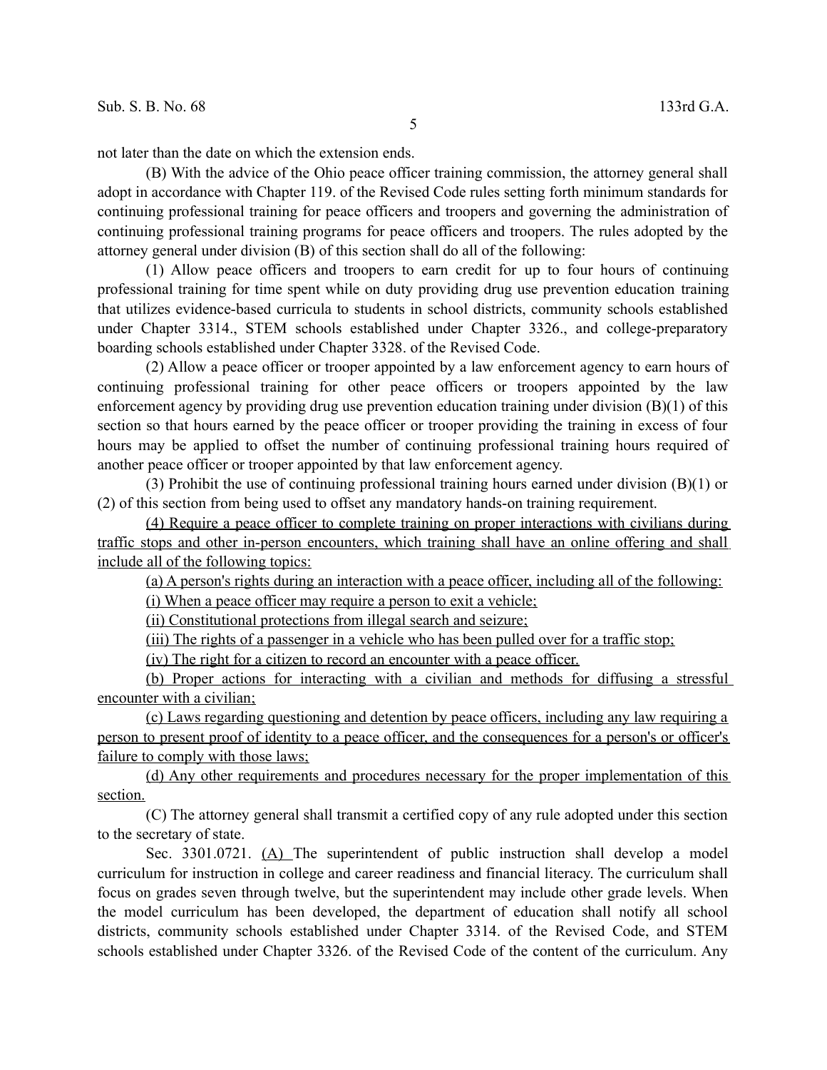not later than the date on which the extension ends.

(B) With the advice of the Ohio peace officer training commission, the attorney general shall adopt in accordance with Chapter 119. of the Revised Code rules setting forth minimum standards for continuing professional training for peace officers and troopers and governing the administration of continuing professional training programs for peace officers and troopers. The rules adopted by the attorney general under division (B) of this section shall do all of the following:

(1) Allow peace officers and troopers to earn credit for up to four hours of continuing professional training for time spent while on duty providing drug use prevention education training that utilizes evidence-based curricula to students in school districts, community schools established under Chapter 3314., STEM schools established under Chapter 3326., and college-preparatory boarding schools established under Chapter 3328. of the Revised Code.

(2) Allow a peace officer or trooper appointed by a law enforcement agency to earn hours of continuing professional training for other peace officers or troopers appointed by the law enforcement agency by providing drug use prevention education training under division (B)(1) of this section so that hours earned by the peace officer or trooper providing the training in excess of four hours may be applied to offset the number of continuing professional training hours required of another peace officer or trooper appointed by that law enforcement agency.

(3) Prohibit the use of continuing professional training hours earned under division (B)(1) or (2) of this section from being used to offset any mandatory hands-on training requirement.

<u>(4) Require a peace officer to complete training on proper interactions with civilians during traffic stops and other in-person encounters, which training shall have an online offering and shall include all of the following topics:</u>

<u>(a) A person's rights during an interaction with a peace officer, including all of the following:</u>

<u>(i) When a peace officer may require a person to exit a vehicle;</u>

<u>(ii) Constitutional protections from illegal search and seizure;</u>

<u>(iii) The rights of a passenger in a vehicle who has been pulled over for a traffic stop;</u>

<u>(iv) The right for a citizen to record an encounter with a peace officer.</u>

<u>(b) Proper actions for interacting with a civilian and methods for diffusing a stressful encounter with a civilian;</u>

<u>(c) Laws regarding questioning and detention by peace officers, including any law requiring a person to present proof of identity to a peace officer, and the consequences for a person's or officer's failure to comply with those laws;</u>

<u>(d) Any other requirements and procedures necessary for the proper implementation of this section.</u>

(C) The attorney general shall transmit a certified copy of any rule adopted under this section to the secretary of state.

Sec. 3301.0721. <u>(A)</u> The superintendent of public instruction shall develop a model curriculum for instruction in college and career readiness and financial literacy. The curriculum shall focus on grades seven through twelve, but the superintendent may include other grade levels. When the model curriculum has been developed, the department of education shall notify all school districts, community schools established under Chapter 3314. of the Revised Code, and STEM schools established under Chapter 3326. of the Revised Code of the content of the curriculum. Any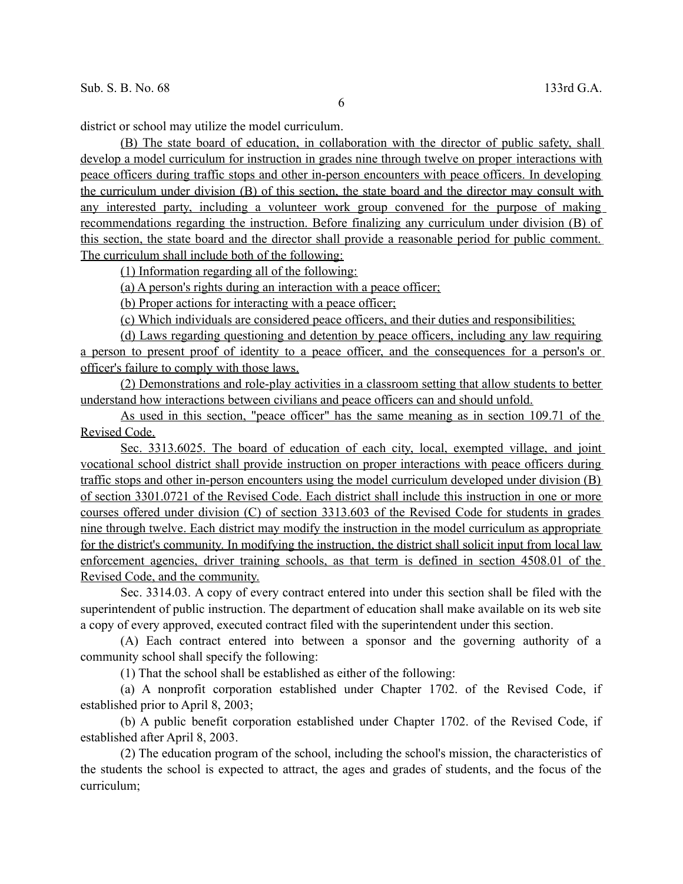district or school may utilize the model curriculum.

(B) The state board of education, in collaboration with the director of public safety, shall develop a model curriculum for instruction in grades nine through twelve on proper interactions with peace officers during traffic stops and other in-person encounters with peace officers. In developing the curriculum under division (B) of this section, the state board and the director may consult with any interested party, including a volunteer work group convened for the purpose of making recommendations regarding the instruction. Before finalizing any curriculum under division (B) of this section, the state board and the director shall provide a reasonable period for public comment. The curriculum shall include both of the following:

(1) Information regarding all of the following:

(a) A person's rights during an interaction with a peace officer;

(b) Proper actions for interacting with a peace officer;

(c) Which individuals are considered peace officers, and their duties and responsibilities;

(d) Laws regarding questioning and detention by peace officers, including any law requiring a person to present proof of identity to a peace officer, and the consequences for a person's or officer's failure to comply with those laws.

(2) Demonstrations and role-play activities in a classroom setting that allow students to better understand how interactions between civilians and peace officers can and should unfold.

As used in this section, "peace officer" has the same meaning as in section 109.71 of the Revised Code.

Sec. 3313.6025. The board of education of each city, local, exempted village, and joint vocational school district shall provide instruction on proper interactions with peace officers during traffic stops and other in-person encounters using the model curriculum developed under division (B) of section 3301.0721 of the Revised Code. Each district shall include this instruction in one or more courses offered under division (C) of section 3313.603 of the Revised Code for students in grades nine through twelve. Each district may modify the instruction in the model curriculum as appropriate for the district's community. In modifying the instruction, the district shall solicit input from local law enforcement agencies, driver training schools, as that term is defined in section 4508.01 of the Revised Code, and the community.

Sec. 3314.03. A copy of every contract entered into under this section shall be filed with the superintendent of public instruction. The department of education shall make available on its web site a copy of every approved, executed contract filed with the superintendent under this section.

(A) Each contract entered into between a sponsor and the governing authority of a community school shall specify the following:

(1) That the school shall be established as either of the following:

(a) A nonprofit corporation established under Chapter 1702. of the Revised Code, if established prior to April 8, 2003;

(b) A public benefit corporation established under Chapter 1702. of the Revised Code, if established after April 8, 2003.

(2) The education program of the school, including the school's mission, the characteristics of the students the school is expected to attract, the ages and grades of students, and the focus of the curriculum;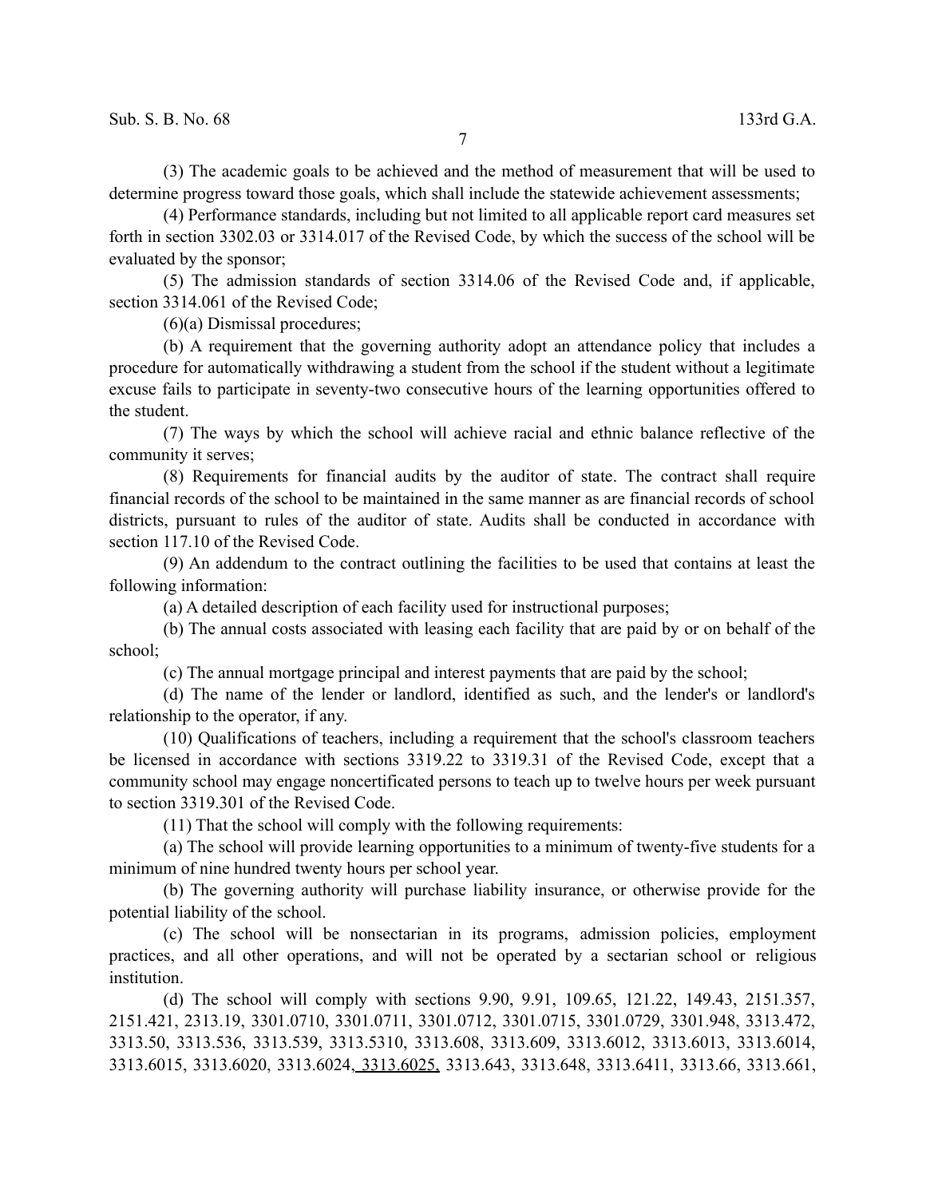(3) The academic goals to be achieved and the method of measurement that will be used to determine progress toward those goals, which shall include the statewide achievement assessments;

(4) Performance standards, including but not limited to all applicable report card measures set forth in section 3302.03 or 3314.017 of the Revised Code, by which the success of the school will be evaluated by the sponsor;

(5) The admission standards of section 3314.06 of the Revised Code and, if applicable, section 3314.061 of the Revised Code;

(6)(a) Dismissal procedures;

(b) A requirement that the governing authority adopt an attendance policy that includes a procedure for automatically withdrawing a student from the school if the student without a legitimate excuse fails to participate in seventy-two consecutive hours of the learning opportunities offered to the student.

(7) The ways by which the school will achieve racial and ethnic balance reflective of the community it serves;

(8) Requirements for financial audits by the auditor of state. The contract shall require financial records of the school to be maintained in the same manner as are financial records of school districts, pursuant to rules of the auditor of state. Audits shall be conducted in accordance with section 117.10 of the Revised Code.

(9) An addendum to the contract outlining the facilities to be used that contains at least the following information:

(a) A detailed description of each facility used for instructional purposes;

(b) The annual costs associated with leasing each facility that are paid by or on behalf of the school;

(c) The annual mortgage principal and interest payments that are paid by the school;

(d) The name of the lender or landlord, identified as such, and the lender's or landlord's relationship to the operator, if any.

(10) Qualifications of teachers, including a requirement that the school's classroom teachers be licensed in accordance with sections 3319.22 to 3319.31 of the Revised Code, except that a community school may engage noncertificated persons to teach up to twelve hours per week pursuant to section 3319.301 of the Revised Code.

(11) That the school will comply with the following requirements:

(a) The school will provide learning opportunities to a minimum of twenty-five students for a minimum of nine hundred twenty hours per school year.

(b) The governing authority will purchase liability insurance, or otherwise provide for the potential liability of the school.

(c) The school will be nonsectarian in its programs, admission policies, employment practices, and all other operations, and will not be operated by a sectarian school or religious institution.

(d) The school will comply with sections 9.90, 9.91, 109.65, 121.22, 149.43, 2151.357, 2151.421, 2313.19, 3301.0710, 3301.0711, 3301.0712, 3301.0715, 3301.0729, 3301.948, 3313.472, 3313.50, 3313.536, 3313.539, 3313.5310, 3313.608, 3313.609, 3313.6012, 3313.6013, 3313.6014, 3313.6015, 3313.6020, 3313.6024, 3313.6025, 3313.643, 3313.648, 3313.6411, 3313.66, 3313.661,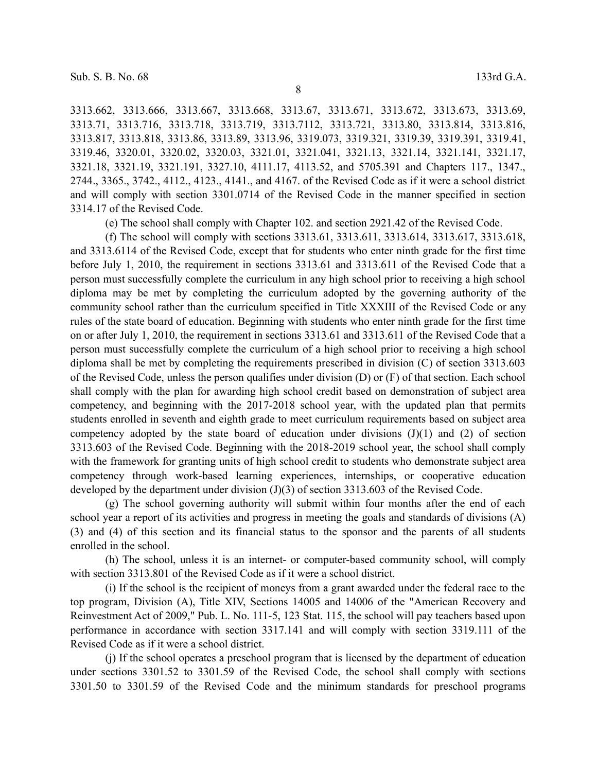3313.662, 3313.666, 3313.667, 3313.668, 3313.67, 3313.671, 3313.672, 3313.673, 3313.69, 3313.71, 3313.716, 3313.718, 3313.719, 3313.7112, 3313.721, 3313.80, 3313.814, 3313.816, 3313.817, 3313.818, 3313.86, 3313.89, 3313.96, 3319.073, 3319.321, 3319.39, 3319.391, 3319.41, 3319.46, 3320.01, 3320.02, 3320.03, 3321.01, 3321.041, 3321.13, 3321.14, 3321.141, 3321.17, 3321.18, 3321.19, 3321.191, 3327.10, 4111.17, 4113.52, and 5705.391 and Chapters 117., 1347., 2744., 3365., 3742., 4112., 4123., 4141., and 4167. of the Revised Code as if it were a school district and will comply with section 3301.0714 of the Revised Code in the manner specified in section 3314.17 of the Revised Code.

(e) The school shall comply with Chapter 102. and section 2921.42 of the Revised Code.

(f) The school will comply with sections 3313.61, 3313.611, 3313.614, 3313.617, 3313.618, and 3313.6114 of the Revised Code, except that for students who enter ninth grade for the first time before July 1, 2010, the requirement in sections 3313.61 and 3313.611 of the Revised Code that a person must successfully complete the curriculum in any high school prior to receiving a high school diploma may be met by completing the curriculum adopted by the governing authority of the community school rather than the curriculum specified in Title XXXIII of the Revised Code or any rules of the state board of education. Beginning with students who enter ninth grade for the first time on or after July 1, 2010, the requirement in sections 3313.61 and 3313.611 of the Revised Code that a person must successfully complete the curriculum of a high school prior to receiving a high school diploma shall be met by completing the requirements prescribed in division (C) of section 3313.603 of the Revised Code, unless the person qualifies under division (D) or (F) of that section. Each school shall comply with the plan for awarding high school credit based on demonstration of subject area competency, and beginning with the 2017-2018 school year, with the updated plan that permits students enrolled in seventh and eighth grade to meet curriculum requirements based on subject area competency adopted by the state board of education under divisions (J)(1) and (2) of section 3313.603 of the Revised Code. Beginning with the 2018-2019 school year, the school shall comply with the framework for granting units of high school credit to students who demonstrate subject area competency through work-based learning experiences, internships, or cooperative education developed by the department under division (J)(3) of section 3313.603 of the Revised Code.

(g) The school governing authority will submit within four months after the end of each school year a report of its activities and progress in meeting the goals and standards of divisions (A)(3) and (4) of this section and its financial status to the sponsor and the parents of all students enrolled in the school.

(h) The school, unless it is an internet- or computer-based community school, will comply with section 3313.801 of the Revised Code as if it were a school district.

(i) If the school is the recipient of moneys from a grant awarded under the federal race to the top program, Division (A), Title XIV, Sections 14005 and 14006 of the "American Recovery and Reinvestment Act of 2009," Pub. L. No. 111-5, 123 Stat. 115, the school will pay teachers based upon performance in accordance with section 3317.141 and will comply with section 3319.111 of the Revised Code as if it were a school district.

(j) If the school operates a preschool program that is licensed by the department of education under sections 3301.52 to 3301.59 of the Revised Code, the school shall comply with sections 3301.50 to 3301.59 of the Revised Code and the minimum standards for preschool programs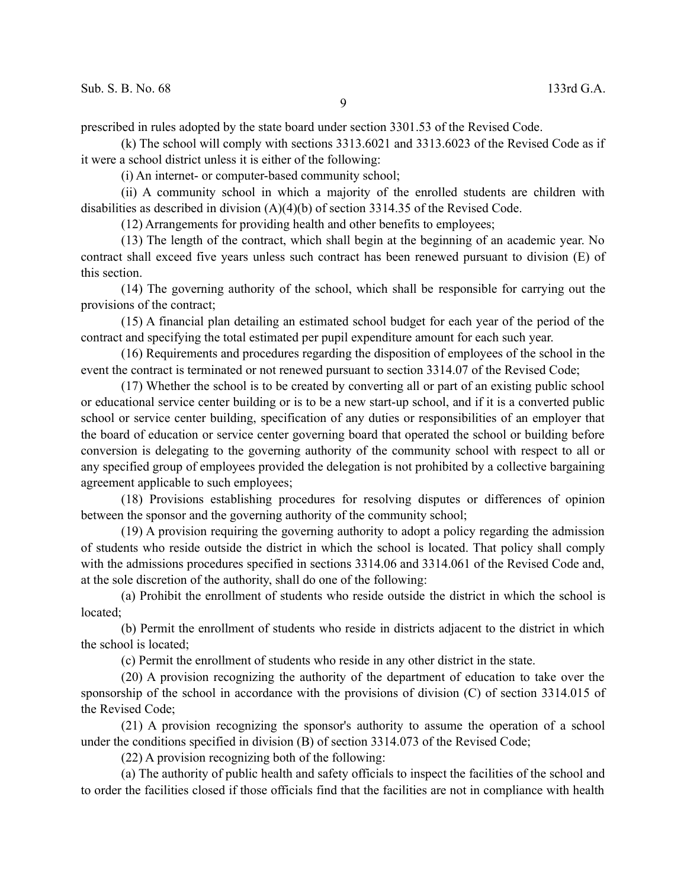prescribed in rules adopted by the state board under section 3301.53 of the Revised Code.

(k) The school will comply with sections 3313.6021 and 3313.6023 of the Revised Code as if it were a school district unless it is either of the following:

(i) An internet- or computer-based community school;

(ii) A community school in which a majority of the enrolled students are children with disabilities as described in division (A)(4)(b) of section 3314.35 of the Revised Code.

(12) Arrangements for providing health and other benefits to employees;

(13) The length of the contract, which shall begin at the beginning of an academic year. No contract shall exceed five years unless such contract has been renewed pursuant to division (E) of this section.

(14) The governing authority of the school, which shall be responsible for carrying out the provisions of the contract;

(15) A financial plan detailing an estimated school budget for each year of the period of the contract and specifying the total estimated per pupil expenditure amount for each such year.

(16) Requirements and procedures regarding the disposition of employees of the school in the event the contract is terminated or not renewed pursuant to section 3314.07 of the Revised Code;

(17) Whether the school is to be created by converting all or part of an existing public school or educational service center building or is to be a new start-up school, and if it is a converted public school or service center building, specification of any duties or responsibilities of an employer that the board of education or service center governing board that operated the school or building before conversion is delegating to the governing authority of the community school with respect to all or any specified group of employees provided the delegation is not prohibited by a collective bargaining agreement applicable to such employees;

(18) Provisions establishing procedures for resolving disputes or differences of opinion between the sponsor and the governing authority of the community school;

(19) A provision requiring the governing authority to adopt a policy regarding the admission of students who reside outside the district in which the school is located. That policy shall comply with the admissions procedures specified in sections 3314.06 and 3314.061 of the Revised Code and, at the sole discretion of the authority, shall do one of the following:

(a) Prohibit the enrollment of students who reside outside the district in which the school is located;

(b) Permit the enrollment of students who reside in districts adjacent to the district in which the school is located;

(c) Permit the enrollment of students who reside in any other district in the state.

(20) A provision recognizing the authority of the department of education to take over the sponsorship of the school in accordance with the provisions of division (C) of section 3314.015 of the Revised Code;

(21) A provision recognizing the sponsor's authority to assume the operation of a school under the conditions specified in division (B) of section 3314.073 of the Revised Code;

(22) A provision recognizing both of the following:

(a) The authority of public health and safety officials to inspect the facilities of the school and to order the facilities closed if those officials find that the facilities are not in compliance with health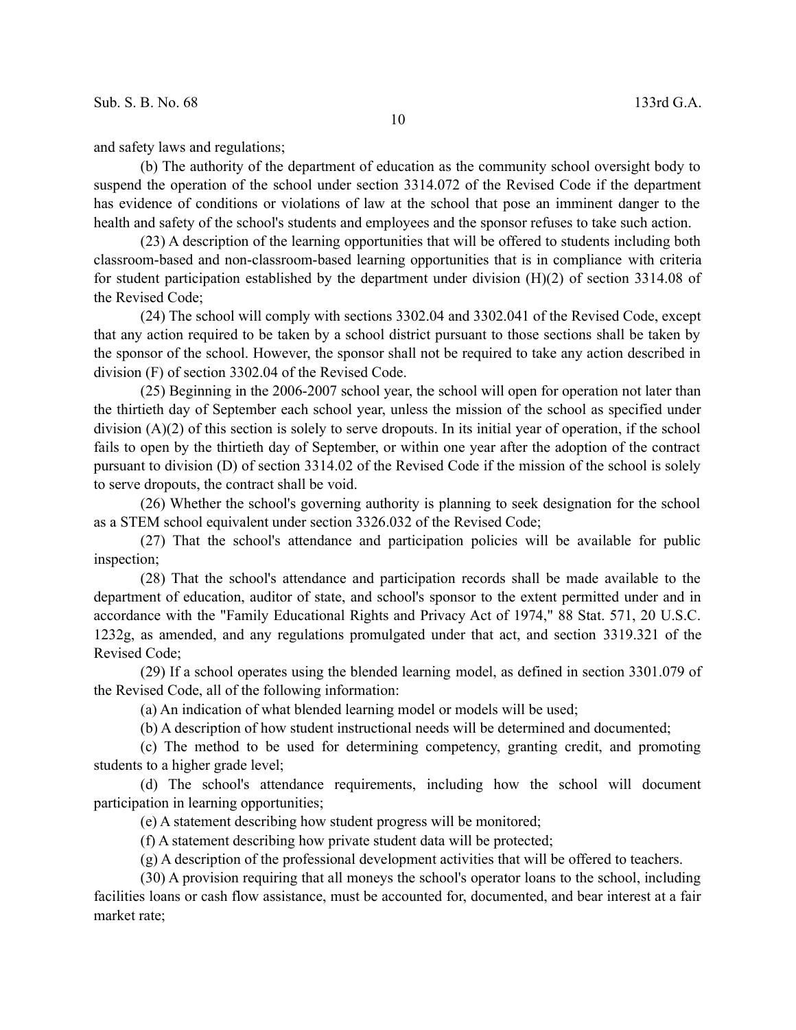and safety laws and regulations;

(b) The authority of the department of education as the community school oversight body to suspend the operation of the school under section 3314.072 of the Revised Code if the department has evidence of conditions or violations of law at the school that pose an imminent danger to the health and safety of the school's students and employees and the sponsor refuses to take such action.

(23) A description of the learning opportunities that will be offered to students including both classroom-based and non-classroom-based learning opportunities that is in compliance with criteria for student participation established by the department under division (H)(2) of section 3314.08 of the Revised Code;

(24) The school will comply with sections 3302.04 and 3302.041 of the Revised Code, except that any action required to be taken by a school district pursuant to those sections shall be taken by the sponsor of the school. However, the sponsor shall not be required to take any action described in division (F) of section 3302.04 of the Revised Code.

(25) Beginning in the 2006-2007 school year, the school will open for operation not later than the thirtieth day of September each school year, unless the mission of the school as specified under division (A)(2) of this section is solely to serve dropouts. In its initial year of operation, if the school fails to open by the thirtieth day of September, or within one year after the adoption of the contract pursuant to division (D) of section 3314.02 of the Revised Code if the mission of the school is solely to serve dropouts, the contract shall be void.

(26) Whether the school's governing authority is planning to seek designation for the school as a STEM school equivalent under section 3326.032 of the Revised Code;

(27) That the school's attendance and participation policies will be available for public inspection;

(28) That the school's attendance and participation records shall be made available to the department of education, auditor of state, and school's sponsor to the extent permitted under and in accordance with the "Family Educational Rights and Privacy Act of 1974," 88 Stat. 571, 20 U.S.C. 1232g, as amended, and any regulations promulgated under that act, and section 3319.321 of the Revised Code;

(29) If a school operates using the blended learning model, as defined in section 3301.079 of the Revised Code, all of the following information:

(a) An indication of what blended learning model or models will be used;

(b) A description of how student instructional needs will be determined and documented;

(c) The method to be used for determining competency, granting credit, and promoting students to a higher grade level;

(d) The school's attendance requirements, including how the school will document participation in learning opportunities;

(e) A statement describing how student progress will be monitored;

(f) A statement describing how private student data will be protected;

(g) A description of the professional development activities that will be offered to teachers.

(30) A provision requiring that all moneys the school's operator loans to the school, including facilities loans or cash flow assistance, must be accounted for, documented, and bear interest at a fair market rate;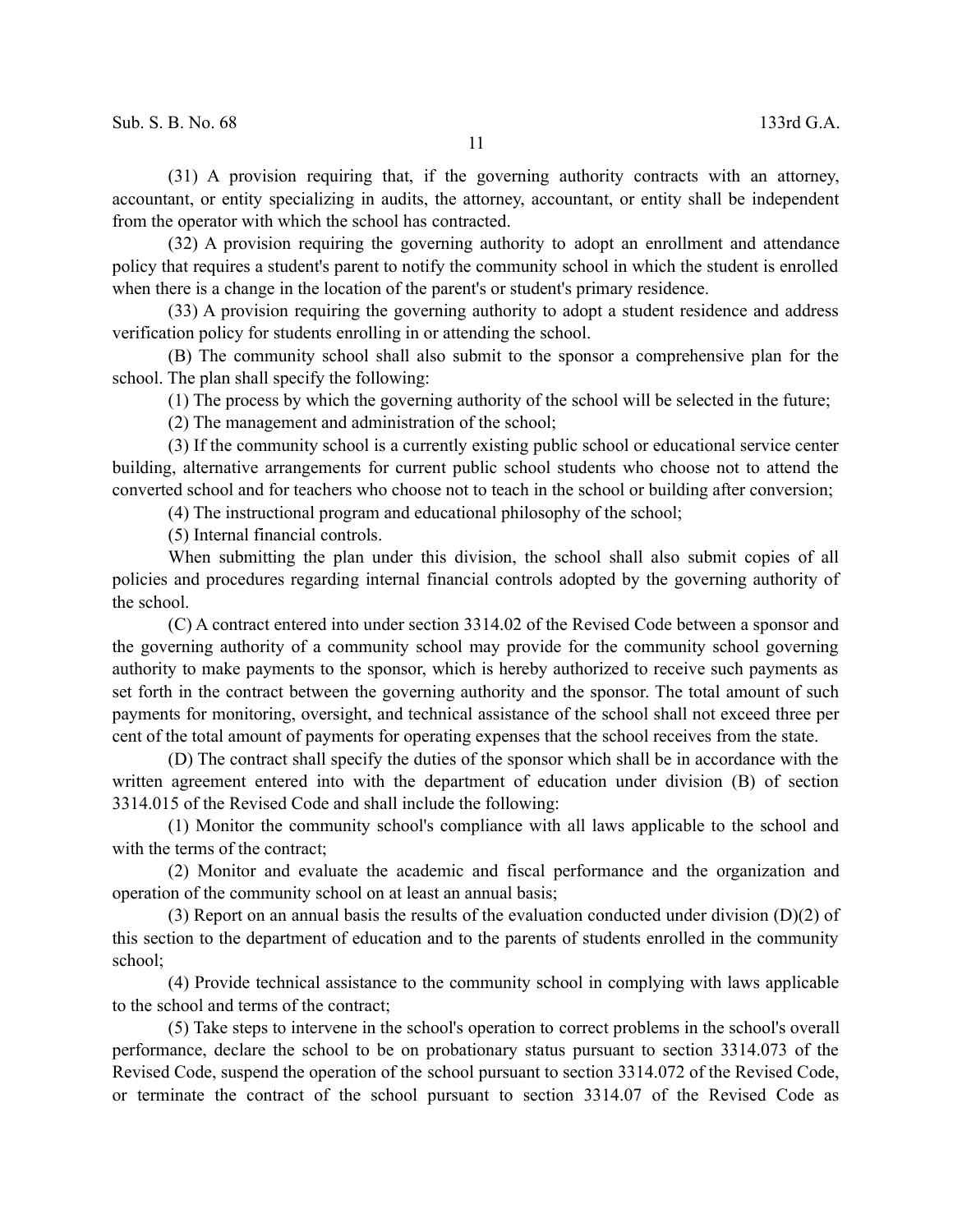(31) A provision requiring that, if the governing authority contracts with an attorney, accountant, or entity specializing in audits, the attorney, accountant, or entity shall be independent from the operator with which the school has contracted.

(32) A provision requiring the governing authority to adopt an enrollment and attendance policy that requires a student's parent to notify the community school in which the student is enrolled when there is a change in the location of the parent's or student's primary residence.

(33) A provision requiring the governing authority to adopt a student residence and address verification policy for students enrolling in or attending the school.

(B) The community school shall also submit to the sponsor a comprehensive plan for the school. The plan shall specify the following:

(1) The process by which the governing authority of the school will be selected in the future;

(2) The management and administration of the school;

(3) If the community school is a currently existing public school or educational service center building, alternative arrangements for current public school students who choose not to attend the converted school and for teachers who choose not to teach in the school or building after conversion;

(4) The instructional program and educational philosophy of the school;

(5) Internal financial controls.

When submitting the plan under this division, the school shall also submit copies of all policies and procedures regarding internal financial controls adopted by the governing authority of the school.

(C) A contract entered into under section 3314.02 of the Revised Code between a sponsor and the governing authority of a community school may provide for the community school governing authority to make payments to the sponsor, which is hereby authorized to receive such payments as set forth in the contract between the governing authority and the sponsor. The total amount of such payments for monitoring, oversight, and technical assistance of the school shall not exceed three per cent of the total amount of payments for operating expenses that the school receives from the state.

(D) The contract shall specify the duties of the sponsor which shall be in accordance with the written agreement entered into with the department of education under division (B) of section 3314.015 of the Revised Code and shall include the following:

(1) Monitor the community school's compliance with all laws applicable to the school and with the terms of the contract;

(2) Monitor and evaluate the academic and fiscal performance and the organization and operation of the community school on at least an annual basis;

(3) Report on an annual basis the results of the evaluation conducted under division (D)(2) of this section to the department of education and to the parents of students enrolled in the community school;

(4) Provide technical assistance to the community school in complying with laws applicable to the school and terms of the contract;

(5) Take steps to intervene in the school's operation to correct problems in the school's overall performance, declare the school to be on probationary status pursuant to section 3314.073 of the Revised Code, suspend the operation of the school pursuant to section 3314.072 of the Revised Code, or terminate the contract of the school pursuant to section 3314.07 of the Revised Code as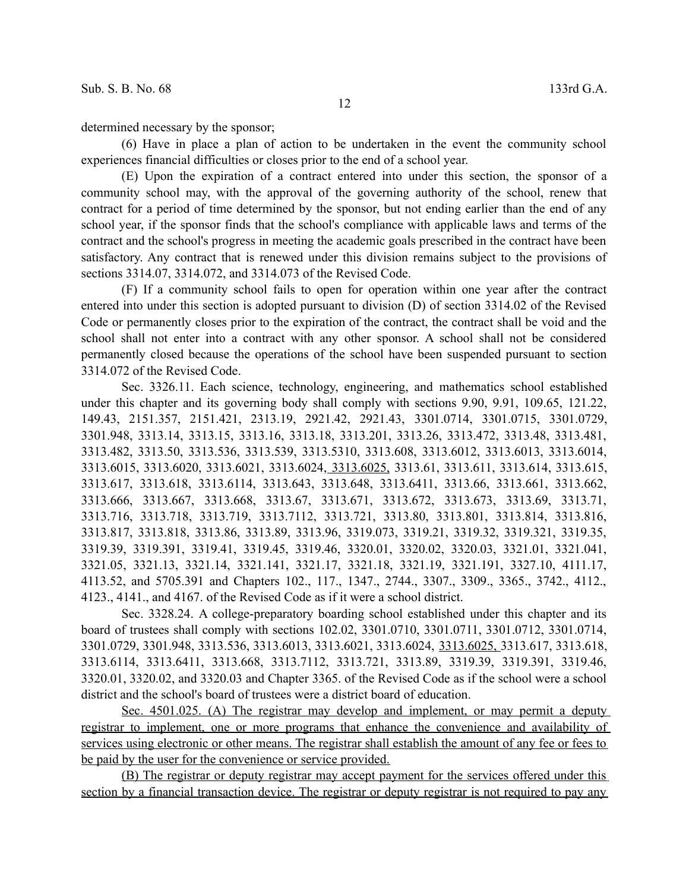determined necessary by the sponsor;

(6) Have in place a plan of action to be undertaken in the event the community school experiences financial difficulties or closes prior to the end of a school year.

(E) Upon the expiration of a contract entered into under this section, the sponsor of a community school may, with the approval of the governing authority of the school, renew that contract for a period of time determined by the sponsor, but not ending earlier than the end of any school year, if the sponsor finds that the school's compliance with applicable laws and terms of the contract and the school's progress in meeting the academic goals prescribed in the contract have been satisfactory. Any contract that is renewed under this division remains subject to the provisions of sections 3314.07, 3314.072, and 3314.073 of the Revised Code.

(F) If a community school fails to open for operation within one year after the contract entered into under this section is adopted pursuant to division (D) of section 3314.02 of the Revised Code or permanently closes prior to the expiration of the contract, the contract shall be void and the school shall not enter into a contract with any other sponsor. A school shall not be considered permanently closed because the operations of the school have been suspended pursuant to section 3314.072 of the Revised Code.

Sec. 3326.11. Each science, technology, engineering, and mathematics school established under this chapter and its governing body shall comply with sections 9.90, 9.91, 109.65, 121.22, 149.43, 2151.357, 2151.421, 2313.19, 2921.42, 2921.43, 3301.0714, 3301.0715, 3301.0729, 3301.948, 3313.14, 3313.15, 3313.16, 3313.18, 3313.201, 3313.26, 3313.472, 3313.48, 3313.481, 3313.482, 3313.50, 3313.536, 3313.539, 3313.5310, 3313.608, 3313.6012, 3313.6013, 3313.6014, 3313.6015, 3313.6020, 3313.6021, 3313.6024, 3313.6025, 3313.61, 3313.611, 3313.614, 3313.615, 3313.617, 3313.618, 3313.6114, 3313.643, 3313.648, 3313.6411, 3313.66, 3313.661, 3313.662, 3313.666, 3313.667, 3313.668, 3313.67, 3313.671, 3313.672, 3313.673, 3313.69, 3313.71, 3313.716, 3313.718, 3313.719, 3313.7112, 3313.721, 3313.80, 3313.801, 3313.814, 3313.816, 3313.817, 3313.818, 3313.86, 3313.89, 3313.96, 3319.073, 3319.21, 3319.32, 3319.321, 3319.35, 3319.39, 3319.391, 3319.41, 3319.45, 3319.46, 3320.01, 3320.02, 3320.03, 3321.01, 3321.041, 3321.05, 3321.13, 3321.14, 3321.141, 3321.17, 3321.18, 3321.19, 3321.191, 3327.10, 4111.17, 4113.52, and 5705.391 and Chapters 102., 117., 1347., 2744., 3307., 3309., 3365., 3742., 4112., 4123., 4141., and 4167. of the Revised Code as if it were a school district.

Sec. 3328.24. A college-preparatory boarding school established under this chapter and its board of trustees shall comply with sections 102.02, 3301.0710, 3301.0711, 3301.0712, 3301.0714, 3301.0729, 3301.948, 3313.536, 3313.6013, 3313.6021, 3313.6024, 3313.6025, 3313.617, 3313.618, 3313.6114, 3313.6411, 3313.668, 3313.7112, 3313.721, 3313.89, 3319.39, 3319.391, 3319.46, 3320.01, 3320.02, and 3320.03 and Chapter 3365. of the Revised Code as if the school were a school district and the school's board of trustees were a district board of education.

Sec. 4501.025. (A) The registrar may develop and implement, or may permit a deputy registrar to implement, one or more programs that enhance the convenience and availability of services using electronic or other means. The registrar shall establish the amount of any fee or fees to be paid by the user for the convenience or service provided.

(B) The registrar or deputy registrar may accept payment for the services offered under this section by a financial transaction device. The registrar or deputy registrar is not required to pay any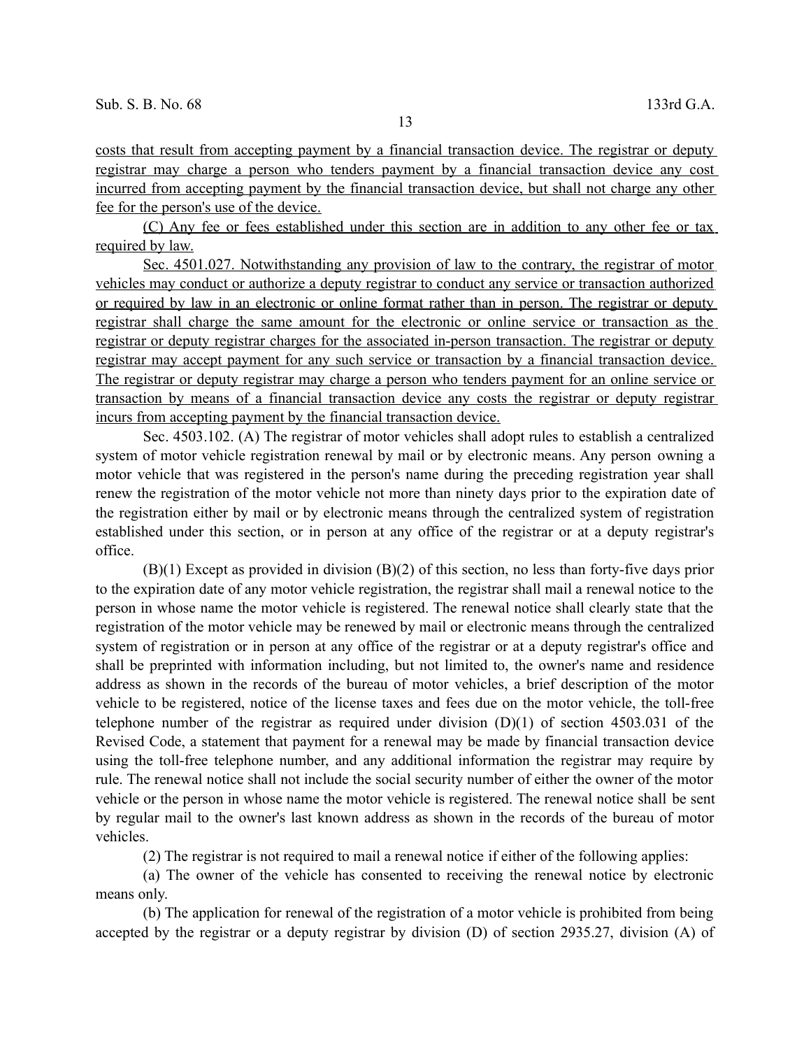costs that result from accepting payment by a financial transaction device. The registrar or deputy registrar may charge a person who tenders payment by a financial transaction device any cost incurred from accepting payment by the financial transaction device, but shall not charge any other fee for the person's use of the device.

(C) Any fee or fees established under this section are in addition to any other fee or tax required by law.

Sec. 4501.027. Notwithstanding any provision of law to the contrary, the registrar of motor vehicles may conduct or authorize a deputy registrar to conduct any service or transaction authorized or required by law in an electronic or online format rather than in person. The registrar or deputy registrar shall charge the same amount for the electronic or online service or transaction as the registrar or deputy registrar charges for the associated in-person transaction. The registrar or deputy registrar may accept payment for any such service or transaction by a financial transaction device. The registrar or deputy registrar may charge a person who tenders payment for an online service or transaction by means of a financial transaction device any costs the registrar or deputy registrar incurs from accepting payment by the financial transaction device.

Sec. 4503.102. (A) The registrar of motor vehicles shall adopt rules to establish a centralized system of motor vehicle registration renewal by mail or by electronic means. Any person owning a motor vehicle that was registered in the person's name during the preceding registration year shall renew the registration of the motor vehicle not more than ninety days prior to the expiration date of the registration either by mail or by electronic means through the centralized system of registration established under this section, or in person at any office of the registrar or at a deputy registrar's office.

(B)(1) Except as provided in division (B)(2) of this section, no less than forty-five days prior to the expiration date of any motor vehicle registration, the registrar shall mail a renewal notice to the person in whose name the motor vehicle is registered. The renewal notice shall clearly state that the registration of the motor vehicle may be renewed by mail or electronic means through the centralized system of registration or in person at any office of the registrar or at a deputy registrar's office and shall be preprinted with information including, but not limited to, the owner's name and residence address as shown in the records of the bureau of motor vehicles, a brief description of the motor vehicle to be registered, notice of the license taxes and fees due on the motor vehicle, the toll-free telephone number of the registrar as required under division (D)(1) of section 4503.031 of the Revised Code, a statement that payment for a renewal may be made by financial transaction device using the toll-free telephone number, and any additional information the registrar may require by rule. The renewal notice shall not include the social security number of either the owner of the motor vehicle or the person in whose name the motor vehicle is registered. The renewal notice shall be sent by regular mail to the owner's last known address as shown in the records of the bureau of motor vehicles.

(2) The registrar is not required to mail a renewal notice if either of the following applies:

(a) The owner of the vehicle has consented to receiving the renewal notice by electronic means only.

(b) The application for renewal of the registration of a motor vehicle is prohibited from being accepted by the registrar or a deputy registrar by division (D) of section 2935.27, division (A) of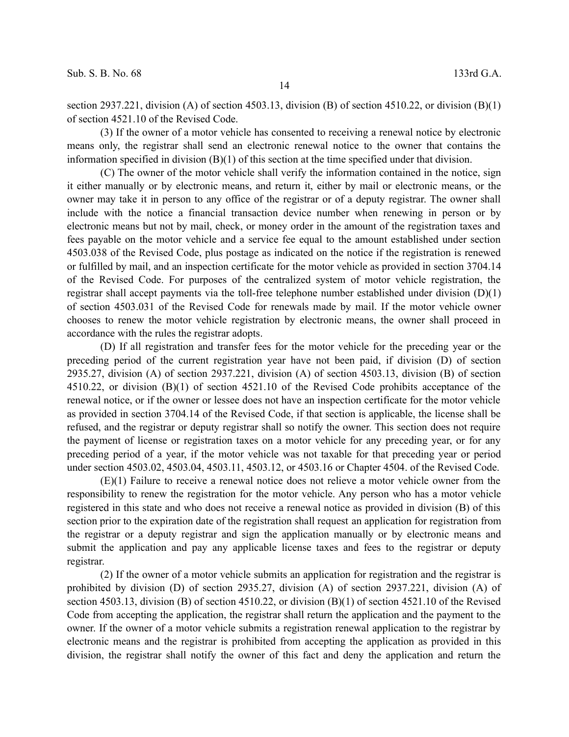section 2937.221, division (A) of section 4503.13, division (B) of section 4510.22, or division (B)(1) of section 4521.10 of the Revised Code.

(3) If the owner of a motor vehicle has consented to receiving a renewal notice by electronic means only, the registrar shall send an electronic renewal notice to the owner that contains the information specified in division (B)(1) of this section at the time specified under that division.

(C) The owner of the motor vehicle shall verify the information contained in the notice, sign it either manually or by electronic means, and return it, either by mail or electronic means, or the owner may take it in person to any office of the registrar or of a deputy registrar. The owner shall include with the notice a financial transaction device number when renewing in person or by electronic means but not by mail, check, or money order in the amount of the registration taxes and fees payable on the motor vehicle and a service fee equal to the amount established under section 4503.038 of the Revised Code, plus postage as indicated on the notice if the registration is renewed or fulfilled by mail, and an inspection certificate for the motor vehicle as provided in section 3704.14 of the Revised Code. For purposes of the centralized system of motor vehicle registration, the registrar shall accept payments via the toll-free telephone number established under division (D)(1) of section 4503.031 of the Revised Code for renewals made by mail. If the motor vehicle owner chooses to renew the motor vehicle registration by electronic means, the owner shall proceed in accordance with the rules the registrar adopts.

(D) If all registration and transfer fees for the motor vehicle for the preceding year or the preceding period of the current registration year have not been paid, if division (D) of section 2935.27, division (A) of section 2937.221, division (A) of section 4503.13, division (B) of section 4510.22, or division (B)(1) of section 4521.10 of the Revised Code prohibits acceptance of the renewal notice, or if the owner or lessee does not have an inspection certificate for the motor vehicle as provided in section 3704.14 of the Revised Code, if that section is applicable, the license shall be refused, and the registrar or deputy registrar shall so notify the owner. This section does not require the payment of license or registration taxes on a motor vehicle for any preceding year, or for any preceding period of a year, if the motor vehicle was not taxable for that preceding year or period under section 4503.02, 4503.04, 4503.11, 4503.12, or 4503.16 or Chapter 4504. of the Revised Code.

(E)(1) Failure to receive a renewal notice does not relieve a motor vehicle owner from the responsibility to renew the registration for the motor vehicle. Any person who has a motor vehicle registered in this state and who does not receive a renewal notice as provided in division (B) of this section prior to the expiration date of the registration shall request an application for registration from the registrar or a deputy registrar and sign the application manually or by electronic means and submit the application and pay any applicable license taxes and fees to the registrar or deputy registrar.

(2) If the owner of a motor vehicle submits an application for registration and the registrar is prohibited by division (D) of section 2935.27, division (A) of section 2937.221, division (A) of section 4503.13, division (B) of section 4510.22, or division (B)(1) of section 4521.10 of the Revised Code from accepting the application, the registrar shall return the application and the payment to the owner. If the owner of a motor vehicle submits a registration renewal application to the registrar by electronic means and the registrar is prohibited from accepting the application as provided in this division, the registrar shall notify the owner of this fact and deny the application and return the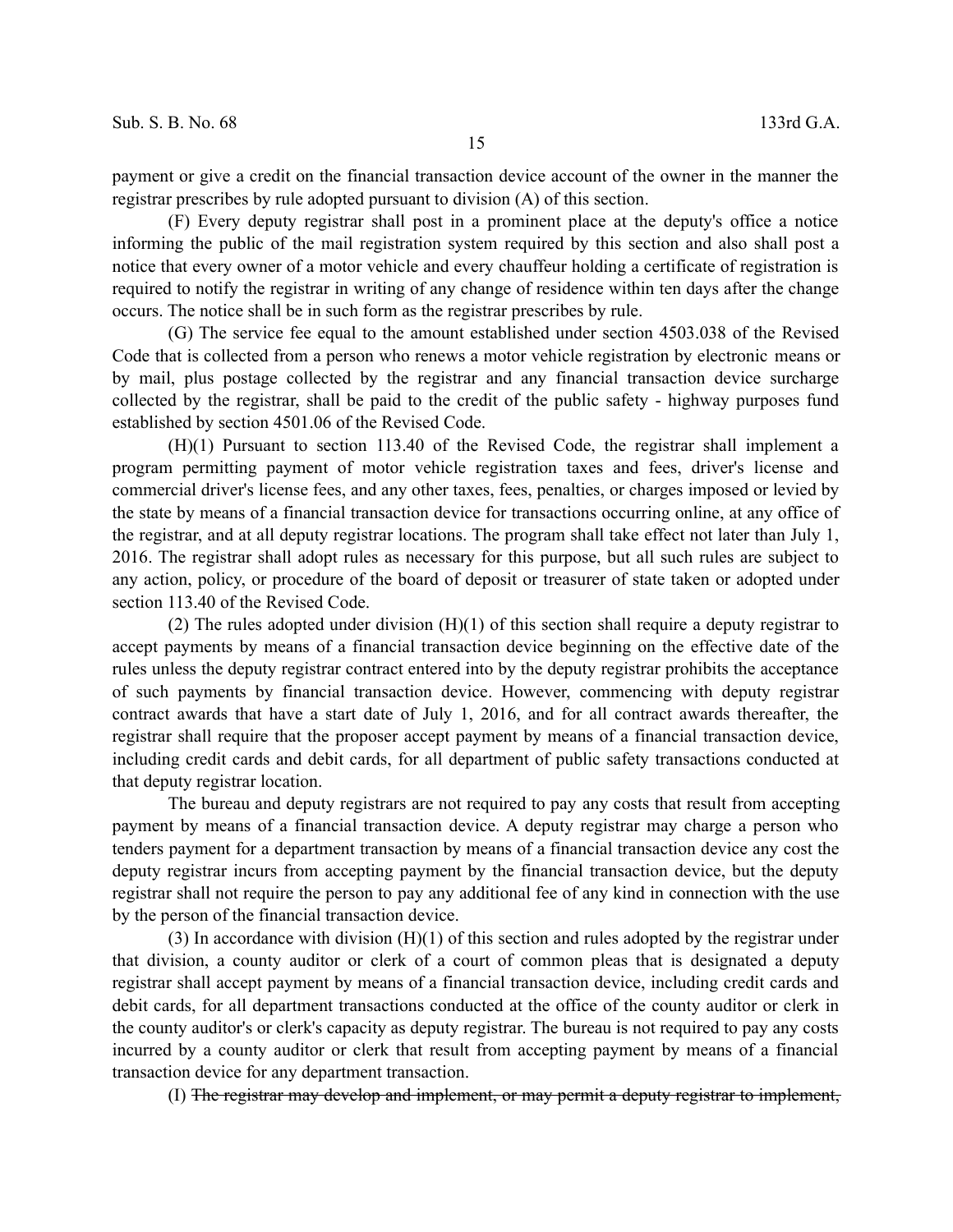payment or give a credit on the financial transaction device account of the owner in the manner the registrar prescribes by rule adopted pursuant to division (A) of this section.

(F) Every deputy registrar shall post in a prominent place at the deputy's office a notice informing the public of the mail registration system required by this section and also shall post a notice that every owner of a motor vehicle and every chauffeur holding a certificate of registration is required to notify the registrar in writing of any change of residence within ten days after the change occurs. The notice shall be in such form as the registrar prescribes by rule.

(G) The service fee equal to the amount established under section 4503.038 of the Revised Code that is collected from a person who renews a motor vehicle registration by electronic means or by mail, plus postage collected by the registrar and any financial transaction device surcharge collected by the registrar, shall be paid to the credit of the public safety - highway purposes fund established by section 4501.06 of the Revised Code.

(H)(1) Pursuant to section 113.40 of the Revised Code, the registrar shall implement a program permitting payment of motor vehicle registration taxes and fees, driver's license and commercial driver's license fees, and any other taxes, fees, penalties, or charges imposed or levied by the state by means of a financial transaction device for transactions occurring online, at any office of the registrar, and at all deputy registrar locations. The program shall take effect not later than July 1, 2016. The registrar shall adopt rules as necessary for this purpose, but all such rules are subject to any action, policy, or procedure of the board of deposit or treasurer of state taken or adopted under section 113.40 of the Revised Code.

(2) The rules adopted under division (H)(1) of this section shall require a deputy registrar to accept payments by means of a financial transaction device beginning on the effective date of the rules unless the deputy registrar contract entered into by the deputy registrar prohibits the acceptance of such payments by financial transaction device. However, commencing with deputy registrar contract awards that have a start date of July 1, 2016, and for all contract awards thereafter, the registrar shall require that the proposer accept payment by means of a financial transaction device, including credit cards and debit cards, for all department of public safety transactions conducted at that deputy registrar location.

The bureau and deputy registrars are not required to pay any costs that result from accepting payment by means of a financial transaction device. A deputy registrar may charge a person who tenders payment for a department transaction by means of a financial transaction device any cost the deputy registrar incurs from accepting payment by the financial transaction device, but the deputy registrar shall not require the person to pay any additional fee of any kind in connection with the use by the person of the financial transaction device.

(3) In accordance with division (H)(1) of this section and rules adopted by the registrar under that division, a county auditor or clerk of a court of common pleas that is designated a deputy registrar shall accept payment by means of a financial transaction device, including credit cards and debit cards, for all department transactions conducted at the office of the county auditor or clerk in the county auditor's or clerk's capacity as deputy registrar. The bureau is not required to pay any costs incurred by a county auditor or clerk that result from accepting payment by means of a financial transaction device for any department transaction.

(I) ~~The registrar may develop and implement, or may permit a deputy registrar to implement,~~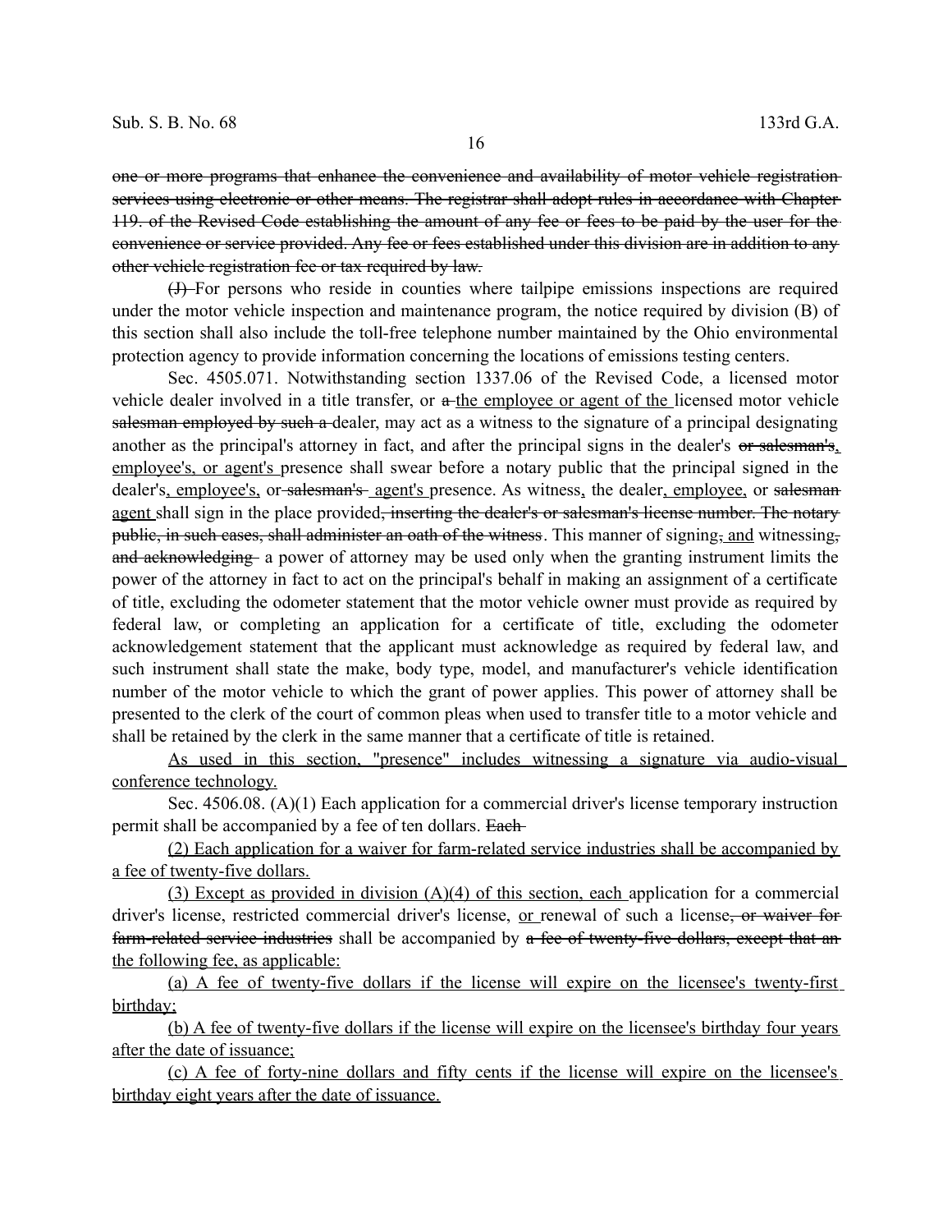~~one or more programs that enhance the convenience and availability of motor vehicle registration services using electronic or other means. The registrar shall adopt rules in accordance with Chapter 119. of the Revised Code establishing the amount of any fee or fees to be paid by the user for the convenience or service provided. Any fee or fees established under this division are in addition to any other vehicle registration fee or tax required by law.~~

~~(J)~~ For persons who reside in counties where tailpipe emissions inspections are required under the motor vehicle inspection and maintenance program, the notice required by division (B) of this section shall also include the toll-free telephone number maintained by the Ohio environmental protection agency to provide information concerning the locations of emissions testing centers.

Sec. 4505.071. Notwithstanding section 1337.06 of the Revised Code, a licensed motor vehicle dealer involved in a title transfer, or ~~a~~ <u>the employee or agent of the</u> licensed motor vehicle ~~salesman employed by such a~~ dealer, may act as a witness to the signature of a principal designating another as the principal's attorney in fact, and after the principal signs in the dealer's ~~or salesman's~~<u>, employee's, or agent's</u> presence shall swear before a notary public that the principal signed in the dealer's<u>, employee's,</u> or ~~salesman's~~ <u>agent's</u> presence. As witness<u>,</u> the dealer<u>, employee,</u> or ~~salesman~~ <u>agent</u> shall sign in the place provided~~, inserting the dealer's or salesman's license number. The notary public, in such cases, shall administer an oath of the witness~~. This manner of signing~~,~~ <u>and</u> witnessing~~, and acknowledging~~ a power of attorney may be used only when the granting instrument limits the power of the attorney in fact to act on the principal's behalf in making an assignment of a certificate of title, excluding the odometer statement that the motor vehicle owner must provide as required by federal law, or completing an application for a certificate of title, excluding the odometer acknowledgement statement that the applicant must acknowledge as required by federal law, and such instrument shall state the make, body type, model, and manufacturer's vehicle identification number of the motor vehicle to which the grant of power applies. This power of attorney shall be presented to the clerk of the court of common pleas when used to transfer title to a motor vehicle and shall be retained by the clerk in the same manner that a certificate of title is retained.

<u>As used in this section, "presence" includes witnessing a signature via audio-visual conference technology.</u>

Sec. 4506.08. (A)(1) Each application for a commercial driver's license temporary instruction permit shall be accompanied by a fee of ten dollars. ~~Each~~

<u>(2) Each application for a waiver for farm-related service industries shall be accompanied by a fee of twenty-five dollars.</u>

<u>(3) Except as provided in division (A)(4) of this section, each</u> application for a commercial driver's license, restricted commercial driver's license, <u>or</u> renewal of such a license~~, or waiver for farm-related service industries~~ shall be accompanied by ~~a fee of twenty-five dollars, except that an~~ <u>the following fee, as applicable:</u>

<u>(a) A fee of twenty-five dollars if the license will expire on the licensee's twenty-first birthday;</u>

<u>(b) A fee of twenty-five dollars if the license will expire on the licensee's birthday four years after the date of issuance;</u>

<u>(c) A fee of forty-nine dollars and fifty cents if the license will expire on the licensee's birthday eight years after the date of issuance.</u>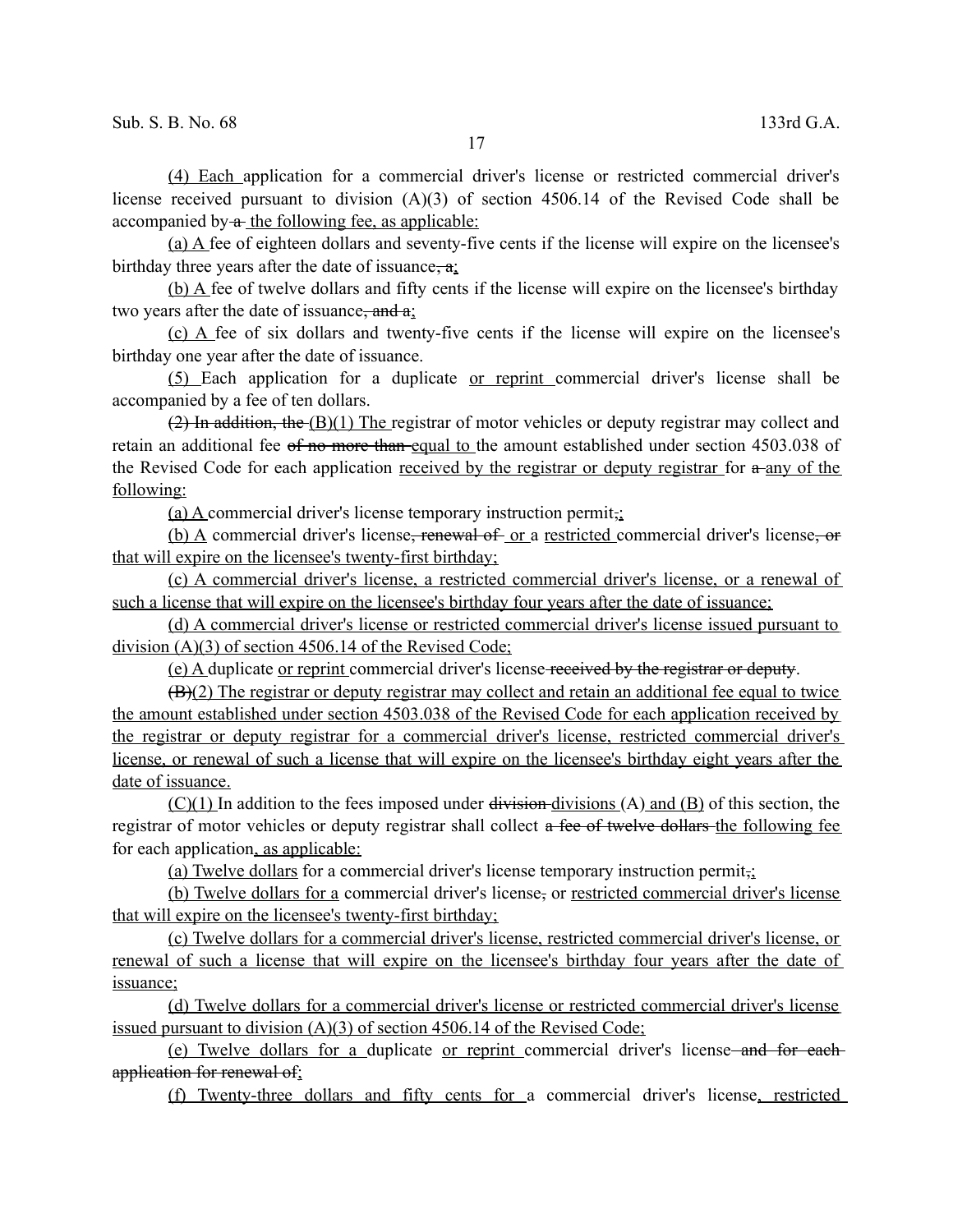(4) Each application for a commercial driver's license or restricted commercial driver's license received pursuant to division (A)(3) of section 4506.14 of the Revised Code shall be accompanied by a the following fee, as applicable:

(a) A fee of eighteen dollars and seventy-five cents if the license will expire on the licensee's birthday three years after the date of issuance, a;

(b) A fee of twelve dollars and fifty cents if the license will expire on the licensee's birthday two years after the date of issuance, and a;

(c) A fee of six dollars and twenty-five cents if the license will expire on the licensee's birthday one year after the date of issuance.

(5) Each application for a duplicate or reprint commercial driver's license shall be accompanied by a fee of ten dollars.

(2) In addition, the (B)(1) The registrar of motor vehicles or deputy registrar may collect and retain an additional fee of no more than equal to the amount established under section 4503.038 of the Revised Code for each application received by the registrar or deputy registrar for a any of the following:

(a) A commercial driver's license temporary instruction permit,;

(b) A commercial driver's license, renewal of or a restricted commercial driver's license, or that will expire on the licensee's twenty-first birthday;

(c) A commercial driver's license, a restricted commercial driver's license, or a renewal of such a license that will expire on the licensee's birthday four years after the date of issuance;

(d) A commercial driver's license or restricted commercial driver's license issued pursuant to division (A)(3) of section 4506.14 of the Revised Code;

(e) A duplicate or reprint commercial driver's license received by the registrar or deputy.

(B)(2) The registrar or deputy registrar may collect and retain an additional fee equal to twice the amount established under section 4503.038 of the Revised Code for each application received by the registrar or deputy registrar for a commercial driver's license, restricted commercial driver's license, or renewal of such a license that will expire on the licensee's birthday eight years after the date of issuance.

(C)(1) In addition to the fees imposed under division divisions (A) and (B) of this section, the registrar of motor vehicles or deputy registrar shall collect a fee of twelve dollars the following fee for each application, as applicable:

(a) Twelve dollars for a commercial driver's license temporary instruction permit,;

(b) Twelve dollars for a commercial driver's license, or restricted commercial driver's license that will expire on the licensee's twenty-first birthday;

(c) Twelve dollars for a commercial driver's license, restricted commercial driver's license, or renewal of such a license that will expire on the licensee's birthday four years after the date of issuance;

(d) Twelve dollars for a commercial driver's license or restricted commercial driver's license issued pursuant to division (A)(3) of section 4506.14 of the Revised Code;

(e) Twelve dollars for a duplicate or reprint commercial driver's license and for each application for renewal of;

(f) Twenty-three dollars and fifty cents for a commercial driver's license, restricted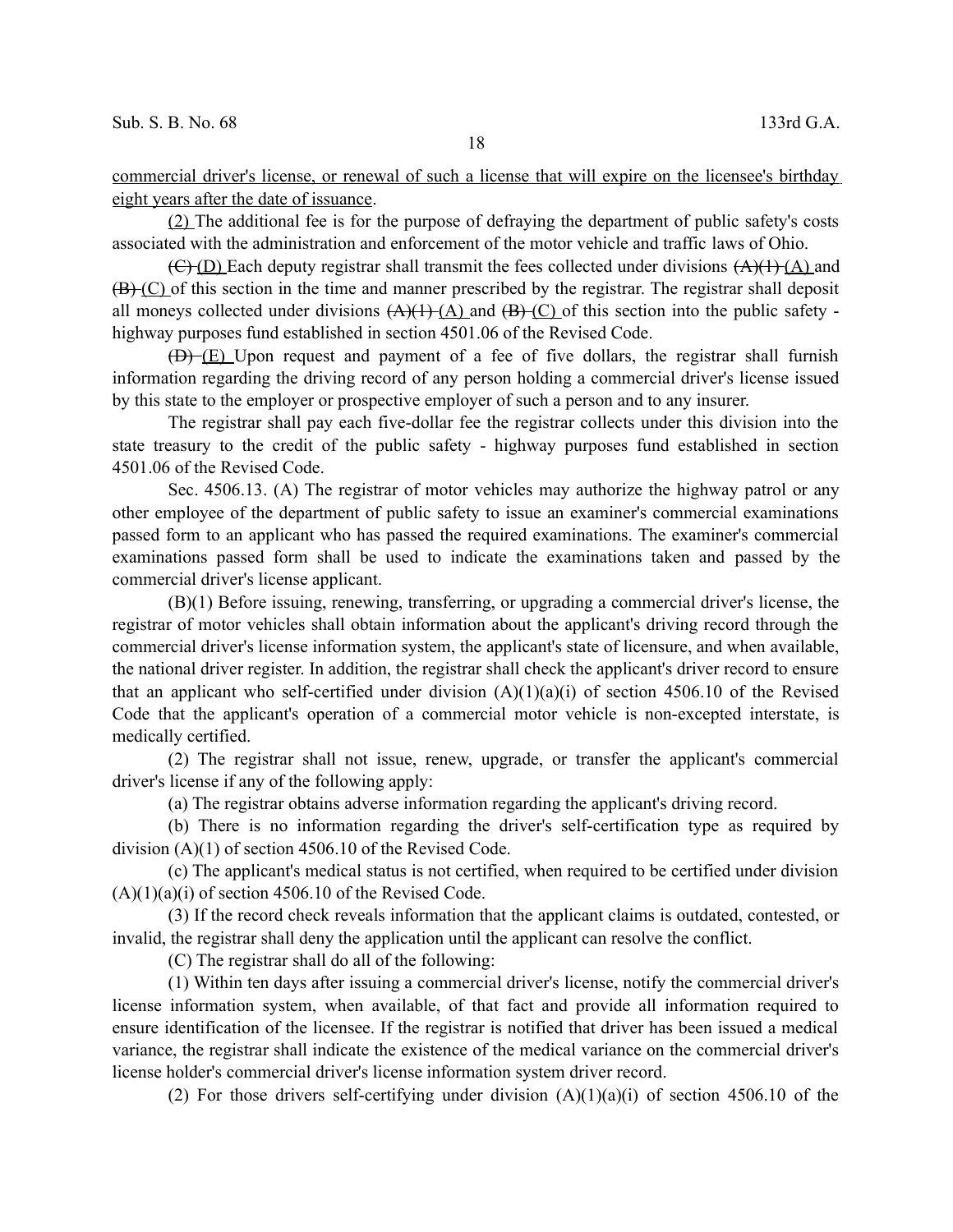commercial driver's license, or renewal of such a license that will expire on the licensee's birthday eight years after the date of issuance.

(2) The additional fee is for the purpose of defraying the department of public safety's costs associated with the administration and enforcement of the motor vehicle and traffic laws of Ohio.

~~(C)~~ (D) Each deputy registrar shall transmit the fees collected under divisions ~~(A)(1)~~ (A) and ~~(B)~~ (C) of this section in the time and manner prescribed by the registrar. The registrar shall deposit all moneys collected under divisions ~~(A)(1)~~ (A) and ~~(B)~~ (C) of this section into the public safety - highway purposes fund established in section 4501.06 of the Revised Code.

~~(D)~~ (E) Upon request and payment of a fee of five dollars, the registrar shall furnish information regarding the driving record of any person holding a commercial driver's license issued by this state to the employer or prospective employer of such a person and to any insurer.

The registrar shall pay each five-dollar fee the registrar collects under this division into the state treasury to the credit of the public safety - highway purposes fund established in section 4501.06 of the Revised Code.

Sec. 4506.13. (A) The registrar of motor vehicles may authorize the highway patrol or any other employee of the department of public safety to issue an examiner's commercial examinations passed form to an applicant who has passed the required examinations. The examiner's commercial examinations passed form shall be used to indicate the examinations taken and passed by the commercial driver's license applicant.

(B)(1) Before issuing, renewing, transferring, or upgrading a commercial driver's license, the registrar of motor vehicles shall obtain information about the applicant's driving record through the commercial driver's license information system, the applicant's state of licensure, and when available, the national driver register. In addition, the registrar shall check the applicant's driver record to ensure that an applicant who self-certified under division (A)(1)(a)(i) of section 4506.10 of the Revised Code that the applicant's operation of a commercial motor vehicle is non-excepted interstate, is medically certified.

(2) The registrar shall not issue, renew, upgrade, or transfer the applicant's commercial driver's license if any of the following apply:

(a) The registrar obtains adverse information regarding the applicant's driving record.

(b) There is no information regarding the driver's self-certification type as required by division (A)(1) of section 4506.10 of the Revised Code.

(c) The applicant's medical status is not certified, when required to be certified under division (A)(1)(a)(i) of section 4506.10 of the Revised Code.

(3) If the record check reveals information that the applicant claims is outdated, contested, or invalid, the registrar shall deny the application until the applicant can resolve the conflict.

(C) The registrar shall do all of the following:

(1) Within ten days after issuing a commercial driver's license, notify the commercial driver's license information system, when available, of that fact and provide all information required to ensure identification of the licensee. If the registrar is notified that driver has been issued a medical variance, the registrar shall indicate the existence of the medical variance on the commercial driver's license holder's commercial driver's license information system driver record.

(2) For those drivers self-certifying under division (A)(1)(a)(i) of section 4506.10 of the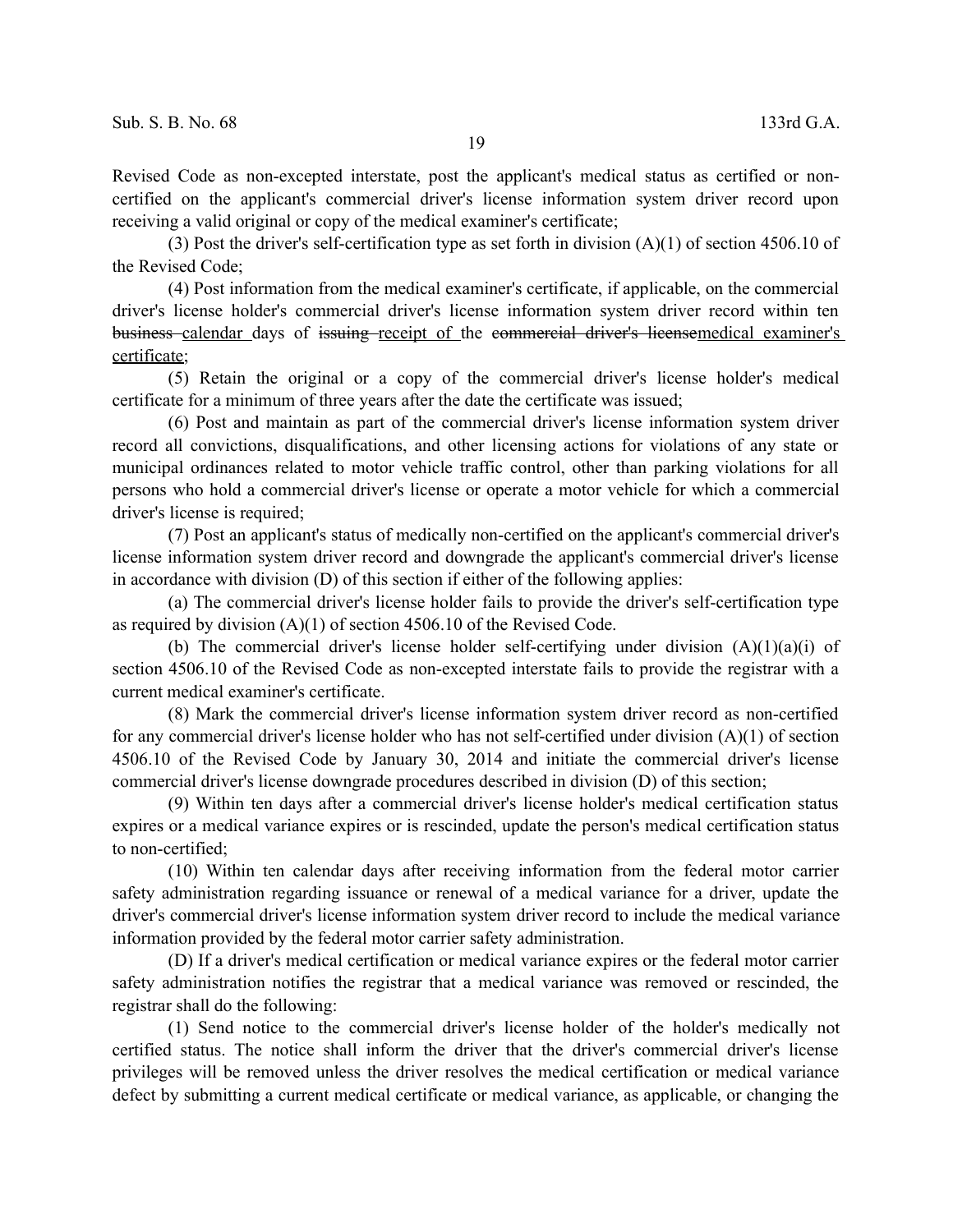Revised Code as non-excepted interstate, post the applicant's medical status as certified or non-certified on the applicant's commercial driver's license information system driver record upon receiving a valid original or copy of the medical examiner's certificate;

(3) Post the driver's self-certification type as set forth in division (A)(1) of section 4506.10 of the Revised Code;

(4) Post information from the medical examiner's certificate, if applicable, on the commercial driver's license holder's commercial driver's license information system driver record within ten ~~business~~ <u>calendar</u> days of ~~issuing~~ <u>receipt of</u> the ~~commercial driver's license~~<u>medical examiner's certificate</u>;

(5) Retain the original or a copy of the commercial driver's license holder's medical certificate for a minimum of three years after the date the certificate was issued;

(6) Post and maintain as part of the commercial driver's license information system driver record all convictions, disqualifications, and other licensing actions for violations of any state or municipal ordinances related to motor vehicle traffic control, other than parking violations for all persons who hold a commercial driver's license or operate a motor vehicle for which a commercial driver's license is required;

(7) Post an applicant's status of medically non-certified on the applicant's commercial driver's license information system driver record and downgrade the applicant's commercial driver's license in accordance with division (D) of this section if either of the following applies:

(a) The commercial driver's license holder fails to provide the driver's self-certification type as required by division (A)(1) of section 4506.10 of the Revised Code.

(b) The commercial driver's license holder self-certifying under division (A)(1)(a)(i) of section 4506.10 of the Revised Code as non-excepted interstate fails to provide the registrar with a current medical examiner's certificate.

(8) Mark the commercial driver's license information system driver record as non-certified for any commercial driver's license holder who has not self-certified under division (A)(1) of section 4506.10 of the Revised Code by January 30, 2014 and initiate the commercial driver's license commercial driver's license downgrade procedures described in division (D) of this section;

(9) Within ten days after a commercial driver's license holder's medical certification status expires or a medical variance expires or is rescinded, update the person's medical certification status to non-certified;

(10) Within ten calendar days after receiving information from the federal motor carrier safety administration regarding issuance or renewal of a medical variance for a driver, update the driver's commercial driver's license information system driver record to include the medical variance information provided by the federal motor carrier safety administration.

(D) If a driver's medical certification or medical variance expires or the federal motor carrier safety administration notifies the registrar that a medical variance was removed or rescinded, the registrar shall do the following:

(1) Send notice to the commercial driver's license holder of the holder's medically not certified status. The notice shall inform the driver that the driver's commercial driver's license privileges will be removed unless the driver resolves the medical certification or medical variance defect by submitting a current medical certificate or medical variance, as applicable, or changing the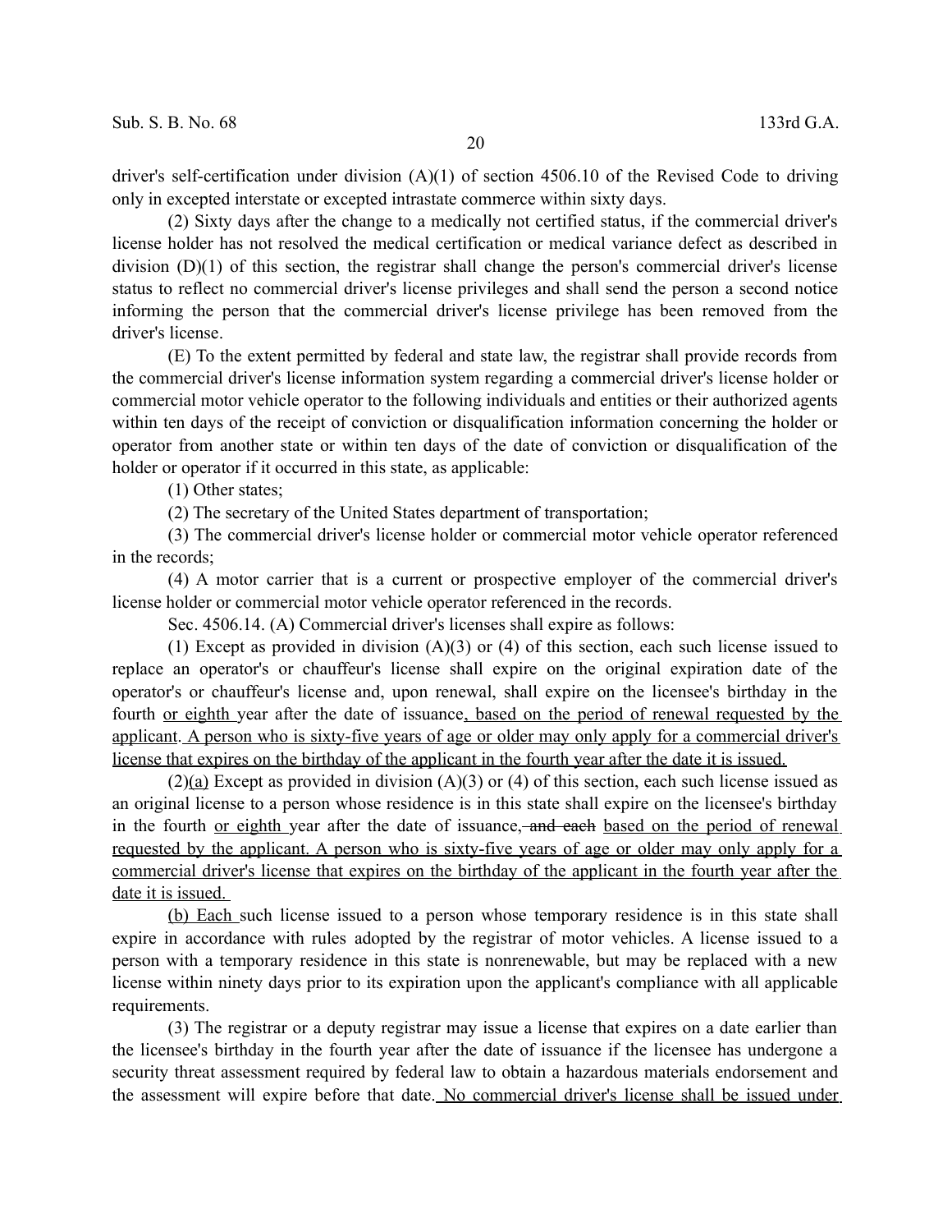driver's self-certification under division (A)(1) of section 4506.10 of the Revised Code to driving only in excepted interstate or excepted intrastate commerce within sixty days.

(2) Sixty days after the change to a medically not certified status, if the commercial driver's license holder has not resolved the medical certification or medical variance defect as described in division (D)(1) of this section, the registrar shall change the person's commercial driver's license status to reflect no commercial driver's license privileges and shall send the person a second notice informing the person that the commercial driver's license privilege has been removed from the driver's license.

(E) To the extent permitted by federal and state law, the registrar shall provide records from the commercial driver's license information system regarding a commercial driver's license holder or commercial motor vehicle operator to the following individuals and entities or their authorized agents within ten days of the receipt of conviction or disqualification information concerning the holder or operator from another state or within ten days of the date of conviction or disqualification of the holder or operator if it occurred in this state, as applicable:

(1) Other states;

(2) The secretary of the United States department of transportation;

(3) The commercial driver's license holder or commercial motor vehicle operator referenced in the records;

(4) A motor carrier that is a current or prospective employer of the commercial driver's license holder or commercial motor vehicle operator referenced in the records.

Sec. 4506.14. (A) Commercial driver's licenses shall expire as follows:

(1) Except as provided in division (A)(3) or (4) of this section, each such license issued to replace an operator's or chauffeur's license shall expire on the original expiration date of the operator's or chauffeur's license and, upon renewal, shall expire on the licensee's birthday in the fourth or eighth year after the date of issuance, based on the period of renewal requested by the applicant. A person who is sixty-five years of age or older may only apply for a commercial driver's license that expires on the birthday of the applicant in the fourth year after the date it is issued.

(2)(a) Except as provided in division (A)(3) or (4) of this section, each such license issued as an original license to a person whose residence is in this state shall expire on the licensee's birthday in the fourth or eighth year after the date of issuance, and each based on the period of renewal requested by the applicant. A person who is sixty-five years of age or older may only apply for a commercial driver's license that expires on the birthday of the applicant in the fourth year after the date it is issued.

(b) Each such license issued to a person whose temporary residence is in this state shall expire in accordance with rules adopted by the registrar of motor vehicles. A license issued to a person with a temporary residence in this state is nonrenewable, but may be replaced with a new license within ninety days prior to its expiration upon the applicant's compliance with all applicable requirements.

(3) The registrar or a deputy registrar may issue a license that expires on a date earlier than the licensee's birthday in the fourth year after the date of issuance if the licensee has undergone a security threat assessment required by federal law to obtain a hazardous materials endorsement and the assessment will expire before that date. No commercial driver's license shall be issued under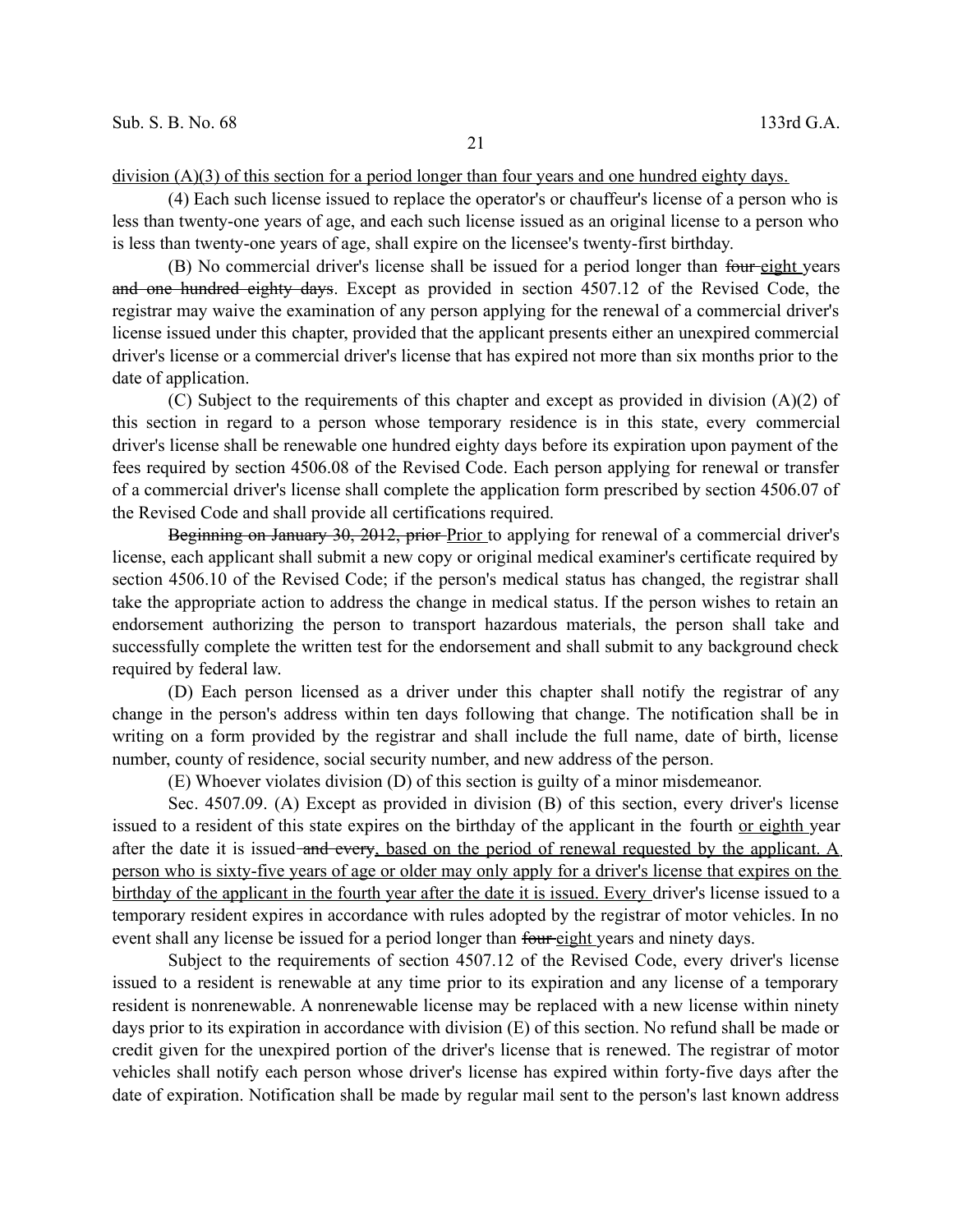<u>division (A)(3) of this section for a period longer than four years and one hundred eighty days.</u>

(4) Each such license issued to replace the operator's or chauffeur's license of a person who is less than twenty-one years of age, and each such license issued as an original license to a person who is less than twenty-one years of age, shall expire on the licensee's twenty-first birthday.

(B) No commercial driver's license shall be issued for a period longer than ~~four~~ <u>eight</u> years ~~and one hundred eighty days~~. Except as provided in section 4507.12 of the Revised Code, the registrar may waive the examination of any person applying for the renewal of a commercial driver's license issued under this chapter, provided that the applicant presents either an unexpired commercial driver's license or a commercial driver's license that has expired not more than six months prior to the date of application.

(C) Subject to the requirements of this chapter and except as provided in division (A)(2) of this section in regard to a person whose temporary residence is in this state, every commercial driver's license shall be renewable one hundred eighty days before its expiration upon payment of the fees required by section 4506.08 of the Revised Code. Each person applying for renewal or transfer of a commercial driver's license shall complete the application form prescribed by section 4506.07 of the Revised Code and shall provide all certifications required.

~~Beginning on January 30, 2012, prior~~ <u>Prior</u> to applying for renewal of a commercial driver's license, each applicant shall submit a new copy or original medical examiner's certificate required by section 4506.10 of the Revised Code; if the person's medical status has changed, the registrar shall take the appropriate action to address the change in medical status. If the person wishes to retain an endorsement authorizing the person to transport hazardous materials, the person shall take and successfully complete the written test for the endorsement and shall submit to any background check required by federal law.

(D) Each person licensed as a driver under this chapter shall notify the registrar of any change in the person's address within ten days following that change. The notification shall be in writing on a form provided by the registrar and shall include the full name, date of birth, license number, county of residence, social security number, and new address of the person.

(E) Whoever violates division (D) of this section is guilty of a minor misdemeanor.

Sec. 4507.09. (A) Except as provided in division (B) of this section, every driver's license issued to a resident of this state expires on the birthday of the applicant in the fourth <u>or eighth</u> year after the date it is issued ~~and every~~<u>, based on the period of renewal requested by the applicant. A person who is sixty-five years of age or older may only apply for a driver's license that expires on the birthday of the applicant in the fourth year after the date it is issued. Every</u> driver's license issued to a temporary resident expires in accordance with rules adopted by the registrar of motor vehicles. In no event shall any license be issued for a period longer than ~~four~~ <u>eight</u> years and ninety days.

Subject to the requirements of section 4507.12 of the Revised Code, every driver's license issued to a resident is renewable at any time prior to its expiration and any license of a temporary resident is nonrenewable. A nonrenewable license may be replaced with a new license within ninety days prior to its expiration in accordance with division (E) of this section. No refund shall be made or credit given for the unexpired portion of the driver's license that is renewed. The registrar of motor vehicles shall notify each person whose driver's license has expired within forty-five days after the date of expiration. Notification shall be made by regular mail sent to the person's last known address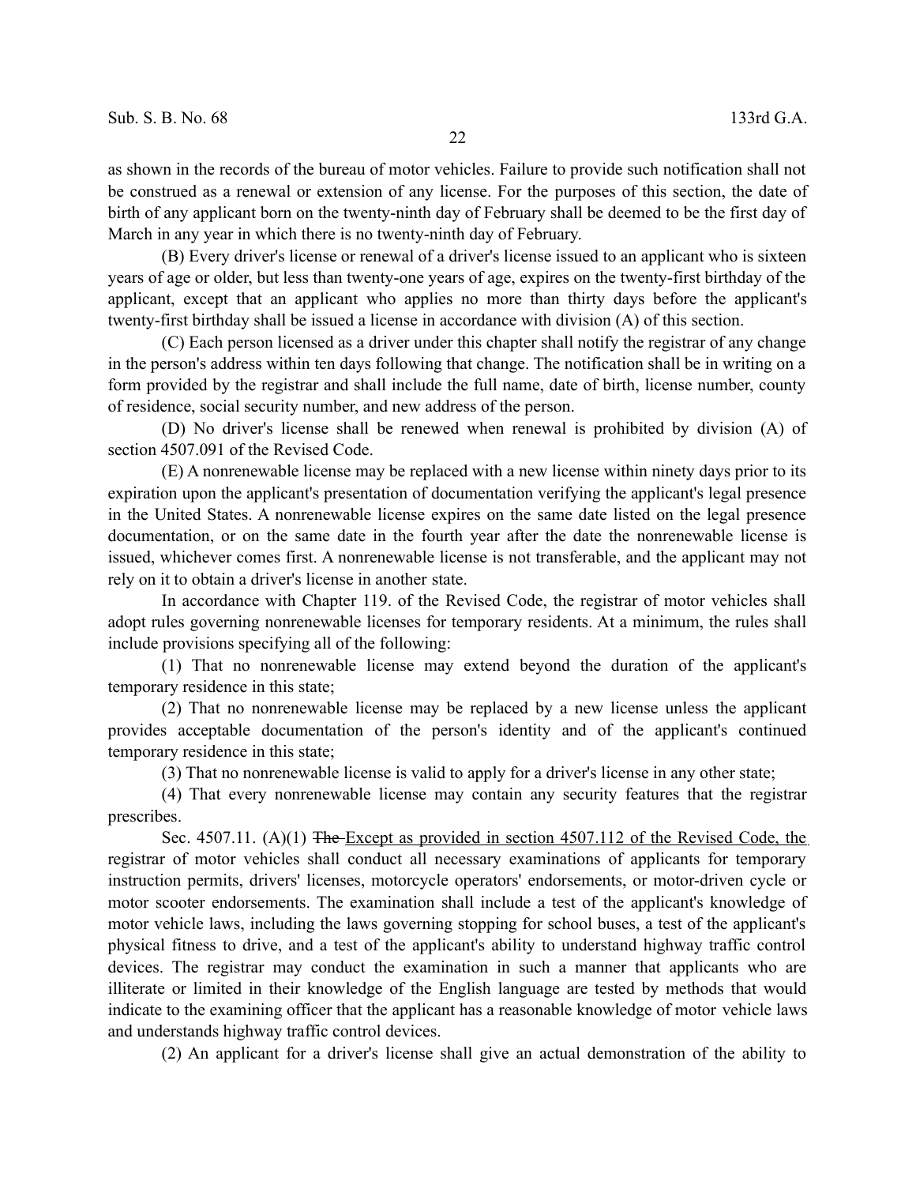as shown in the records of the bureau of motor vehicles. Failure to provide such notification shall not be construed as a renewal or extension of any license. For the purposes of this section, the date of birth of any applicant born on the twenty-ninth day of February shall be deemed to be the first day of March in any year in which there is no twenty-ninth day of February.

(B) Every driver's license or renewal of a driver's license issued to an applicant who is sixteen years of age or older, but less than twenty-one years of age, expires on the twenty-first birthday of the applicant, except that an applicant who applies no more than thirty days before the applicant's twenty-first birthday shall be issued a license in accordance with division (A) of this section.

(C) Each person licensed as a driver under this chapter shall notify the registrar of any change in the person's address within ten days following that change. The notification shall be in writing on a form provided by the registrar and shall include the full name, date of birth, license number, county of residence, social security number, and new address of the person.

(D) No driver's license shall be renewed when renewal is prohibited by division (A) of section 4507.091 of the Revised Code.

(E) A nonrenewable license may be replaced with a new license within ninety days prior to its expiration upon the applicant's presentation of documentation verifying the applicant's legal presence in the United States. A nonrenewable license expires on the same date listed on the legal presence documentation, or on the same date in the fourth year after the date the nonrenewable license is issued, whichever comes first. A nonrenewable license is not transferable, and the applicant may not rely on it to obtain a driver's license in another state.

In accordance with Chapter 119. of the Revised Code, the registrar of motor vehicles shall adopt rules governing nonrenewable licenses for temporary residents. At a minimum, the rules shall include provisions specifying all of the following:

(1) That no nonrenewable license may extend beyond the duration of the applicant's temporary residence in this state;

(2) That no nonrenewable license may be replaced by a new license unless the applicant provides acceptable documentation of the person's identity and of the applicant's continued temporary residence in this state;

(3) That no nonrenewable license is valid to apply for a driver's license in any other state;

(4) That every nonrenewable license may contain any security features that the registrar prescribes.

Sec. 4507.11. (A)(1) ~~The~~ Except as provided in section 4507.112 of the Revised Code, the registrar of motor vehicles shall conduct all necessary examinations of applicants for temporary instruction permits, drivers' licenses, motorcycle operators' endorsements, or motor-driven cycle or motor scooter endorsements. The examination shall include a test of the applicant's knowledge of motor vehicle laws, including the laws governing stopping for school buses, a test of the applicant's physical fitness to drive, and a test of the applicant's ability to understand highway traffic control devices. The registrar may conduct the examination in such a manner that applicants who are illiterate or limited in their knowledge of the English language are tested by methods that would indicate to the examining officer that the applicant has a reasonable knowledge of motor vehicle laws and understands highway traffic control devices.

(2) An applicant for a driver's license shall give an actual demonstration of the ability to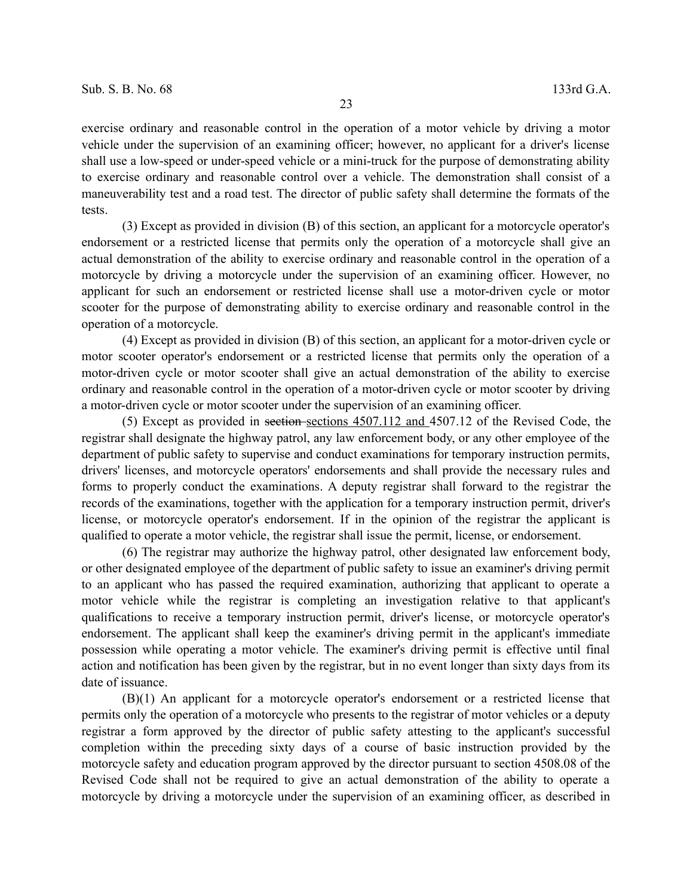exercise ordinary and reasonable control in the operation of a motor vehicle by driving a motor vehicle under the supervision of an examining officer; however, no applicant for a driver's license shall use a low-speed or under-speed vehicle or a mini-truck for the purpose of demonstrating ability to exercise ordinary and reasonable control over a vehicle. The demonstration shall consist of a maneuverability test and a road test. The director of public safety shall determine the formats of the tests.

(3) Except as provided in division (B) of this section, an applicant for a motorcycle operator's endorsement or a restricted license that permits only the operation of a motorcycle shall give an actual demonstration of the ability to exercise ordinary and reasonable control in the operation of a motorcycle by driving a motorcycle under the supervision of an examining officer. However, no applicant for such an endorsement or restricted license shall use a motor-driven cycle or motor scooter for the purpose of demonstrating ability to exercise ordinary and reasonable control in the operation of a motorcycle.

(4) Except as provided in division (B) of this section, an applicant for a motor-driven cycle or motor scooter operator's endorsement or a restricted license that permits only the operation of a motor-driven cycle or motor scooter shall give an actual demonstration of the ability to exercise ordinary and reasonable control in the operation of a motor-driven cycle or motor scooter by driving a motor-driven cycle or motor scooter under the supervision of an examining officer.

(5) Except as provided in ~~section~~ sections 4507.112 and 4507.12 of the Revised Code, the registrar shall designate the highway patrol, any law enforcement body, or any other employee of the department of public safety to supervise and conduct examinations for temporary instruction permits, drivers' licenses, and motorcycle operators' endorsements and shall provide the necessary rules and forms to properly conduct the examinations. A deputy registrar shall forward to the registrar the records of the examinations, together with the application for a temporary instruction permit, driver's license, or motorcycle operator's endorsement. If in the opinion of the registrar the applicant is qualified to operate a motor vehicle, the registrar shall issue the permit, license, or endorsement.

(6) The registrar may authorize the highway patrol, other designated law enforcement body, or other designated employee of the department of public safety to issue an examiner's driving permit to an applicant who has passed the required examination, authorizing that applicant to operate a motor vehicle while the registrar is completing an investigation relative to that applicant's qualifications to receive a temporary instruction permit, driver's license, or motorcycle operator's endorsement. The applicant shall keep the examiner's driving permit in the applicant's immediate possession while operating a motor vehicle. The examiner's driving permit is effective until final action and notification has been given by the registrar, but in no event longer than sixty days from its date of issuance.

(B)(1) An applicant for a motorcycle operator's endorsement or a restricted license that permits only the operation of a motorcycle who presents to the registrar of motor vehicles or a deputy registrar a form approved by the director of public safety attesting to the applicant's successful completion within the preceding sixty days of a course of basic instruction provided by the motorcycle safety and education program approved by the director pursuant to section 4508.08 of the Revised Code shall not be required to give an actual demonstration of the ability to operate a motorcycle by driving a motorcycle under the supervision of an examining officer, as described in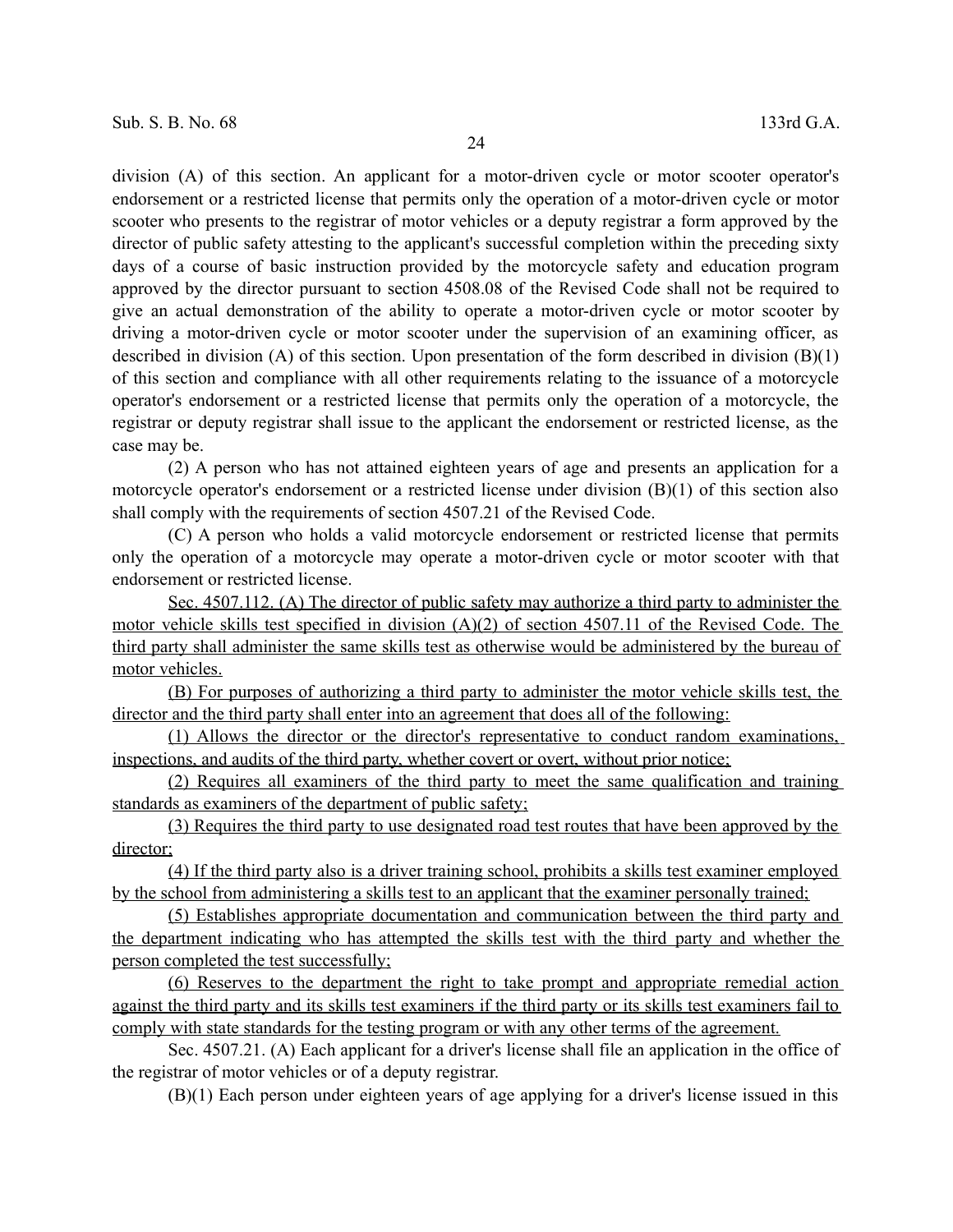division (A) of this section. An applicant for a motor-driven cycle or motor scooter operator's endorsement or a restricted license that permits only the operation of a motor-driven cycle or motor scooter who presents to the registrar of motor vehicles or a deputy registrar a form approved by the director of public safety attesting to the applicant's successful completion within the preceding sixty days of a course of basic instruction provided by the motorcycle safety and education program approved by the director pursuant to section 4508.08 of the Revised Code shall not be required to give an actual demonstration of the ability to operate a motor-driven cycle or motor scooter by driving a motor-driven cycle or motor scooter under the supervision of an examining officer, as described in division (A) of this section. Upon presentation of the form described in division (B)(1) of this section and compliance with all other requirements relating to the issuance of a motorcycle operator's endorsement or a restricted license that permits only the operation of a motorcycle, the registrar or deputy registrar shall issue to the applicant the endorsement or restricted license, as the case may be.

(2) A person who has not attained eighteen years of age and presents an application for a motorcycle operator's endorsement or a restricted license under division (B)(1) of this section also shall comply with the requirements of section 4507.21 of the Revised Code.

(C) A person who holds a valid motorcycle endorsement or restricted license that permits only the operation of a motorcycle may operate a motor-driven cycle or motor scooter with that endorsement or restricted license.

<u>Sec. 4507.112. (A) The director of public safety may authorize a third party to administer the motor vehicle skills test specified in division (A)(2) of section 4507.11 of the Revised Code. The third party shall administer the same skills test as otherwise would be administered by the bureau of motor vehicles.</u>

<u>(B) For purposes of authorizing a third party to administer the motor vehicle skills test, the director and the third party shall enter into an agreement that does all of the following:</u>

<u>(1) Allows the director or the director's representative to conduct random examinations, inspections, and audits of the third party, whether covert or overt, without prior notice;</u>

<u>(2) Requires all examiners of the third party to meet the same qualification and training standards as examiners of the department of public safety;</u>

<u>(3) Requires the third party to use designated road test routes that have been approved by the director;</u>

<u>(4) If the third party also is a driver training school, prohibits a skills test examiner employed by the school from administering a skills test to an applicant that the examiner personally trained;</u>

<u>(5) Establishes appropriate documentation and communication between the third party and the department indicating who has attempted the skills test with the third party and whether the person completed the test successfully;</u>

<u>(6) Reserves to the department the right to take prompt and appropriate remedial action against the third party and its skills test examiners if the third party or its skills test examiners fail to comply with state standards for the testing program or with any other terms of the agreement.</u>

Sec. 4507.21. (A) Each applicant for a driver's license shall file an application in the office of the registrar of motor vehicles or of a deputy registrar.

(B)(1) Each person under eighteen years of age applying for a driver's license issued in this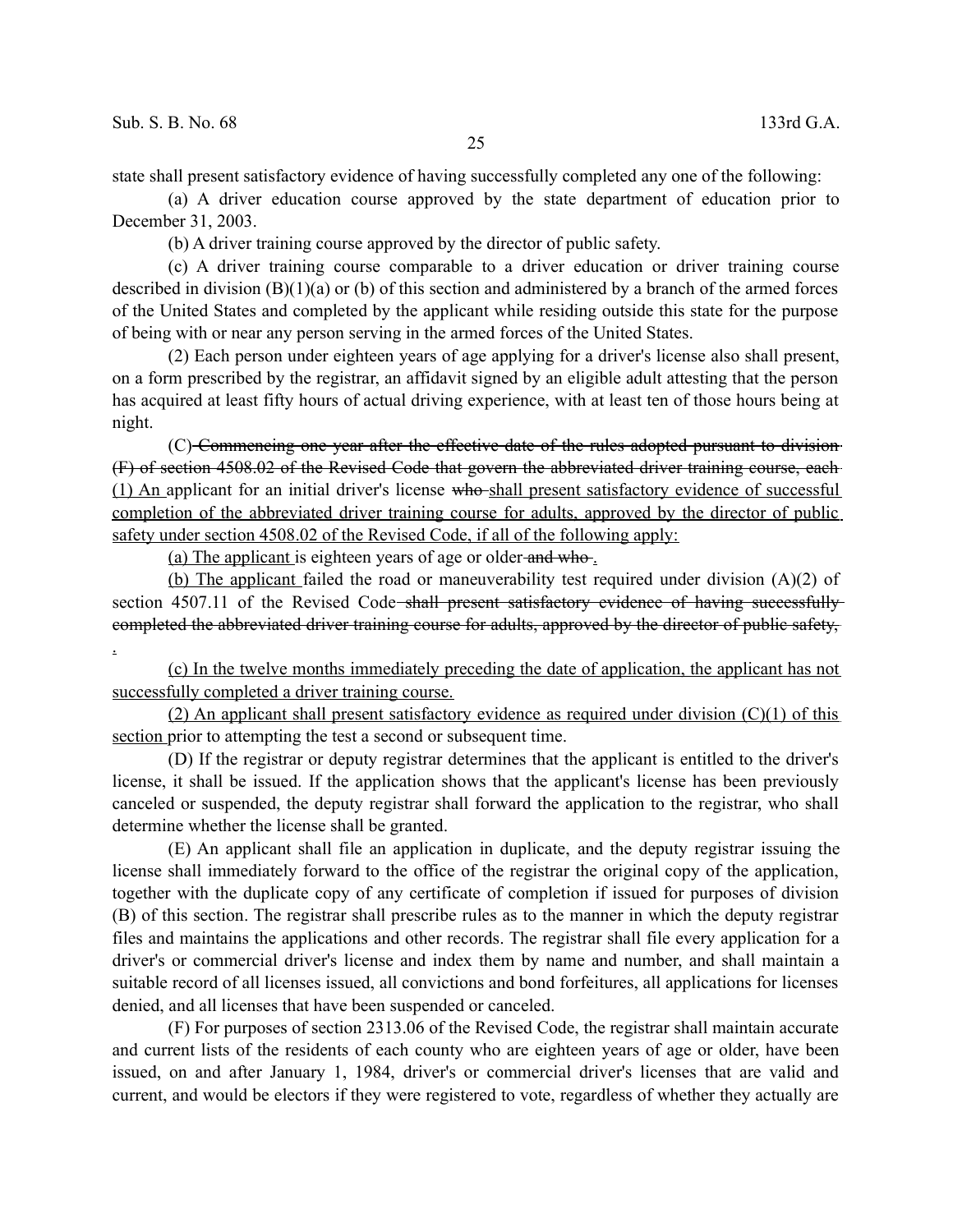state shall present satisfactory evidence of having successfully completed any one of the following:

(a) A driver education course approved by the state department of education prior to December 31, 2003.

(b) A driver training course approved by the director of public safety.

(c) A driver training course comparable to a driver education or driver training course described in division (B)(1)(a) or (b) of this section and administered by a branch of the armed forces of the United States and completed by the applicant while residing outside this state for the purpose of being with or near any person serving in the armed forces of the United States.

(2) Each person under eighteen years of age applying for a driver's license also shall present, on a form prescribed by the registrar, an affidavit signed by an eligible adult attesting that the person has acquired at least fifty hours of actual driving experience, with at least ten of those hours being at night.

(C) ~~Commencing one year after the effective date of the rules adopted pursuant to division (F) of section 4508.02 of the Revised Code that govern the abbreviated driver training course, each~~ <u>(1) An</u> applicant for an initial driver's license ~~who~~ <u>shall present satisfactory evidence of successful completion of the abbreviated driver training course for adults, approved by the director of public safety under section 4508.02 of the Revised Code, if all of the following apply:</u>

<u>(a) The applicant</u> is eighteen years of age or older ~~and who~~ <u>.</u>

<u>(b) The applicant</u> failed the road or maneuverability test required under division (A)(2) of section 4507.11 of the Revised Code ~~shall present satisfactory evidence of having successfully completed the abbreviated driver training course for adults, approved by the director of public safety,~~ <u>.</u>

<u>(c) In the twelve months immediately preceding the date of application, the applicant has not successfully completed a driver training course.</u>

<u>(2) An applicant shall present satisfactory evidence as required under division (C)(1) of this section</u> prior to attempting the test a second or subsequent time.

(D) If the registrar or deputy registrar determines that the applicant is entitled to the driver's license, it shall be issued. If the application shows that the applicant's license has been previously canceled or suspended, the deputy registrar shall forward the application to the registrar, who shall determine whether the license shall be granted.

(E) An applicant shall file an application in duplicate, and the deputy registrar issuing the license shall immediately forward to the office of the registrar the original copy of the application, together with the duplicate copy of any certificate of completion if issued for purposes of division (B) of this section. The registrar shall prescribe rules as to the manner in which the deputy registrar files and maintains the applications and other records. The registrar shall file every application for a driver's or commercial driver's license and index them by name and number, and shall maintain a suitable record of all licenses issued, all convictions and bond forfeitures, all applications for licenses denied, and all licenses that have been suspended or canceled.

(F) For purposes of section 2313.06 of the Revised Code, the registrar shall maintain accurate and current lists of the residents of each county who are eighteen years of age or older, have been issued, on and after January 1, 1984, driver's or commercial driver's licenses that are valid and current, and would be electors if they were registered to vote, regardless of whether they actually are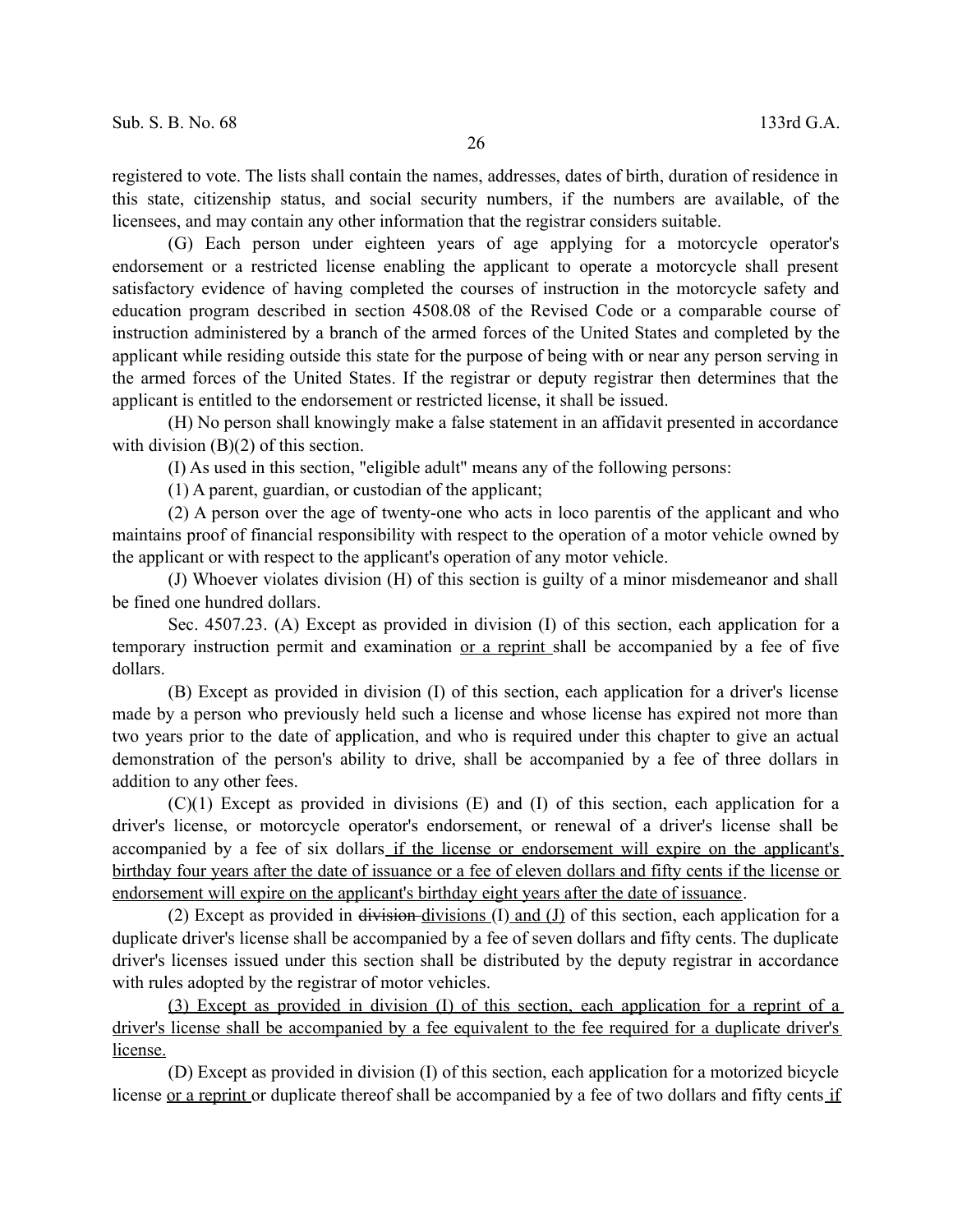registered to vote. The lists shall contain the names, addresses, dates of birth, duration of residence in this state, citizenship status, and social security numbers, if the numbers are available, of the licensees, and may contain any other information that the registrar considers suitable.

(G) Each person under eighteen years of age applying for a motorcycle operator's endorsement or a restricted license enabling the applicant to operate a motorcycle shall present satisfactory evidence of having completed the courses of instruction in the motorcycle safety and education program described in section 4508.08 of the Revised Code or a comparable course of instruction administered by a branch of the armed forces of the United States and completed by the applicant while residing outside this state for the purpose of being with or near any person serving in the armed forces of the United States. If the registrar or deputy registrar then determines that the applicant is entitled to the endorsement or restricted license, it shall be issued.

(H) No person shall knowingly make a false statement in an affidavit presented in accordance with division (B)(2) of this section.

(I) As used in this section, "eligible adult" means any of the following persons:

(1) A parent, guardian, or custodian of the applicant;

(2) A person over the age of twenty-one who acts in loco parentis of the applicant and who maintains proof of financial responsibility with respect to the operation of a motor vehicle owned by the applicant or with respect to the applicant's operation of any motor vehicle.

(J) Whoever violates division (H) of this section is guilty of a minor misdemeanor and shall be fined one hundred dollars.

Sec. 4507.23. (A) Except as provided in division (I) of this section, each application for a temporary instruction permit and examination <u>or a reprint</u> shall be accompanied by a fee of five dollars.

(B) Except as provided in division (I) of this section, each application for a driver's license made by a person who previously held such a license and whose license has expired not more than two years prior to the date of application, and who is required under this chapter to give an actual demonstration of the person's ability to drive, shall be accompanied by a fee of three dollars in addition to any other fees.

(C)(1) Except as provided in divisions (E) and (I) of this section, each application for a driver's license, or motorcycle operator's endorsement, or renewal of a driver's license shall be accompanied by a fee of six dollars <u>if the license or endorsement will expire on the applicant's birthday four years after the date of issuance or a fee of eleven dollars and fifty cents if the license or endorsement will expire on the applicant's birthday eight years after the date of issuance</u>.

(2) Except as provided in ~~division~~ <u>divisions</u> (I) <u>and (J)</u> of this section, each application for a duplicate driver's license shall be accompanied by a fee of seven dollars and fifty cents. The duplicate driver's licenses issued under this section shall be distributed by the deputy registrar in accordance with rules adopted by the registrar of motor vehicles.

<u>(3) Except as provided in division (I) of this section, each application for a reprint of a driver's license shall be accompanied by a fee equivalent to the fee required for a duplicate driver's license.</u>

(D) Except as provided in division (I) of this section, each application for a motorized bicycle license <u>or a reprint</u> or duplicate thereof shall be accompanied by a fee of two dollars and fifty cents <u>if</u>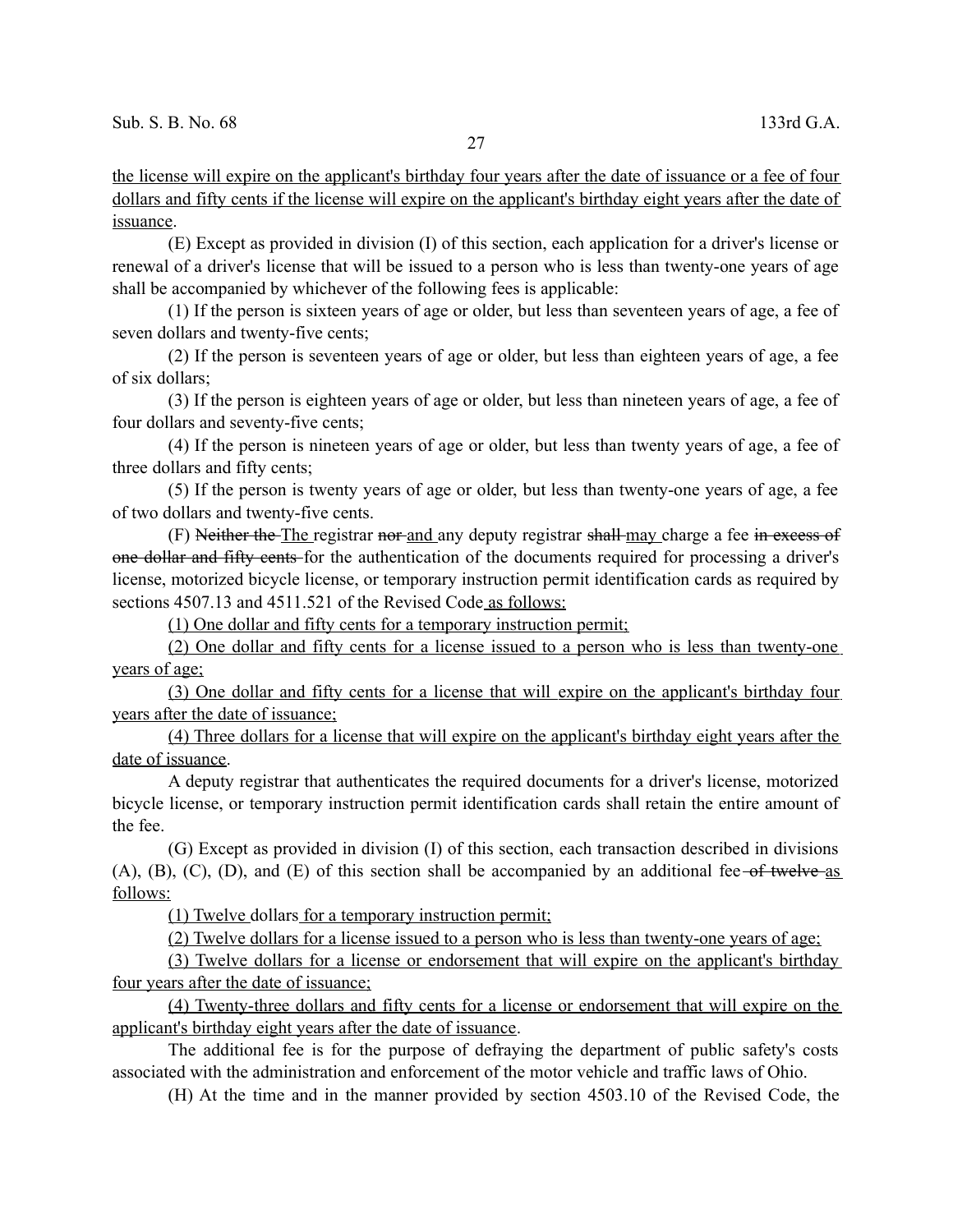the license will expire on the applicant's birthday four years after the date of issuance or a fee of four dollars and fifty cents if the license will expire on the applicant's birthday eight years after the date of issuance.

(E) Except as provided in division (I) of this section, each application for a driver's license or renewal of a driver's license that will be issued to a person who is less than twenty-one years of age shall be accompanied by whichever of the following fees is applicable:

(1) If the person is sixteen years of age or older, but less than seventeen years of age, a fee of seven dollars and twenty-five cents;

(2) If the person is seventeen years of age or older, but less than eighteen years of age, a fee of six dollars;

(3) If the person is eighteen years of age or older, but less than nineteen years of age, a fee of four dollars and seventy-five cents;

(4) If the person is nineteen years of age or older, but less than twenty years of age, a fee of three dollars and fifty cents;

(5) If the person is twenty years of age or older, but less than twenty-one years of age, a fee of two dollars and twenty-five cents.

(F) ~~Neither the~~ The registrar ~~nor~~ and any deputy registrar ~~shall~~ may charge a fee ~~in excess of one dollar and fifty cents~~ for the authentication of the documents required for processing a driver's license, motorized bicycle license, or temporary instruction permit identification cards as required by sections 4507.13 and 4511.521 of the Revised Code as follows:

(1) One dollar and fifty cents for a temporary instruction permit;

(2) One dollar and fifty cents for a license issued to a person who is less than twenty-one years of age;

(3) One dollar and fifty cents for a license that will expire on the applicant's birthday four years after the date of issuance;

(4) Three dollars for a license that will expire on the applicant's birthday eight years after the date of issuance.

A deputy registrar that authenticates the required documents for a driver's license, motorized bicycle license, or temporary instruction permit identification cards shall retain the entire amount of the fee.

(G) Except as provided in division (I) of this section, each transaction described in divisions (A), (B), (C), (D), and (E) of this section shall be accompanied by an additional fee ~~of twelve~~ as follows:

(1) Twelve dollars for a temporary instruction permit;

(2) Twelve dollars for a license issued to a person who is less than twenty-one years of age;

(3) Twelve dollars for a license or endorsement that will expire on the applicant's birthday four years after the date of issuance;

(4) Twenty-three dollars and fifty cents for a license or endorsement that will expire on the applicant's birthday eight years after the date of issuance.

The additional fee is for the purpose of defraying the department of public safety's costs associated with the administration and enforcement of the motor vehicle and traffic laws of Ohio.

(H) At the time and in the manner provided by section 4503.10 of the Revised Code, the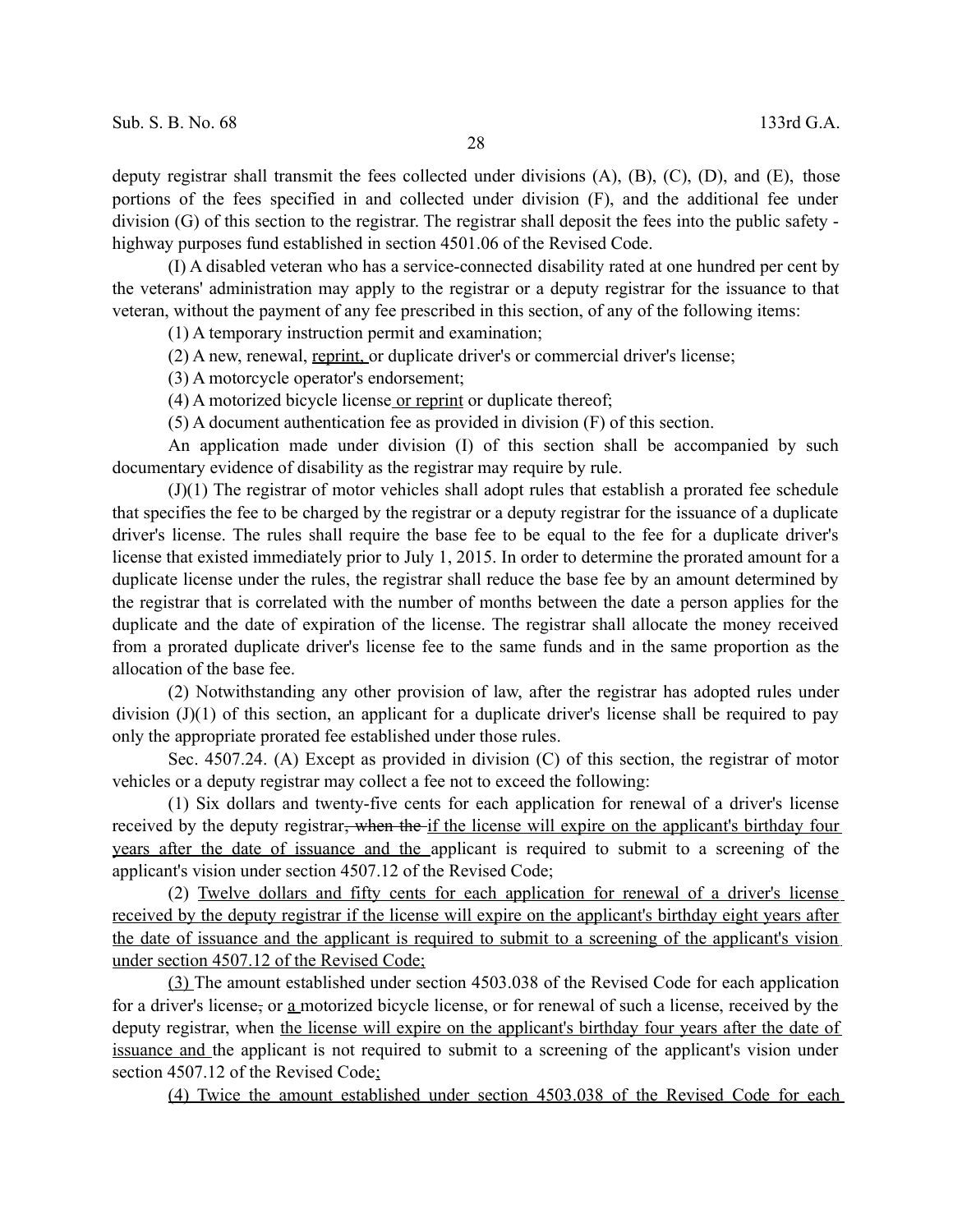deputy registrar shall transmit the fees collected under divisions (A), (B), (C), (D), and (E), those portions of the fees specified in and collected under division (F), and the additional fee under division (G) of this section to the registrar. The registrar shall deposit the fees into the public safety - highway purposes fund established in section 4501.06 of the Revised Code.

(I) A disabled veteran who has a service-connected disability rated at one hundred per cent by the veterans' administration may apply to the registrar or a deputy registrar for the issuance to that veteran, without the payment of any fee prescribed in this section, of any of the following items:

(1) A temporary instruction permit and examination;

(2) A new, renewal, reprint, or duplicate driver's or commercial driver's license;

(3) A motorcycle operator's endorsement;

(4) A motorized bicycle license or reprint or duplicate thereof;

(5) A document authentication fee as provided in division (F) of this section.

An application made under division (I) of this section shall be accompanied by such documentary evidence of disability as the registrar may require by rule.

(J)(1) The registrar of motor vehicles shall adopt rules that establish a prorated fee schedule that specifies the fee to be charged by the registrar or a deputy registrar for the issuance of a duplicate driver's license. The rules shall require the base fee to be equal to the fee for a duplicate driver's license that existed immediately prior to July 1, 2015. In order to determine the prorated amount for a duplicate license under the rules, the registrar shall reduce the base fee by an amount determined by the registrar that is correlated with the number of months between the date a person applies for the duplicate and the date of expiration of the license. The registrar shall allocate the money received from a prorated duplicate driver's license fee to the same funds and in the same proportion as the allocation of the base fee.

(2) Notwithstanding any other provision of law, after the registrar has adopted rules under division (J)(1) of this section, an applicant for a duplicate driver's license shall be required to pay only the appropriate prorated fee established under those rules.

Sec. 4507.24. (A) Except as provided in division (C) of this section, the registrar of motor vehicles or a deputy registrar may collect a fee not to exceed the following:

(1) Six dollars and twenty-five cents for each application for renewal of a driver's license received by the deputy registrar~~, when the~~ if the license will expire on the applicant's birthday four years after the date of issuance and the applicant is required to submit to a screening of the applicant's vision under section 4507.12 of the Revised Code;

(2) Twelve dollars and fifty cents for each application for renewal of a driver's license received by the deputy registrar if the license will expire on the applicant's birthday eight years after the date of issuance and the applicant is required to submit to a screening of the applicant's vision under section 4507.12 of the Revised Code;

(3) The amount established under section 4503.038 of the Revised Code for each application for a driver's license~~,~~ or a motorized bicycle license, or for renewal of such a license, received by the deputy registrar, when the license will expire on the applicant's birthday four years after the date of issuance and the applicant is not required to submit to a screening of the applicant's vision under section 4507.12 of the Revised Code;

(4) Twice the amount established under section 4503.038 of the Revised Code for each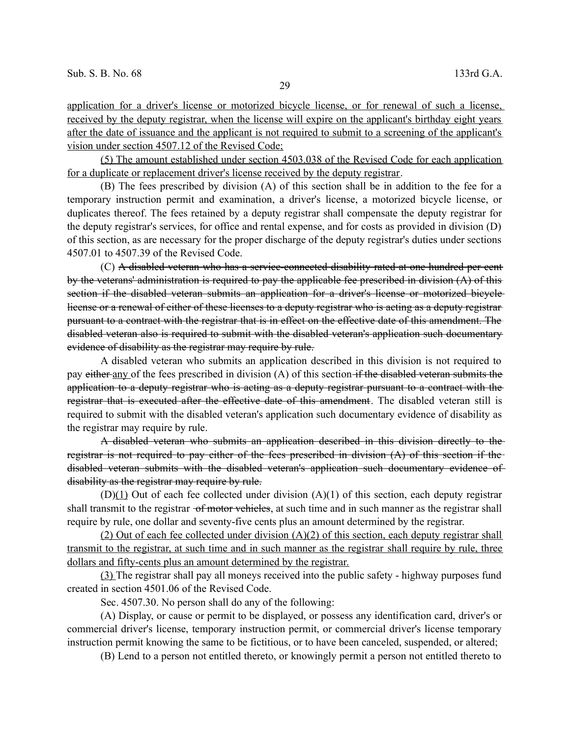application for a driver's license or motorized bicycle license, or for renewal of such a license, received by the deputy registrar, when the license will expire on the applicant's birthday eight years after the date of issuance and the applicant is not required to submit to a screening of the applicant's vision under section 4507.12 of the Revised Code;

(5) The amount established under section 4503.038 of the Revised Code for each application for a duplicate or replacement driver's license received by the deputy registrar.

(B) The fees prescribed by division (A) of this section shall be in addition to the fee for a temporary instruction permit and examination, a driver's license, a motorized bicycle license, or duplicates thereof. The fees retained by a deputy registrar shall compensate the deputy registrar for the deputy registrar's services, for office and rental expense, and for costs as provided in division (D) of this section, as are necessary for the proper discharge of the deputy registrar's duties under sections 4507.01 to 4507.39 of the Revised Code.

(C) ~~A disabled veteran who has a service-connected disability rated at one hundred per cent by the veterans' administration is required to pay the applicable fee prescribed in division (A) of this section if the disabled veteran submits an application for a driver's license or motorized bicycle license or a renewal of either of these licenses to a deputy registrar who is acting as a deputy registrar pursuant to a contract with the registrar that is in effect on the effective date of this amendment. The disabled veteran also is required to submit with the disabled veteran's application such documentary evidence of disability as the registrar may require by rule.~~

A disabled veteran who submits an application described in this division is not required to pay ~~either~~ any of the fees prescribed in division (A) of this section ~~if the disabled veteran submits the application to a deputy registrar who is acting as a deputy registrar pursuant to a contract with the registrar that is executed after the effective date of this amendment~~. The disabled veteran still is required to submit with the disabled veteran's application such documentary evidence of disability as the registrar may require by rule.

~~A disabled veteran who submits an application described in this division directly to the registrar is not required to pay either of the fees prescribed in division (A) of this section if the disabled veteran submits with the disabled veteran's application such documentary evidence of disability as the registrar may require by rule.~~

(D)(1) Out of each fee collected under division (A)(1) of this section, each deputy registrar shall transmit to the registrar ~~of motor vehicles~~, at such time and in such manner as the registrar shall require by rule, one dollar and seventy-five cents plus an amount determined by the registrar.

(2) Out of each fee collected under division (A)(2) of this section, each deputy registrar shall transmit to the registrar, at such time and in such manner as the registrar shall require by rule, three dollars and fifty-cents plus an amount determined by the registrar.

(3) The registrar shall pay all moneys received into the public safety - highway purposes fund created in section 4501.06 of the Revised Code.

Sec. 4507.30. No person shall do any of the following:

(A) Display, or cause or permit to be displayed, or possess any identification card, driver's or commercial driver's license, temporary instruction permit, or commercial driver's license temporary instruction permit knowing the same to be fictitious, or to have been canceled, suspended, or altered;

(B) Lend to a person not entitled thereto, or knowingly permit a person not entitled thereto to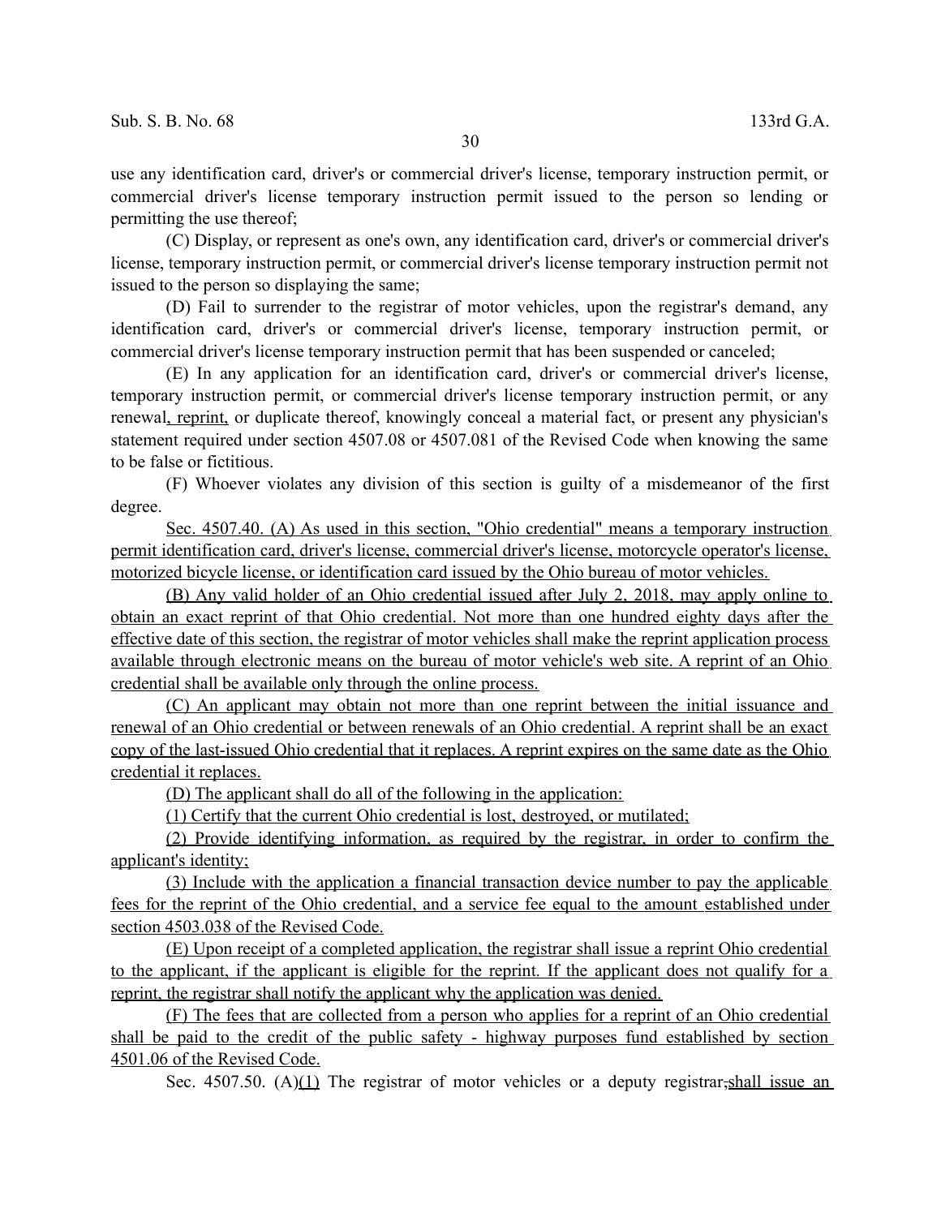use any identification card, driver's or commercial driver's license, temporary instruction permit, or commercial driver's license temporary instruction permit issued to the person so lending or permitting the use thereof;

(C) Display, or represent as one's own, any identification card, driver's or commercial driver's license, temporary instruction permit, or commercial driver's license temporary instruction permit not issued to the person so displaying the same;

(D) Fail to surrender to the registrar of motor vehicles, upon the registrar's demand, any identification card, driver's or commercial driver's license, temporary instruction permit, or commercial driver's license temporary instruction permit that has been suspended or canceled;

(E) In any application for an identification card, driver's or commercial driver's license, temporary instruction permit, or commercial driver's license temporary instruction permit, or any renewal, reprint, or duplicate thereof, knowingly conceal a material fact, or present any physician's statement required under section 4507.08 or 4507.081 of the Revised Code when knowing the same to be false or fictitious.

(F) Whoever violates any division of this section is guilty of a misdemeanor of the first degree.

Sec. 4507.40. (A) As used in this section, "Ohio credential" means a temporary instruction permit identification card, driver's license, commercial driver's license, motorcycle operator's license, motorized bicycle license, or identification card issued by the Ohio bureau of motor vehicles.

(B) Any valid holder of an Ohio credential issued after July 2, 2018, may apply online to obtain an exact reprint of that Ohio credential. Not more than one hundred eighty days after the effective date of this section, the registrar of motor vehicles shall make the reprint application process available through electronic means on the bureau of motor vehicle's web site. A reprint of an Ohio credential shall be available only through the online process.

(C) An applicant may obtain not more than one reprint between the initial issuance and renewal of an Ohio credential or between renewals of an Ohio credential. A reprint shall be an exact copy of the last-issued Ohio credential that it replaces. A reprint expires on the same date as the Ohio credential it replaces.

(D) The applicant shall do all of the following in the application:

(1) Certify that the current Ohio credential is lost, destroyed, or mutilated;

(2) Provide identifying information, as required by the registrar, in order to confirm the applicant's identity;

(3) Include with the application a financial transaction device number to pay the applicable fees for the reprint of the Ohio credential, and a service fee equal to the amount established under section 4503.038 of the Revised Code.

(E) Upon receipt of a completed application, the registrar shall issue a reprint Ohio credential to the applicant, if the applicant is eligible for the reprint. If the applicant does not qualify for a reprint, the registrar shall notify the applicant why the application was denied.

(F) The fees that are collected from a person who applies for a reprint of an Ohio credential shall be paid to the credit of the public safety - highway purposes fund established by section 4501.06 of the Revised Code.

Sec. 4507.50. (A)(1) The registrar of motor vehicles or a deputy registrar, shall issue an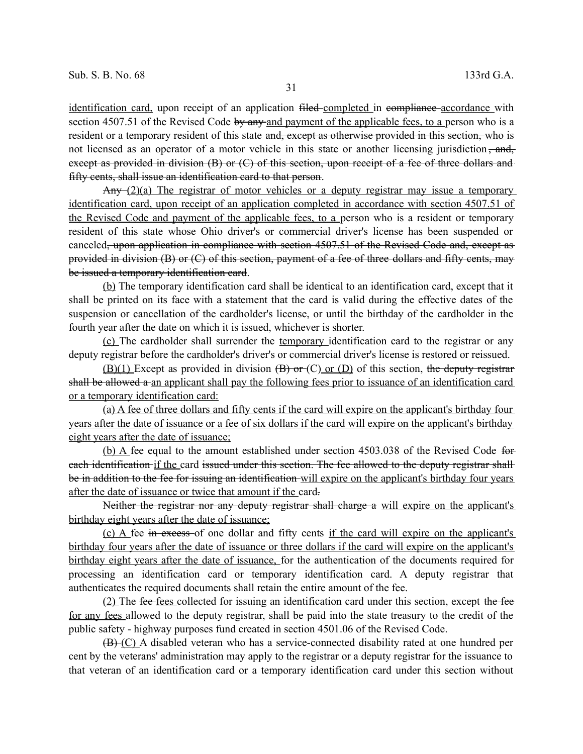<u>identification card,</u> upon receipt of an application ~~filed~~ <u>completed</u> in ~~compliance~~ <u>accordance</u> with section 4507.51 of the Revised Code ~~by any~~ <u>and payment of the applicable fees, to a</u> person who is a resident or a temporary resident of this state ~~and, except as otherwise provided in this section,~~ <u>who</u> is not licensed as an operator of a motor vehicle in this state or another licensing jurisdiction~~, and, except as provided in division (B) or (C) of this section, upon receipt of a fee of three dollars and fifty cents, shall issue an identification card to that person~~.

~~Any~~ <u>(2)(a) The registrar of motor vehicles or a deputy registrar may issue a temporary identification card, upon receipt of an application completed in accordance with section 4507.51 of the Revised Code and payment of the applicable fees, to a</u> person who is a resident or temporary resident of this state whose Ohio driver's or commercial driver's license has been suspended or canceled~~, upon application in compliance with section 4507.51 of the Revised Code and, except as provided in division (B) or (C) of this section, payment of a fee of three dollars and fifty cents, may be issued a temporary identification card~~.

<u>(b)</u> The temporary identification card shall be identical to an identification card, except that it shall be printed on its face with a statement that the card is valid during the effective dates of the suspension or cancellation of the cardholder's license, or until the birthday of the cardholder in the fourth year after the date on which it is issued, whichever is shorter.

<u>(c)</u> The cardholder shall surrender the <u>temporary</u> identification card to the registrar or any deputy registrar before the cardholder's driver's or commercial driver's license is restored or reissued.

<u>(B)(1)</u> Except as provided in division ~~(B) or~~ (C) <u>or (D)</u> of this section, ~~the deputy registrar shall be allowed a~~ <u>an applicant shall pay the following fees prior to issuance of an identification card or a temporary identification card:</u>

<u>(a) A fee of three dollars and fifty cents if the card will expire on the applicant's birthday four years after the date of issuance or a fee of six dollars if the card will expire on the applicant's birthday eight years after the date of issuance;</u>

<u>(b) A</u> fee equal to the amount established under section 4503.038 of the Revised Code ~~for each identification~~ <u>if the</u> card ~~issued under this section. The fee allowed to the deputy registrar shall be in addition to the fee for issuing an identification~~ <u>will expire on the applicant's birthday four years after the date of issuance or twice that amount if the</u> card~~.~~

~~Neither the registrar nor any deputy registrar shall charge a~~ <u>will expire on the applicant's birthday eight years after the date of issuance;</u>

<u>(c) A</u> fee ~~in excess~~ of one dollar and fifty cents <u>if the card will expire on the applicant's birthday four years after the date of issuance or three dollars if the card will expire on the applicant's birthday eight years after the date of issuance,</u> for the authentication of the documents required for processing an identification card or temporary identification card. A deputy registrar that authenticates the required documents shall retain the entire amount of the fee.

<u>(2)</u> The ~~fee~~ <u>fees</u> collected for issuing an identification card under this section, except ~~the fee~~ <u>for any fees</u> allowed to the deputy registrar, shall be paid into the state treasury to the credit of the public safety - highway purposes fund created in section 4501.06 of the Revised Code.

~~(B)~~ <u>(C)</u> A disabled veteran who has a service-connected disability rated at one hundred per cent by the veterans' administration may apply to the registrar or a deputy registrar for the issuance to that veteran of an identification card or a temporary identification card under this section without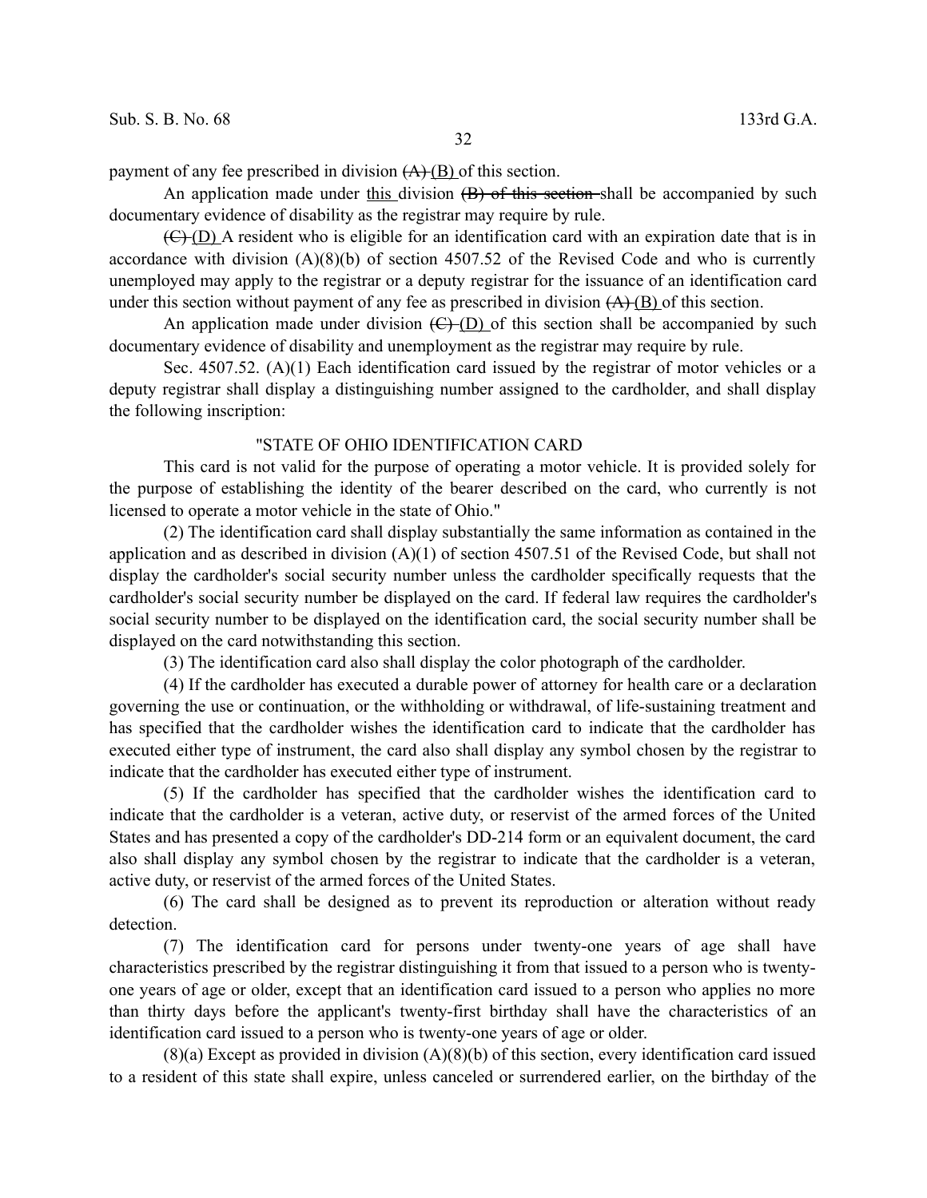payment of any fee prescribed in division ~~(A)~~ (B) of this section.

An application made under this division ~~(B) of this section~~ shall be accompanied by such documentary evidence of disability as the registrar may require by rule.

~~(C)~~ (D) A resident who is eligible for an identification card with an expiration date that is in accordance with division (A)(8)(b) of section 4507.52 of the Revised Code and who is currently unemployed may apply to the registrar or a deputy registrar for the issuance of an identification card under this section without payment of any fee as prescribed in division ~~(A)~~ (B) of this section.

An application made under division ~~(C)~~ (D) of this section shall be accompanied by such documentary evidence of disability and unemployment as the registrar may require by rule.

Sec. 4507.52. (A)(1) Each identification card issued by the registrar of motor vehicles or a deputy registrar shall display a distinguishing number assigned to the cardholder, and shall display the following inscription:

"STATE OF OHIO IDENTIFICATION CARD

This card is not valid for the purpose of operating a motor vehicle. It is provided solely for the purpose of establishing the identity of the bearer described on the card, who currently is not licensed to operate a motor vehicle in the state of Ohio."

(2) The identification card shall display substantially the same information as contained in the application and as described in division (A)(1) of section 4507.51 of the Revised Code, but shall not display the cardholder's social security number unless the cardholder specifically requests that the cardholder's social security number be displayed on the card. If federal law requires the cardholder's social security number to be displayed on the identification card, the social security number shall be displayed on the card notwithstanding this section.

(3) The identification card also shall display the color photograph of the cardholder.

(4) If the cardholder has executed a durable power of attorney for health care or a declaration governing the use or continuation, or the withholding or withdrawal, of life-sustaining treatment and has specified that the cardholder wishes the identification card to indicate that the cardholder has executed either type of instrument, the card also shall display any symbol chosen by the registrar to indicate that the cardholder has executed either type of instrument.

(5) If the cardholder has specified that the cardholder wishes the identification card to indicate that the cardholder is a veteran, active duty, or reservist of the armed forces of the United States and has presented a copy of the cardholder's DD-214 form or an equivalent document, the card also shall display any symbol chosen by the registrar to indicate that the cardholder is a veteran, active duty, or reservist of the armed forces of the United States.

(6) The card shall be designed as to prevent its reproduction or alteration without ready detection.

(7) The identification card for persons under twenty-one years of age shall have characteristics prescribed by the registrar distinguishing it from that issued to a person who is twenty-one years of age or older, except that an identification card issued to a person who applies no more than thirty days before the applicant's twenty-first birthday shall have the characteristics of an identification card issued to a person who is twenty-one years of age or older.

(8)(a) Except as provided in division (A)(8)(b) of this section, every identification card issued to a resident of this state shall expire, unless canceled or surrendered earlier, on the birthday of the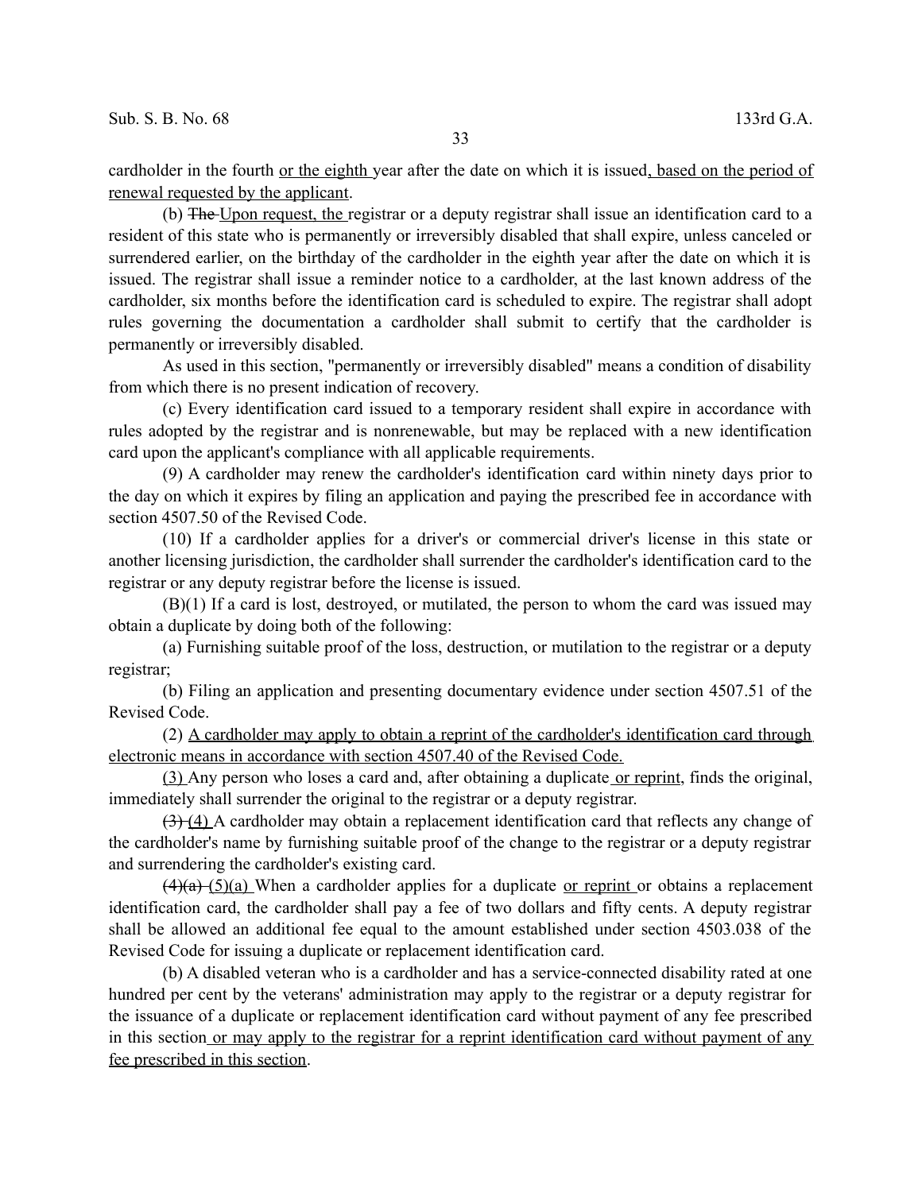cardholder in the fourth or the eighth year after the date on which it is issued, based on the period of renewal requested by the applicant.

(b) The Upon request, the registrar or a deputy registrar shall issue an identification card to a resident of this state who is permanently or irreversibly disabled that shall expire, unless canceled or surrendered earlier, on the birthday of the cardholder in the eighth year after the date on which it is issued. The registrar shall issue a reminder notice to a cardholder, at the last known address of the cardholder, six months before the identification card is scheduled to expire. The registrar shall adopt rules governing the documentation a cardholder shall submit to certify that the cardholder is permanently or irreversibly disabled.

As used in this section, "permanently or irreversibly disabled" means a condition of disability from which there is no present indication of recovery.

(c) Every identification card issued to a temporary resident shall expire in accordance with rules adopted by the registrar and is nonrenewable, but may be replaced with a new identification card upon the applicant's compliance with all applicable requirements.

(9) A cardholder may renew the cardholder's identification card within ninety days prior to the day on which it expires by filing an application and paying the prescribed fee in accordance with section 4507.50 of the Revised Code.

(10) If a cardholder applies for a driver's or commercial driver's license in this state or another licensing jurisdiction, the cardholder shall surrender the cardholder's identification card to the registrar or any deputy registrar before the license is issued.

(B)(1) If a card is lost, destroyed, or mutilated, the person to whom the card was issued may obtain a duplicate by doing both of the following:

(a) Furnishing suitable proof of the loss, destruction, or mutilation to the registrar or a deputy registrar;

(b) Filing an application and presenting documentary evidence under section 4507.51 of the Revised Code.

(2) A cardholder may apply to obtain a reprint of the cardholder's identification card through electronic means in accordance with section 4507.40 of the Revised Code.

(3) Any person who loses a card and, after obtaining a duplicate or reprint, finds the original, immediately shall surrender the original to the registrar or a deputy registrar.

(3) (4) A cardholder may obtain a replacement identification card that reflects any change of the cardholder's name by furnishing suitable proof of the change to the registrar or a deputy registrar and surrendering the cardholder's existing card.

(4)(a) (5)(a) When a cardholder applies for a duplicate or reprint or obtains a replacement identification card, the cardholder shall pay a fee of two dollars and fifty cents. A deputy registrar shall be allowed an additional fee equal to the amount established under section 4503.038 of the Revised Code for issuing a duplicate or replacement identification card.

(b) A disabled veteran who is a cardholder and has a service-connected disability rated at one hundred per cent by the veterans' administration may apply to the registrar or a deputy registrar for the issuance of a duplicate or replacement identification card without payment of any fee prescribed in this section or may apply to the registrar for a reprint identification card without payment of any fee prescribed in this section.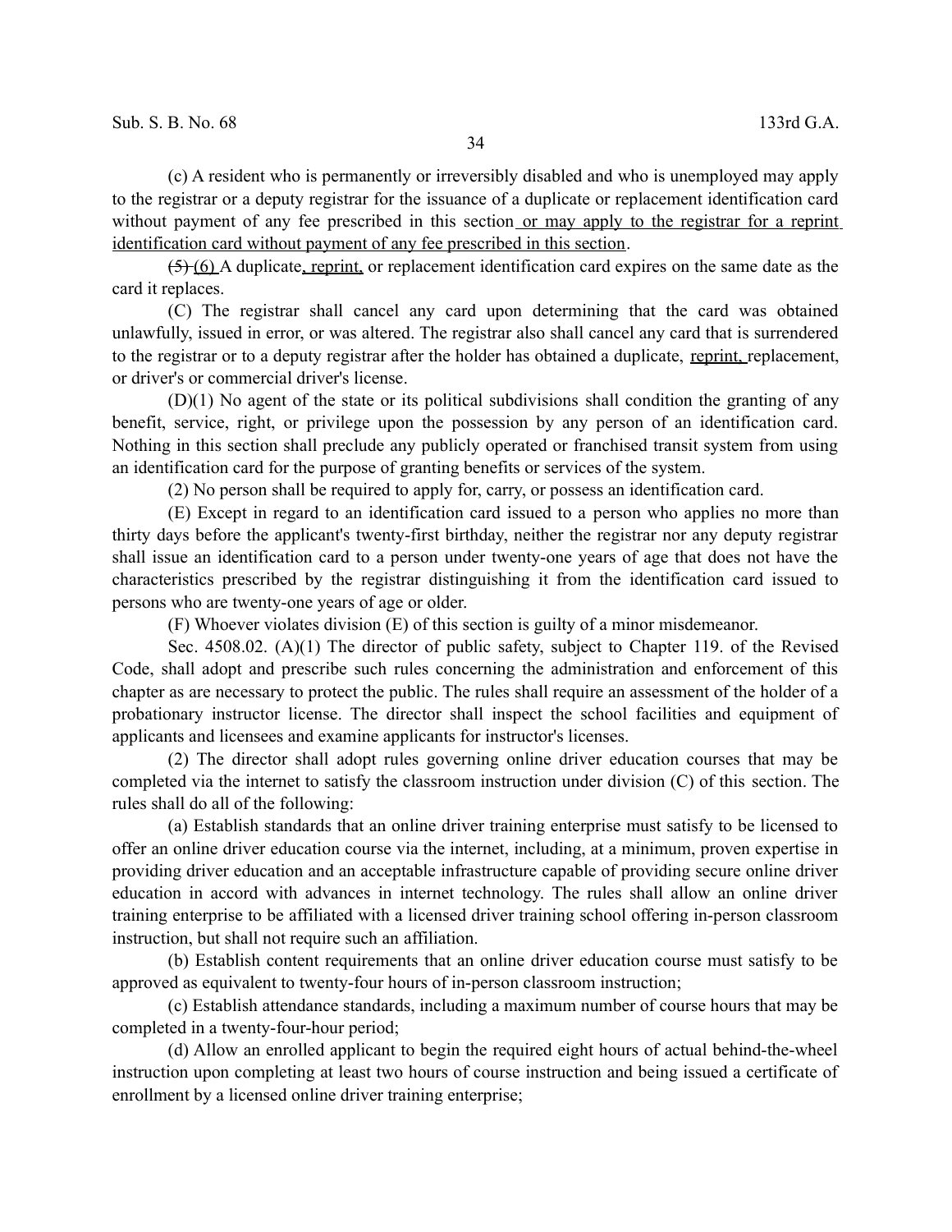(c) A resident who is permanently or irreversibly disabled and who is unemployed may apply to the registrar or a deputy registrar for the issuance of a duplicate or replacement identification card without payment of any fee prescribed in this section or may apply to the registrar for a reprint identification card without payment of any fee prescribed in this section.

~~(5)~~ (6) A duplicate, reprint, or replacement identification card expires on the same date as the card it replaces.

(C) The registrar shall cancel any card upon determining that the card was obtained unlawfully, issued in error, or was altered. The registrar also shall cancel any card that is surrendered to the registrar or to a deputy registrar after the holder has obtained a duplicate, reprint, replacement, or driver's or commercial driver's license.

(D)(1) No agent of the state or its political subdivisions shall condition the granting of any benefit, service, right, or privilege upon the possession by any person of an identification card. Nothing in this section shall preclude any publicly operated or franchised transit system from using an identification card for the purpose of granting benefits or services of the system.

(2) No person shall be required to apply for, carry, or possess an identification card.

(E) Except in regard to an identification card issued to a person who applies no more than thirty days before the applicant's twenty-first birthday, neither the registrar nor any deputy registrar shall issue an identification card to a person under twenty-one years of age that does not have the characteristics prescribed by the registrar distinguishing it from the identification card issued to persons who are twenty-one years of age or older.

(F) Whoever violates division (E) of this section is guilty of a minor misdemeanor.

Sec. 4508.02. (A)(1) The director of public safety, subject to Chapter 119. of the Revised Code, shall adopt and prescribe such rules concerning the administration and enforcement of this chapter as are necessary to protect the public. The rules shall require an assessment of the holder of a probationary instructor license. The director shall inspect the school facilities and equipment of applicants and licensees and examine applicants for instructor's licenses.

(2) The director shall adopt rules governing online driver education courses that may be completed via the internet to satisfy the classroom instruction under division (C) of this section. The rules shall do all of the following:

(a) Establish standards that an online driver training enterprise must satisfy to be licensed to offer an online driver education course via the internet, including, at a minimum, proven expertise in providing driver education and an acceptable infrastructure capable of providing secure online driver education in accord with advances in internet technology. The rules shall allow an online driver training enterprise to be affiliated with a licensed driver training school offering in-person classroom instruction, but shall not require such an affiliation.

(b) Establish content requirements that an online driver education course must satisfy to be approved as equivalent to twenty-four hours of in-person classroom instruction;

(c) Establish attendance standards, including a maximum number of course hours that may be completed in a twenty-four-hour period;

(d) Allow an enrolled applicant to begin the required eight hours of actual behind-the-wheel instruction upon completing at least two hours of course instruction and being issued a certificate of enrollment by a licensed online driver training enterprise;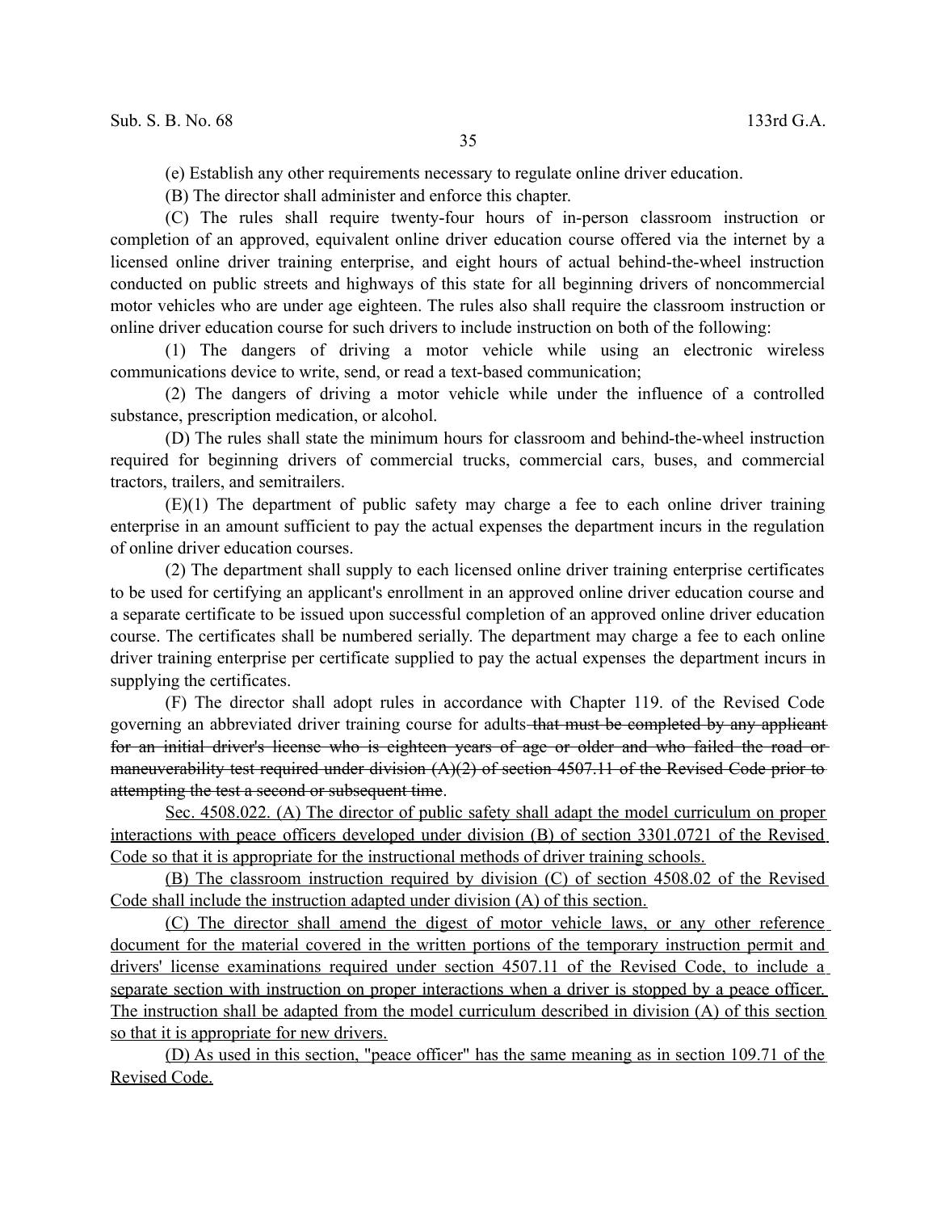(e) Establish any other requirements necessary to regulate online driver education.

(B) The director shall administer and enforce this chapter.

(C) The rules shall require twenty-four hours of in-person classroom instruction or completion of an approved, equivalent online driver education course offered via the internet by a licensed online driver training enterprise, and eight hours of actual behind-the-wheel instruction conducted on public streets and highways of this state for all beginning drivers of noncommercial motor vehicles who are under age eighteen. The rules also shall require the classroom instruction or online driver education course for such drivers to include instruction on both of the following:

(1) The dangers of driving a motor vehicle while using an electronic wireless communications device to write, send, or read a text-based communication;

(2) The dangers of driving a motor vehicle while under the influence of a controlled substance, prescription medication, or alcohol.

(D) The rules shall state the minimum hours for classroom and behind-the-wheel instruction required for beginning drivers of commercial trucks, commercial cars, buses, and commercial tractors, trailers, and semitrailers.

(E)(1) The department of public safety may charge a fee to each online driver training enterprise in an amount sufficient to pay the actual expenses the department incurs in the regulation of online driver education courses.

(2) The department shall supply to each licensed online driver training enterprise certificates to be used for certifying an applicant's enrollment in an approved online driver education course and a separate certificate to be issued upon successful completion of an approved online driver education course. The certificates shall be numbered serially. The department may charge a fee to each online driver training enterprise per certificate supplied to pay the actual expenses the department incurs in supplying the certificates.

(F) The director shall adopt rules in accordance with Chapter 119. of the Revised Code governing an abbreviated driver training course for adults ~~that must be completed by any applicant for an initial driver's license who is eighteen years of age or older and who failed the road or maneuverability test required under division (A)(2) of section 4507.11 of the Revised Code prior to attempting the test a second or subsequent time~~.

<u>Sec. 4508.022. (A) The director of public safety shall adapt the model curriculum on proper interactions with peace officers developed under division (B) of section 3301.0721 of the Revised Code so that it is appropriate for the instructional methods of driver training schools.</u>

<u>(B) The classroom instruction required by division (C) of section 4508.02 of the Revised Code shall include the instruction adapted under division (A) of this section.</u>

<u>(C) The director shall amend the digest of motor vehicle laws, or any other reference document for the material covered in the written portions of the temporary instruction permit and drivers' license examinations required under section 4507.11 of the Revised Code, to include a separate section with instruction on proper interactions when a driver is stopped by a peace officer. The instruction shall be adapted from the model curriculum described in division (A) of this section so that it is appropriate for new drivers.</u>

<u>(D) As used in this section, "peace officer" has the same meaning as in section 109.71 of the Revised Code.</u>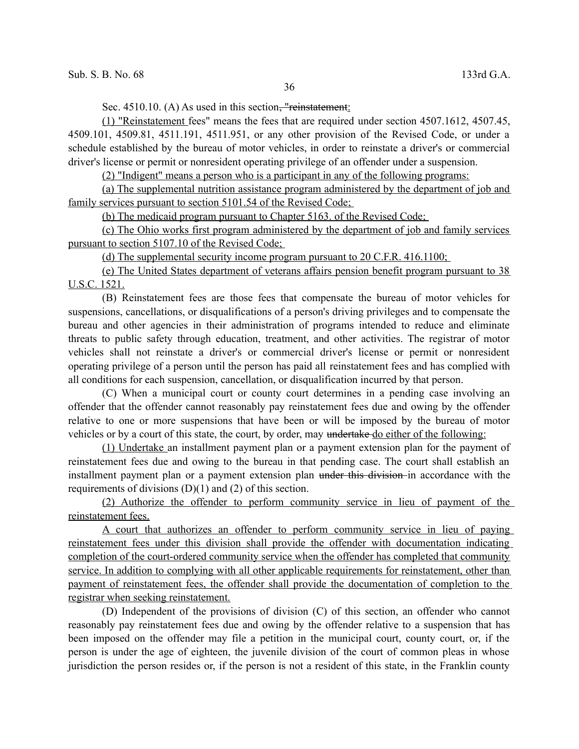Sec. 4510.10. (A) As used in this section~~, "reinstatement~~:

(1) "Reinstatement fees" means the fees that are required under section 4507.1612, 4507.45, 4509.101, 4509.81, 4511.191, 4511.951, or any other provision of the Revised Code, or under a schedule established by the bureau of motor vehicles, in order to reinstate a driver's or commercial driver's license or permit or nonresident operating privilege of an offender under a suspension.

(2) "Indigent" means a person who is a participant in any of the following programs:

(a) The supplemental nutrition assistance program administered by the department of job and family services pursuant to section 5101.54 of the Revised Code;

(b) The medicaid program pursuant to Chapter 5163. of the Revised Code;

(c) The Ohio works first program administered by the department of job and family services pursuant to section 5107.10 of the Revised Code;

(d) The supplemental security income program pursuant to 20 C.F.R. 416.1100;

(e) The United States department of veterans affairs pension benefit program pursuant to 38 U.S.C. 1521.

(B) Reinstatement fees are those fees that compensate the bureau of motor vehicles for suspensions, cancellations, or disqualifications of a person's driving privileges and to compensate the bureau and other agencies in their administration of programs intended to reduce and eliminate threats to public safety through education, treatment, and other activities. The registrar of motor vehicles shall not reinstate a driver's or commercial driver's license or permit or nonresident operating privilege of a person until the person has paid all reinstatement fees and has complied with all conditions for each suspension, cancellation, or disqualification incurred by that person.

(C) When a municipal court or county court determines in a pending case involving an offender that the offender cannot reasonably pay reinstatement fees due and owing by the offender relative to one or more suspensions that have been or will be imposed by the bureau of motor vehicles or by a court of this state, the court, by order, may ~~undertake~~ do either of the following:

(1) Undertake an installment payment plan or a payment extension plan for the payment of reinstatement fees due and owing to the bureau in that pending case. The court shall establish an installment payment plan or a payment extension plan ~~under this division~~ in accordance with the requirements of divisions (D)(1) and (2) of this section.

(2) Authorize the offender to perform community service in lieu of payment of the reinstatement fees.

A court that authorizes an offender to perform community service in lieu of paying reinstatement fees under this division shall provide the offender with documentation indicating completion of the court-ordered community service when the offender has completed that community service. In addition to complying with all other applicable requirements for reinstatement, other than payment of reinstatement fees, the offender shall provide the documentation of completion to the registrar when seeking reinstatement.

(D) Independent of the provisions of division (C) of this section, an offender who cannot reasonably pay reinstatement fees due and owing by the offender relative to a suspension that has been imposed on the offender may file a petition in the municipal court, county court, or, if the person is under the age of eighteen, the juvenile division of the court of common pleas in whose jurisdiction the person resides or, if the person is not a resident of this state, in the Franklin county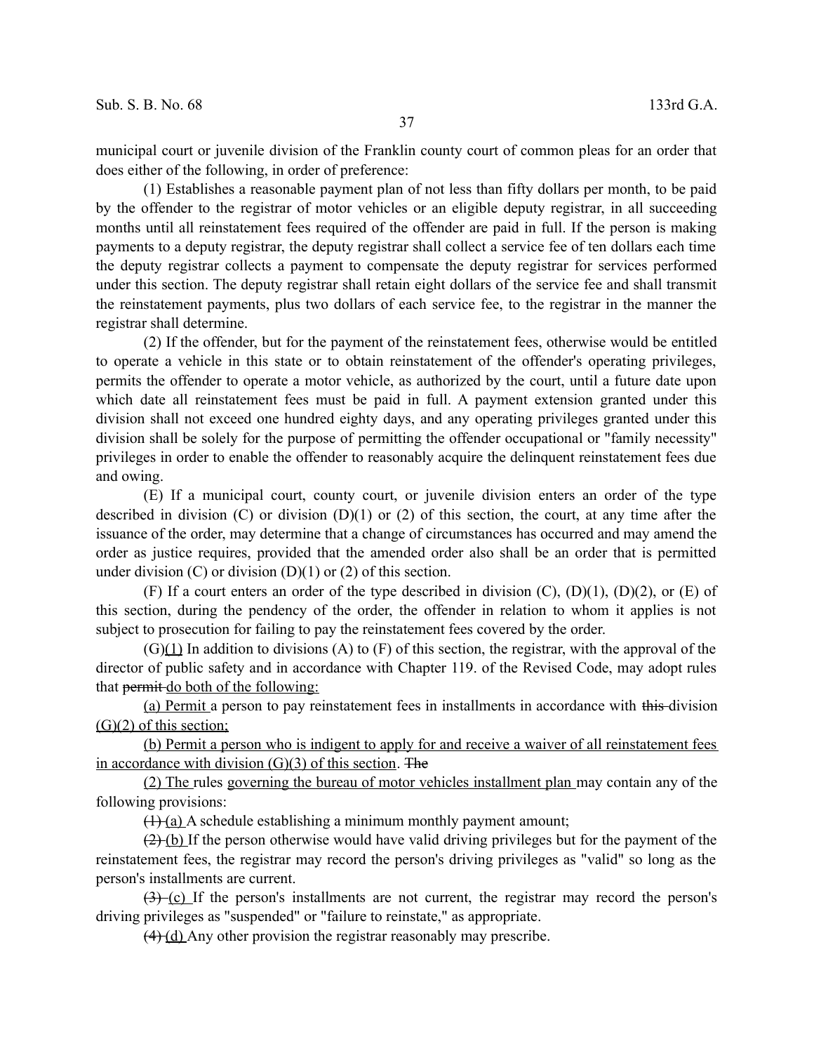municipal court or juvenile division of the Franklin county court of common pleas for an order that does either of the following, in order of preference:

(1) Establishes a reasonable payment plan of not less than fifty dollars per month, to be paid by the offender to the registrar of motor vehicles or an eligible deputy registrar, in all succeeding months until all reinstatement fees required of the offender are paid in full. If the person is making payments to a deputy registrar, the deputy registrar shall collect a service fee of ten dollars each time the deputy registrar collects a payment to compensate the deputy registrar for services performed under this section. The deputy registrar shall retain eight dollars of the service fee and shall transmit the reinstatement payments, plus two dollars of each service fee, to the registrar in the manner the registrar shall determine.

(2) If the offender, but for the payment of the reinstatement fees, otherwise would be entitled to operate a vehicle in this state or to obtain reinstatement of the offender's operating privileges, permits the offender to operate a motor vehicle, as authorized by the court, until a future date upon which date all reinstatement fees must be paid in full. A payment extension granted under this division shall not exceed one hundred eighty days, and any operating privileges granted under this division shall be solely for the purpose of permitting the offender occupational or "family necessity" privileges in order to enable the offender to reasonably acquire the delinquent reinstatement fees due and owing.

(E) If a municipal court, county court, or juvenile division enters an order of the type described in division (C) or division (D)(1) or (2) of this section, the court, at any time after the issuance of the order, may determine that a change of circumstances has occurred and may amend the order as justice requires, provided that the amended order also shall be an order that is permitted under division (C) or division (D)(1) or (2) of this section.

(F) If a court enters an order of the type described in division (C), (D)(1), (D)(2), or (E) of this section, during the pendency of the order, the offender in relation to whom it applies is not subject to prosecution for failing to pay the reinstatement fees covered by the order.

(G)<u>(1)</u> In addition to divisions (A) to (F) of this section, the registrar, with the approval of the director of public safety and in accordance with Chapter 119. of the Revised Code, may adopt rules that ~~permit~~ <u>do both of the following:</u>

<u>(a) Permit</u> a person to pay reinstatement fees in installments in accordance with ~~this~~ division <u>(G)(2) of this section;</u>

<u>(b) Permit a person who is indigent to apply for and receive a waiver of all reinstatement fees in accordance with division (G)(3) of this section</u>. ~~The~~

<u>(2) The</u> rules <u>governing the bureau of motor vehicles installment plan</u> may contain any of the following provisions:

~~(1)~~ <u>(a)</u> A schedule establishing a minimum monthly payment amount;

~~(2)~~ <u>(b)</u> If the person otherwise would have valid driving privileges but for the payment of the reinstatement fees, the registrar may record the person's driving privileges as "valid" so long as the person's installments are current.

~~(3)~~ <u>(c)</u> If the person's installments are not current, the registrar may record the person's driving privileges as "suspended" or "failure to reinstate," as appropriate.

~~(4)~~ <u>(d)</u> Any other provision the registrar reasonably may prescribe.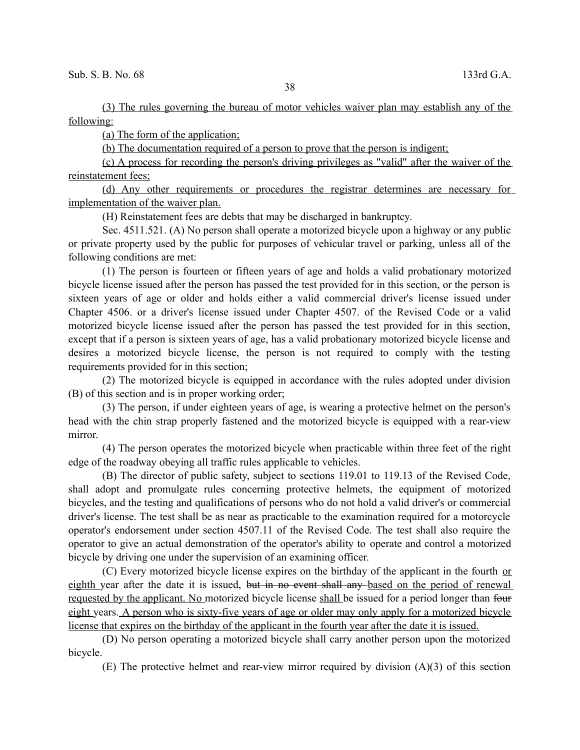(3) The rules governing the bureau of motor vehicles waiver plan may establish any of the following:

(a) The form of the application;

(b) The documentation required of a person to prove that the person is indigent;

(c) A process for recording the person's driving privileges as "valid" after the waiver of the reinstatement fees;

(d) Any other requirements or procedures the registrar determines are necessary for implementation of the waiver plan.

(H) Reinstatement fees are debts that may be discharged in bankruptcy.

Sec. 4511.521. (A) No person shall operate a motorized bicycle upon a highway or any public or private property used by the public for purposes of vehicular travel or parking, unless all of the following conditions are met:

(1) The person is fourteen or fifteen years of age and holds a valid probationary motorized bicycle license issued after the person has passed the test provided for in this section, or the person is sixteen years of age or older and holds either a valid commercial driver's license issued under Chapter 4506. or a driver's license issued under Chapter 4507. of the Revised Code or a valid motorized bicycle license issued after the person has passed the test provided for in this section, except that if a person is sixteen years of age, has a valid probationary motorized bicycle license and desires a motorized bicycle license, the person is not required to comply with the testing requirements provided for in this section;

(2) The motorized bicycle is equipped in accordance with the rules adopted under division (B) of this section and is in proper working order;

(3) The person, if under eighteen years of age, is wearing a protective helmet on the person's head with the chin strap properly fastened and the motorized bicycle is equipped with a rear-view mirror.

(4) The person operates the motorized bicycle when practicable within three feet of the right edge of the roadway obeying all traffic rules applicable to vehicles.

(B) The director of public safety, subject to sections 119.01 to 119.13 of the Revised Code, shall adopt and promulgate rules concerning protective helmets, the equipment of motorized bicycles, and the testing and qualifications of persons who do not hold a valid driver's or commercial driver's license. The test shall be as near as practicable to the examination required for a motorcycle operator's endorsement under section 4507.11 of the Revised Code. The test shall also require the operator to give an actual demonstration of the operator's ability to operate and control a motorized bicycle by driving one under the supervision of an examining officer.

(C) Every motorized bicycle license expires on the birthday of the applicant in the fourth or eighth year after the date it is issued, ~~but in no event shall any~~ based on the period of renewal requested by the applicant. No motorized bicycle license shall be issued for a period longer than ~~four~~ eight years. A person who is sixty-five years of age or older may only apply for a motorized bicycle license that expires on the birthday of the applicant in the fourth year after the date it is issued.

(D) No person operating a motorized bicycle shall carry another person upon the motorized bicycle.

(E) The protective helmet and rear-view mirror required by division (A)(3) of this section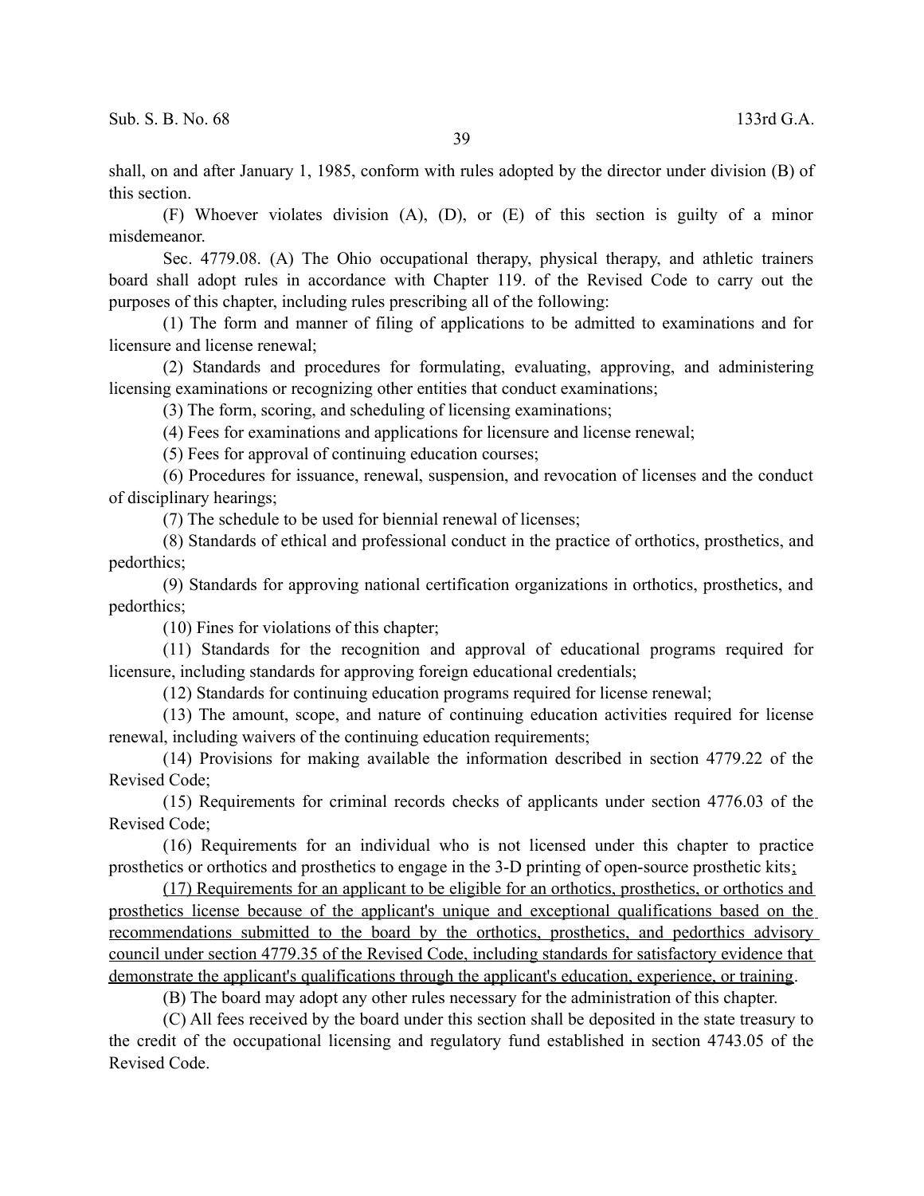shall, on and after January 1, 1985, conform with rules adopted by the director under division (B) of this section.

(F) Whoever violates division (A), (D), or (E) of this section is guilty of a minor misdemeanor.

Sec. 4779.08. (A) The Ohio occupational therapy, physical therapy, and athletic trainers board shall adopt rules in accordance with Chapter 119. of the Revised Code to carry out the purposes of this chapter, including rules prescribing all of the following:

(1) The form and manner of filing of applications to be admitted to examinations and for licensure and license renewal;

(2) Standards and procedures for formulating, evaluating, approving, and administering licensing examinations or recognizing other entities that conduct examinations;

(3) The form, scoring, and scheduling of licensing examinations;

(4) Fees for examinations and applications for licensure and license renewal;

(5) Fees for approval of continuing education courses;

(6) Procedures for issuance, renewal, suspension, and revocation of licenses and the conduct of disciplinary hearings;

(7) The schedule to be used for biennial renewal of licenses;

(8) Standards of ethical and professional conduct in the practice of orthotics, prosthetics, and pedorthics;

(9) Standards for approving national certification organizations in orthotics, prosthetics, and pedorthics;

(10) Fines for violations of this chapter;

(11) Standards for the recognition and approval of educational programs required for licensure, including standards for approving foreign educational credentials;

(12) Standards for continuing education programs required for license renewal;

(13) The amount, scope, and nature of continuing education activities required for license renewal, including waivers of the continuing education requirements;

(14) Provisions for making available the information described in section 4779.22 of the Revised Code;

(15) Requirements for criminal records checks of applicants under section 4776.03 of the Revised Code;

(16) Requirements for an individual who is not licensed under this chapter to practice prosthetics or orthotics and prosthetics to engage in the 3-D printing of open-source prosthetic kits<u>;</u>

<u>(17) Requirements for an applicant to be eligible for an orthotics, prosthetics, or orthotics and prosthetics license because of the applicant's unique and exceptional qualifications based on the recommendations submitted to the board by the orthotics, prosthetics, and pedorthics advisory council under section 4779.35 of the Revised Code, including standards for satisfactory evidence that demonstrate the applicant's qualifications through the applicant's education, experience, or training</u>.

(B) The board may adopt any other rules necessary for the administration of this chapter.

(C) All fees received by the board under this section shall be deposited in the state treasury to the credit of the occupational licensing and regulatory fund established in section 4743.05 of the Revised Code.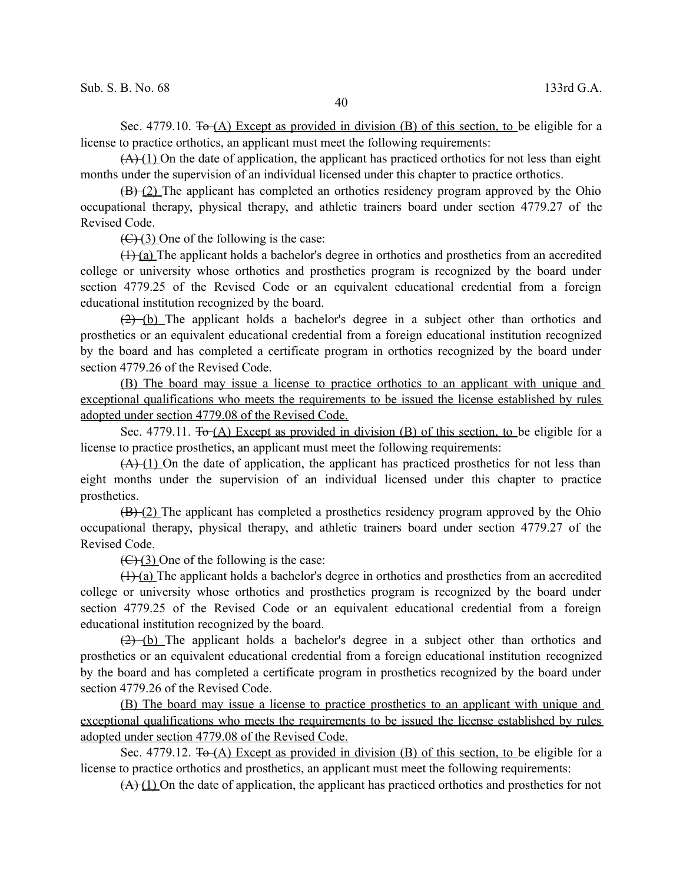Sec. 4779.10. ~~To~~ <u>(A) Except as provided in division (B) of this section, to</u> be eligible for a license to practice orthotics, an applicant must meet the following requirements:

~~(A)~~ <u>(1)</u> On the date of application, the applicant has practiced orthotics for not less than eight months under the supervision of an individual licensed under this chapter to practice orthotics.

~~(B)~~ <u>(2)</u> The applicant has completed an orthotics residency program approved by the Ohio occupational therapy, physical therapy, and athletic trainers board under section 4779.27 of the Revised Code.

~~(C)~~ <u>(3)</u> One of the following is the case:

~~(1)~~ <u>(a)</u> The applicant holds a bachelor's degree in orthotics and prosthetics from an accredited college or university whose orthotics and prosthetics program is recognized by the board under section 4779.25 of the Revised Code or an equivalent educational credential from a foreign educational institution recognized by the board.

~~(2)~~ <u>(b)</u> The applicant holds a bachelor's degree in a subject other than orthotics and prosthetics or an equivalent educational credential from a foreign educational institution recognized by the board and has completed a certificate program in orthotics recognized by the board under section 4779.26 of the Revised Code.

<u>(B) The board may issue a license to practice orthotics to an applicant with unique and exceptional qualifications who meets the requirements to be issued the license established by rules adopted under section 4779.08 of the Revised Code.</u>

Sec. 4779.11. ~~To~~ <u>(A) Except as provided in division (B) of this section, to</u> be eligible for a license to practice prosthetics, an applicant must meet the following requirements:

~~(A)~~ <u>(1)</u> On the date of application, the applicant has practiced prosthetics for not less than eight months under the supervision of an individual licensed under this chapter to practice prosthetics.

~~(B)~~ <u>(2)</u> The applicant has completed a prosthetics residency program approved by the Ohio occupational therapy, physical therapy, and athletic trainers board under section 4779.27 of the Revised Code.

~~(C)~~ <u>(3)</u> One of the following is the case:

~~(1)~~ <u>(a)</u> The applicant holds a bachelor's degree in orthotics and prosthetics from an accredited college or university whose orthotics and prosthetics program is recognized by the board under section 4779.25 of the Revised Code or an equivalent educational credential from a foreign educational institution recognized by the board.

~~(2)~~ <u>(b)</u> The applicant holds a bachelor's degree in a subject other than orthotics and prosthetics or an equivalent educational credential from a foreign educational institution recognized by the board and has completed a certificate program in prosthetics recognized by the board under section 4779.26 of the Revised Code.

<u>(B) The board may issue a license to practice prosthetics to an applicant with unique and exceptional qualifications who meets the requirements to be issued the license established by rules adopted under section 4779.08 of the Revised Code.</u>

Sec. 4779.12. ~~To~~ <u>(A) Except as provided in division (B) of this section, to</u> be eligible for a license to practice orthotics and prosthetics, an applicant must meet the following requirements:

~~(A)~~ <u>(1)</u> On the date of application, the applicant has practiced orthotics and prosthetics for not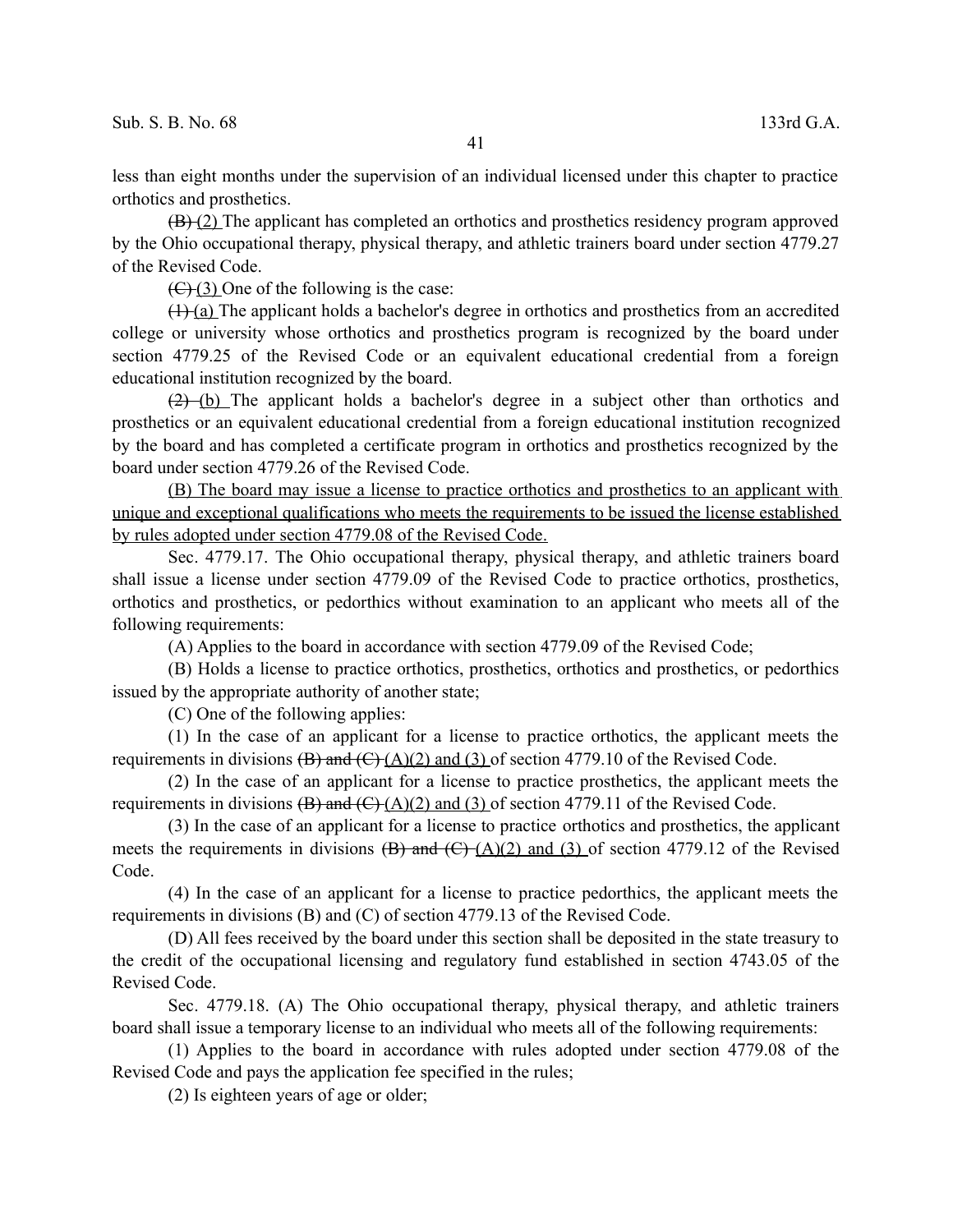less than eight months under the supervision of an individual licensed under this chapter to practice orthotics and prosthetics.

~~(B)~~ (2) The applicant has completed an orthotics and prosthetics residency program approved by the Ohio occupational therapy, physical therapy, and athletic trainers board under section 4779.27 of the Revised Code.

~~(C)~~ (3) One of the following is the case:

~~(1)~~ (a) The applicant holds a bachelor's degree in orthotics and prosthetics from an accredited college or university whose orthotics and prosthetics program is recognized by the board under section 4779.25 of the Revised Code or an equivalent educational credential from a foreign educational institution recognized by the board.

~~(2)~~ (b) The applicant holds a bachelor's degree in a subject other than orthotics and prosthetics or an equivalent educational credential from a foreign educational institution recognized by the board and has completed a certificate program in orthotics and prosthetics recognized by the board under section 4779.26 of the Revised Code.

<u>(B) The board may issue a license to practice orthotics and prosthetics to an applicant with unique and exceptional qualifications who meets the requirements to be issued the license established by rules adopted under section 4779.08 of the Revised Code.</u>

Sec. 4779.17. The Ohio occupational therapy, physical therapy, and athletic trainers board shall issue a license under section 4779.09 of the Revised Code to practice orthotics, prosthetics, orthotics and prosthetics, or pedorthics without examination to an applicant who meets all of the following requirements:

(A) Applies to the board in accordance with section 4779.09 of the Revised Code;

(B) Holds a license to practice orthotics, prosthetics, orthotics and prosthetics, or pedorthics issued by the appropriate authority of another state;

(C) One of the following applies:

(1) In the case of an applicant for a license to practice orthotics, the applicant meets the requirements in divisions ~~(B) and (C)~~ (A)(2) and (3) of section 4779.10 of the Revised Code.

(2) In the case of an applicant for a license to practice prosthetics, the applicant meets the requirements in divisions ~~(B) and (C)~~ (A)(2) and (3) of section 4779.11 of the Revised Code.

(3) In the case of an applicant for a license to practice orthotics and prosthetics, the applicant meets the requirements in divisions ~~(B) and (C)~~ (A)(2) and (3) of section 4779.12 of the Revised Code.

(4) In the case of an applicant for a license to practice pedorthics, the applicant meets the requirements in divisions (B) and (C) of section 4779.13 of the Revised Code.

(D) All fees received by the board under this section shall be deposited in the state treasury to the credit of the occupational licensing and regulatory fund established in section 4743.05 of the Revised Code.

Sec. 4779.18. (A) The Ohio occupational therapy, physical therapy, and athletic trainers board shall issue a temporary license to an individual who meets all of the following requirements:

(1) Applies to the board in accordance with rules adopted under section 4779.08 of the Revised Code and pays the application fee specified in the rules;

(2) Is eighteen years of age or older;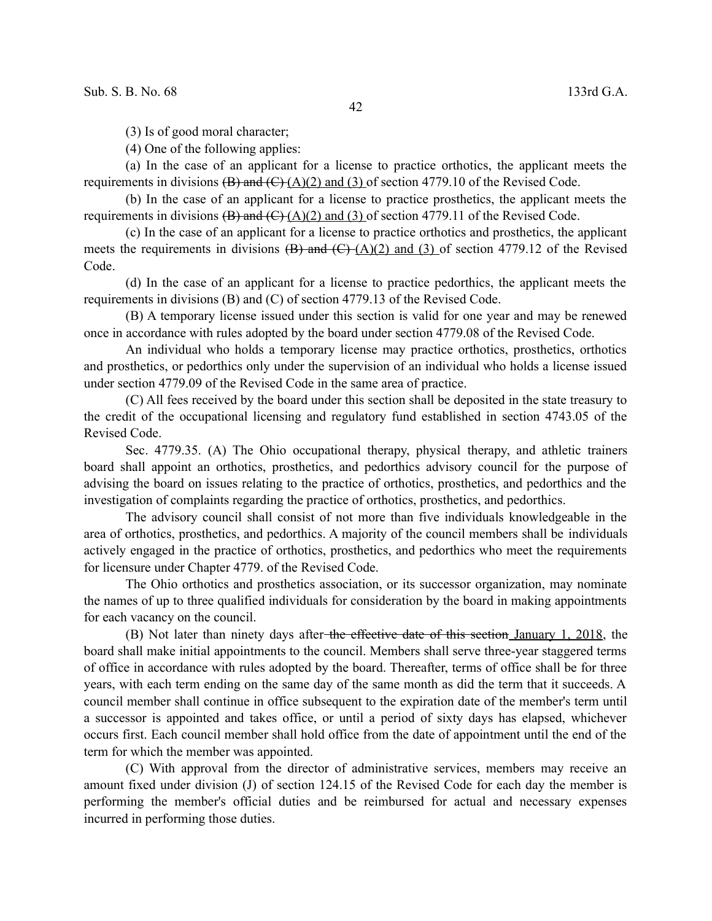(3) Is of good moral character;

(4) One of the following applies:

(a) In the case of an applicant for a license to practice orthotics, the applicant meets the requirements in divisions ~~(B) and (C)~~ <u>(A)(2) and (3)</u> of section 4779.10 of the Revised Code.

(b) In the case of an applicant for a license to practice prosthetics, the applicant meets the requirements in divisions ~~(B) and (C)~~ <u>(A)(2) and (3)</u> of section 4779.11 of the Revised Code.

(c) In the case of an applicant for a license to practice orthotics and prosthetics, the applicant meets the requirements in divisions ~~(B) and (C)~~ <u>(A)(2) and (3)</u> of section 4779.12 of the Revised Code.

(d) In the case of an applicant for a license to practice pedorthics, the applicant meets the requirements in divisions (B) and (C) of section 4779.13 of the Revised Code.

(B) A temporary license issued under this section is valid for one year and may be renewed once in accordance with rules adopted by the board under section 4779.08 of the Revised Code.

An individual who holds a temporary license may practice orthotics, prosthetics, orthotics and prosthetics, or pedorthics only under the supervision of an individual who holds a license issued under section 4779.09 of the Revised Code in the same area of practice.

(C) All fees received by the board under this section shall be deposited in the state treasury to the credit of the occupational licensing and regulatory fund established in section 4743.05 of the Revised Code.

Sec. 4779.35. (A) The Ohio occupational therapy, physical therapy, and athletic trainers board shall appoint an orthotics, prosthetics, and pedorthics advisory council for the purpose of advising the board on issues relating to the practice of orthotics, prosthetics, and pedorthics and the investigation of complaints regarding the practice of orthotics, prosthetics, and pedorthics.

The advisory council shall consist of not more than five individuals knowledgeable in the area of orthotics, prosthetics, and pedorthics. A majority of the council members shall be individuals actively engaged in the practice of orthotics, prosthetics, and pedorthics who meet the requirements for licensure under Chapter 4779. of the Revised Code.

The Ohio orthotics and prosthetics association, or its successor organization, may nominate the names of up to three qualified individuals for consideration by the board in making appointments for each vacancy on the council.

(B) Not later than ninety days after ~~the effective date of this section~~ <u>January 1, 2018</u>, the board shall make initial appointments to the council. Members shall serve three-year staggered terms of office in accordance with rules adopted by the board. Thereafter, terms of office shall be for three years, with each term ending on the same day of the same month as did the term that it succeeds. A council member shall continue in office subsequent to the expiration date of the member's term until a successor is appointed and takes office, or until a period of sixty days has elapsed, whichever occurs first. Each council member shall hold office from the date of appointment until the end of the term for which the member was appointed.

(C) With approval from the director of administrative services, members may receive an amount fixed under division (J) of section 124.15 of the Revised Code for each day the member is performing the member's official duties and be reimbursed for actual and necessary expenses incurred in performing those duties.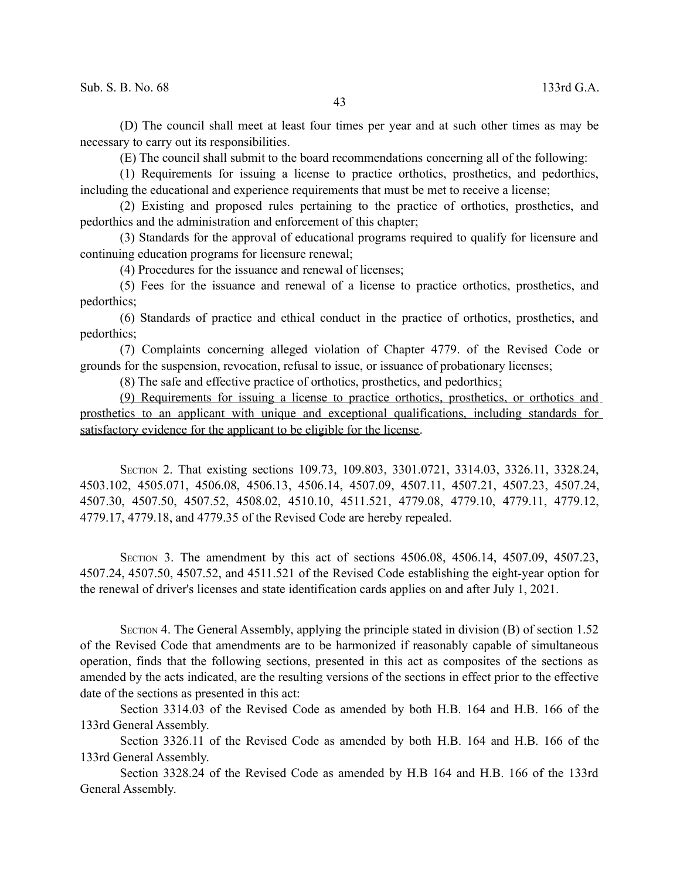(D) The council shall meet at least four times per year and at such other times as may be necessary to carry out its responsibilities.

(E) The council shall submit to the board recommendations concerning all of the following:

(1) Requirements for issuing a license to practice orthotics, prosthetics, and pedorthics, including the educational and experience requirements that must be met to receive a license;

(2) Existing and proposed rules pertaining to the practice of orthotics, prosthetics, and pedorthics and the administration and enforcement of this chapter;

(3) Standards for the approval of educational programs required to qualify for licensure and continuing education programs for licensure renewal;

(4) Procedures for the issuance and renewal of licenses;

(5) Fees for the issuance and renewal of a license to practice orthotics, prosthetics, and pedorthics;

(6) Standards of practice and ethical conduct in the practice of orthotics, prosthetics, and pedorthics;

(7) Complaints concerning alleged violation of Chapter 4779. of the Revised Code or grounds for the suspension, revocation, refusal to issue, or issuance of probationary licenses;

(8) The safe and effective practice of orthotics, prosthetics, and pedorthics<u>;</u>

<u>(9) Requirements for issuing a license to practice orthotics, prosthetics, or orthotics and prosthetics to an applicant with unique and exceptional qualifications, including standards for satisfactory evidence for the applicant to be eligible for the license</u>.

SECTION 2. That existing sections 109.73, 109.803, 3301.0721, 3314.03, 3326.11, 3328.24, 4503.102, 4505.071, 4506.08, 4506.13, 4506.14, 4507.09, 4507.11, 4507.21, 4507.23, 4507.24, 4507.30, 4507.50, 4507.52, 4508.02, 4510.10, 4511.521, 4779.08, 4779.10, 4779.11, 4779.12, 4779.17, 4779.18, and 4779.35 of the Revised Code are hereby repealed.

SECTION 3. The amendment by this act of sections 4506.08, 4506.14, 4507.09, 4507.23, 4507.24, 4507.50, 4507.52, and 4511.521 of the Revised Code establishing the eight-year option for the renewal of driver's licenses and state identification cards applies on and after July 1, 2021.

SECTION 4. The General Assembly, applying the principle stated in division (B) of section 1.52 of the Revised Code that amendments are to be harmonized if reasonably capable of simultaneous operation, finds that the following sections, presented in this act as composites of the sections as amended by the acts indicated, are the resulting versions of the sections in effect prior to the effective date of the sections as presented in this act:

Section 3314.03 of the Revised Code as amended by both H.B. 164 and H.B. 166 of the 133rd General Assembly.

Section 3326.11 of the Revised Code as amended by both H.B. 164 and H.B. 166 of the 133rd General Assembly.

Section 3328.24 of the Revised Code as amended by H.B 164 and H.B. 166 of the 133rd General Assembly.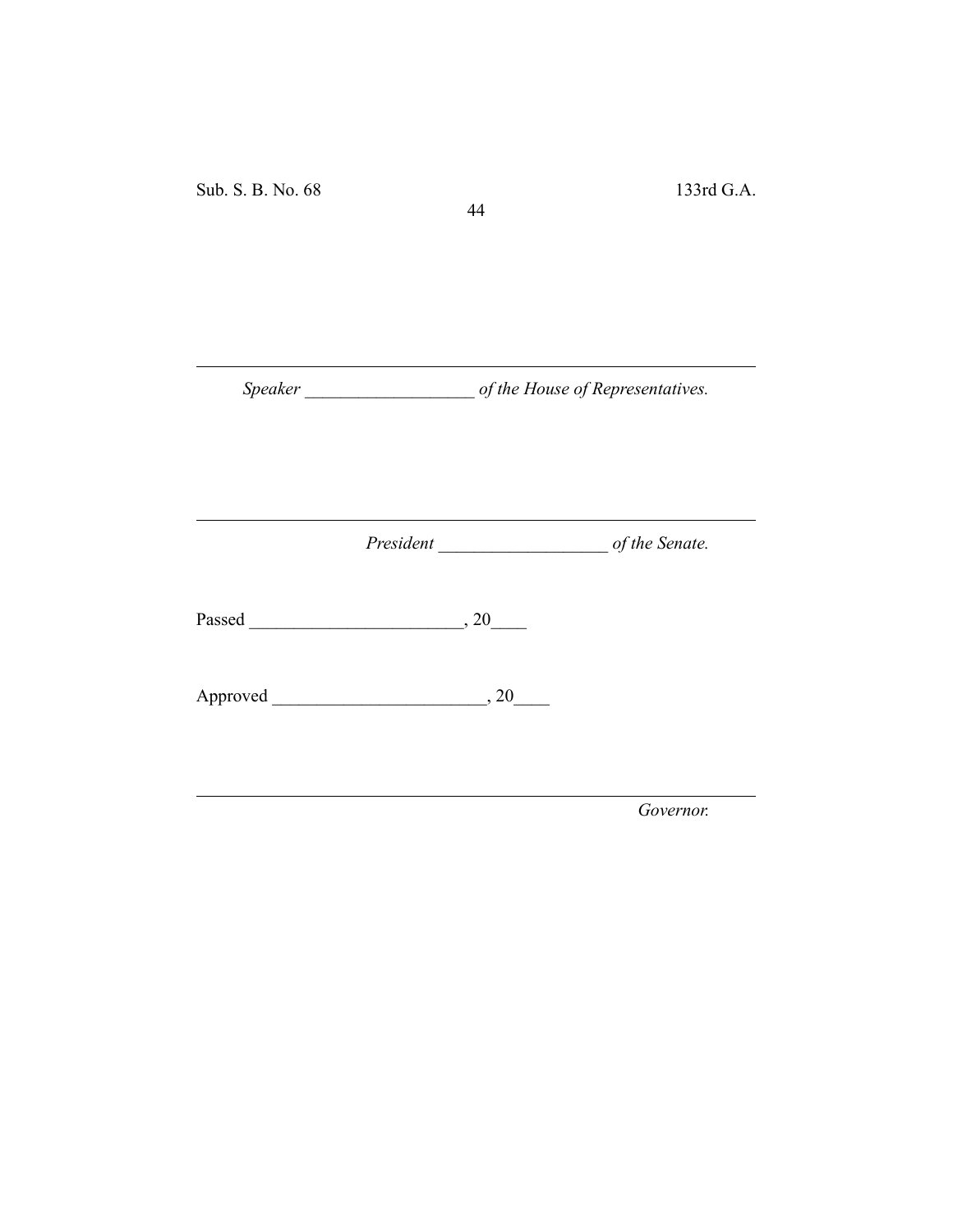---

*Speaker* ___________________ *of the House of Representatives.*

---

*President* ___________________ *of the Senate.*

Passed ________________________, 20____

Approved ________________________, 20____

---

*Governor.*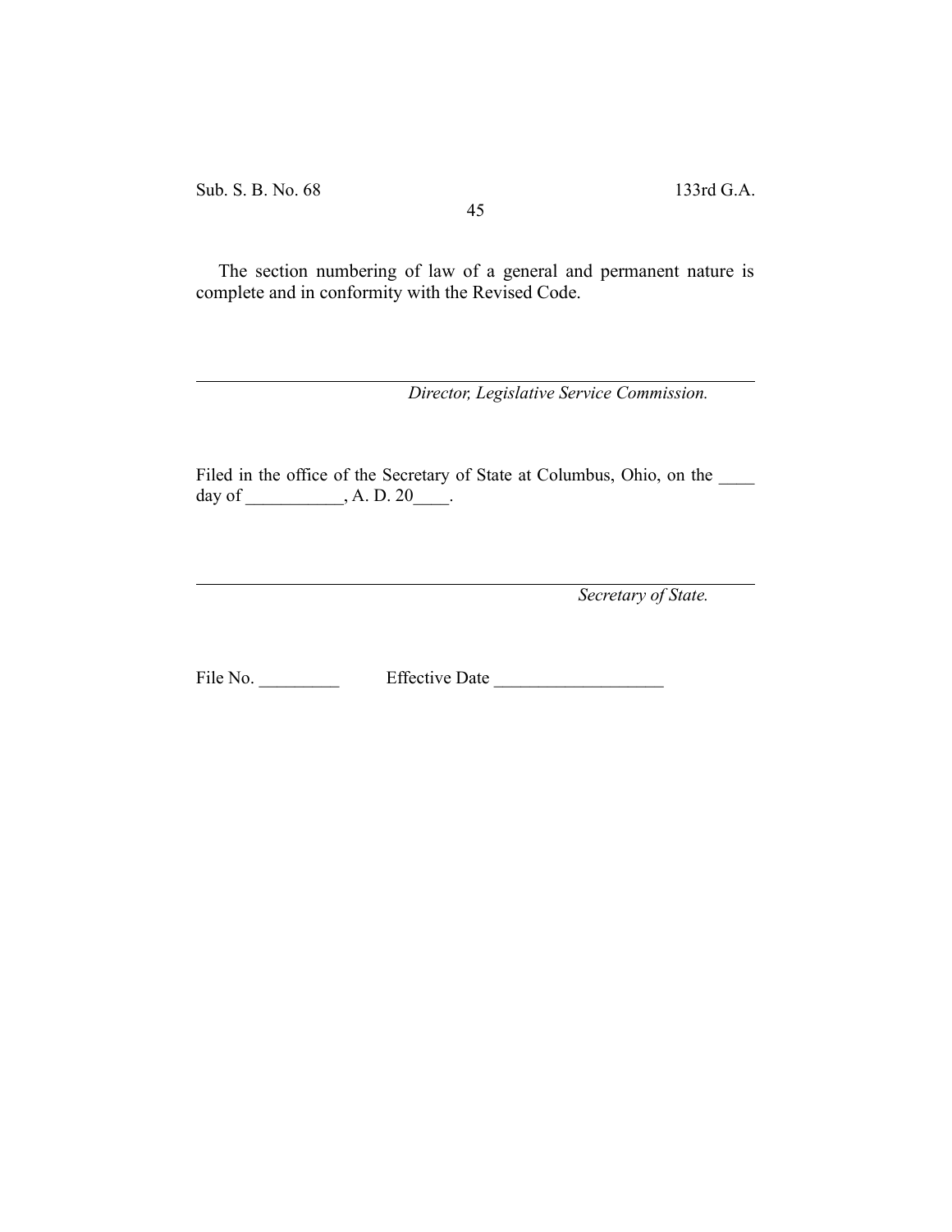The section numbering of law of a general and permanent nature is complete and in conformity with the Revised Code.

______________________________________________________________

*Director, Legislative Service Commission.*

Filed in the office of the Secretary of State at Columbus, Ohio, on the ____ day of ___________, A. D. 20____.

______________________________________________________________

*Secretary of State.*

File No. _________ Effective Date ___________________